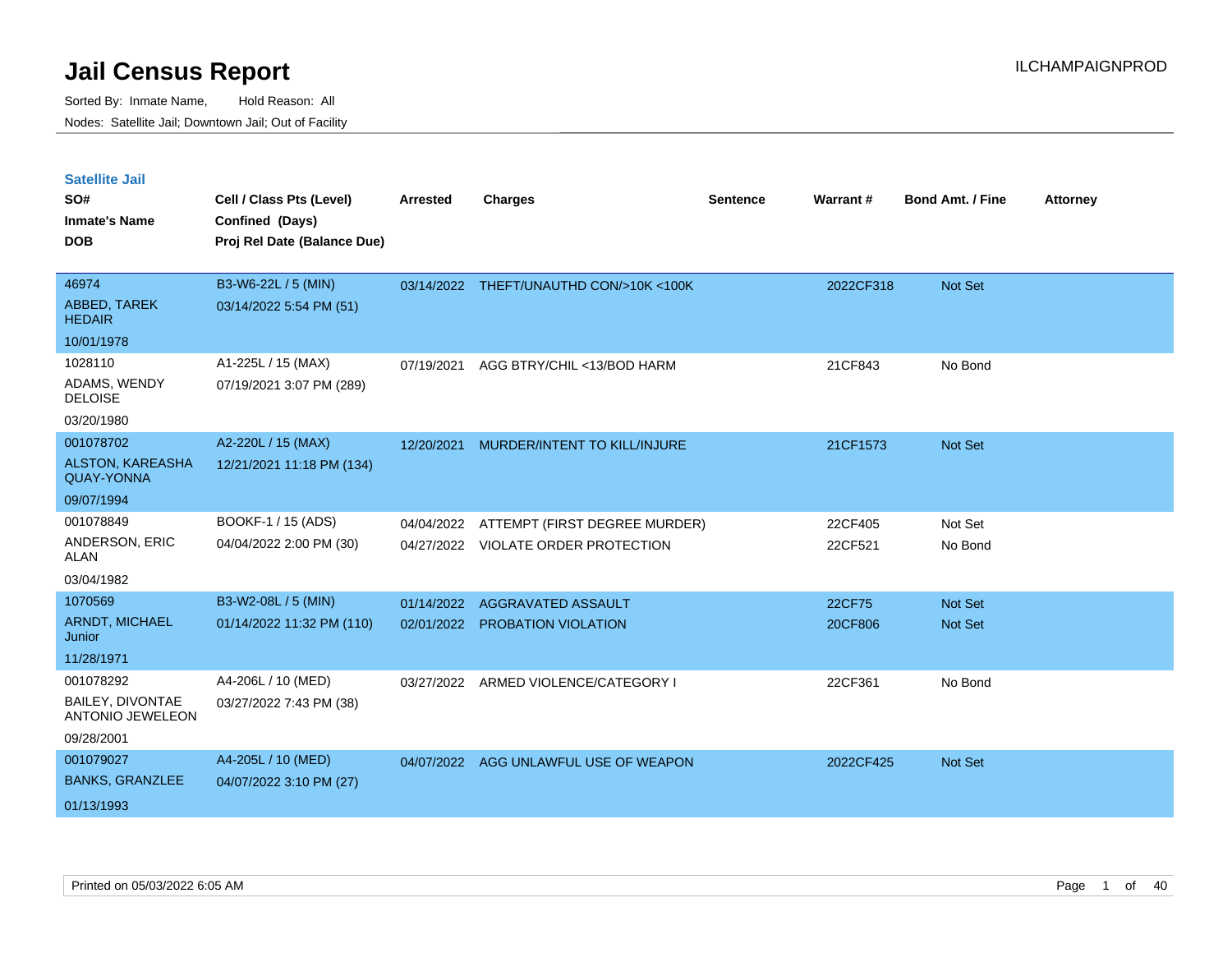# Jail Census Report

ILCHAMPAIGNPROD

Sorted By: Inmate Name, Hold Reason: All

Nodes: Satellite Jail; Downtown Jail; Out of Facility

## Satellite Jail

| SO#<br>Inmate's Name<br>DOB | Cell / Class Pts (Level)<br>Confined (Days)<br>Proj Rel Date (Balance Due) | Arrested | Charges | Sentence | Warrant # | Bond Amt. / Fine | Attorney |
|---|---|---|---|---|---|---|---|
| 46974<br>ABBED, TAREK HEDAIR<br>10/01/1978 | B3-W6-22L / 5 (MIN)<br>03/14/2022 5:54 PM (51) | 03/14/2022 | THEFT/UNAUTHD CON/>10K <100K | | 2022CF318 | Not Set | |
| 1028110<br>ADAMS, WENDY DELOISE<br>03/20/1980 | A1-225L / 15 (MAX)<br>07/19/2021 3:07 PM (289) | 07/19/2021 | AGG BTRY/CHIL <13/BOD HARM | | 21CF843 | No Bond | |
| 001078702<br>ALSTON, KAREASHA QUAY-YONNA<br>09/07/1994 | A2-220L / 15 (MAX)<br>12/21/2021 11:18 PM (134) | 12/20/2021 | MURDER/INTENT TO KILL/INJURE | | 21CF1573 | Not Set | |
| 001078849<br>ANDERSON, ERIC ALAN<br>03/04/1982 | BOOKF-1 / 15 (ADS)<br>04/04/2022 2:00 PM (30) | 04/04/2022<br>04/27/2022 | ATTEMPT (FIRST DEGREE MURDER)<br>VIOLATE ORDER PROTECTION | | 22CF405<br>22CF521 | Not Set<br>No Bond | |
| 1070569<br>ARNDT, MICHAEL Junior<br>11/28/1971 | B3-W2-08L / 5 (MIN)<br>01/14/2022 11:32 PM (110) | 01/14/2022<br>02/01/2022 | AGGRAVATED ASSAULT<br>PROBATION VIOLATION | | 22CF75<br>20CF806 | Not Set<br>Not Set | |
| 001078292<br>BAILEY, DIVONTAE ANTONIO JEWELEON<br>09/28/2001 | A4-206L / 10 (MED)<br>03/27/2022 7:43 PM (38) | 03/27/2022 | ARMED VIOLENCE/CATEGORY I | | 22CF361 | No Bond | |
| 001079027<br>BANKS, GRANZLEE<br>01/13/1993 | A4-205L / 10 (MED)<br>04/07/2022 3:10 PM (27) | 04/07/2022 | AGG UNLAWFUL USE OF WEAPON | | 2022CF425 | Not Set | |

Printed on 05/03/2022 6:05 AM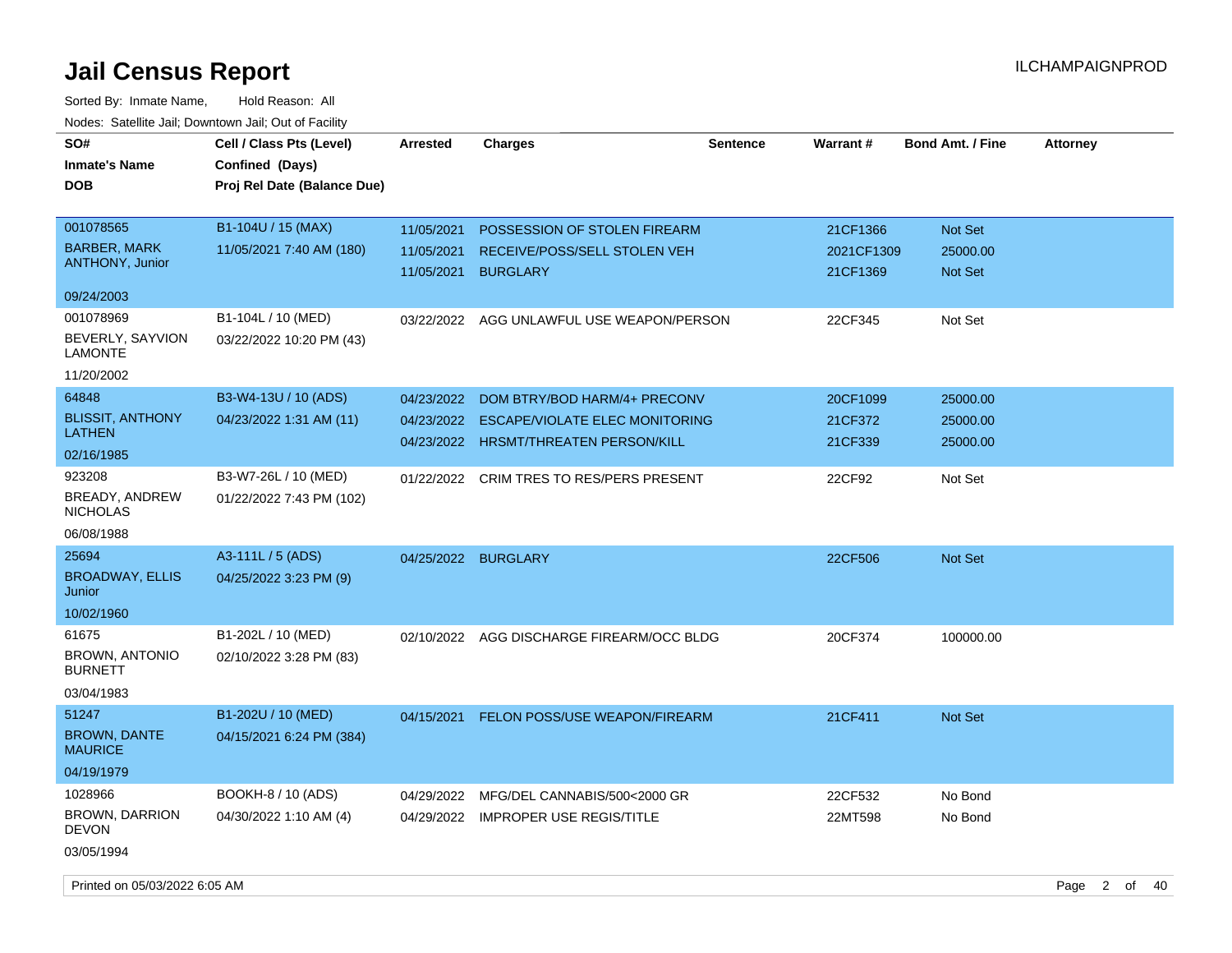# Jail Census Report

Sorted By: Inmate Name, Hold Reason: All

Nodes: Satellite Jail; Downtown Jail; Out of Facility

| SO# / Inmate's Name / DOB | Cell / Class Pts (Level) / Confined (Days) / Proj Rel Date (Balance Due) | Arrested | Charges | Sentence | Warrant # | Bond Amt. / Fine | Attorney |
|---|---|---|---|---|---|---|---|
| 001078565<br>BARBER, MARK ANTHONY, Junior<br>09/24/2003 | B1-104U / 15 (MAX)<br>11/05/2021 7:40 AM (180) | 11/05/2021<br>11/05/2021<br>11/05/2021 | POSSESSION OF STOLEN FIREARM<br>RECEIVE/POSS/SELL STOLEN VEH<br>BURGLARY | | 21CF1366<br>2021CF1309<br>21CF1369 | Not Set<br>25000.00<br>Not Set | |
| 001078969<br>BEVERLY, SAYVION LAMONTE<br>11/20/2002 | B1-104L / 10 (MED)<br>03/22/2022 10:20 PM (43) | 03/22/2022 | AGG UNLAWFUL USE WEAPON/PERSON | | 22CF345 | Not Set | |
| 64848<br>BLISSIT, ANTHONY LATHEN<br>02/16/1985 | B3-W4-13U / 10 (ADS)<br>04/23/2022 1:31 AM (11) | 04/23/2022<br>04/23/2022<br>04/23/2022 | DOM BTRY/BOD HARM/4+ PRECONV<br>ESCAPE/VIOLATE ELEC MONITORING<br>HRSMT/THREATEN PERSON/KILL | | 20CF1099<br>21CF372<br>21CF339 | 25000.00<br>25000.00<br>25000.00 | |
| 923208<br>BREADY, ANDREW NICHOLAS<br>06/08/1988 | B3-W7-26L / 10 (MED)<br>01/22/2022 7:43 PM (102) | 01/22/2022 | CRIM TRES TO RES/PERS PRESENT | | 22CF92 | Not Set | |
| 25694<br>BROADWAY, ELLIS Junior<br>10/02/1960 | A3-111L / 5 (ADS)<br>04/25/2022 3:23 PM (9) | 04/25/2022 | BURGLARY | | 22CF506 | Not Set | |
| 61675<br>BROWN, ANTONIO BURNETT<br>03/04/1983 | B1-202L / 10 (MED)<br>02/10/2022 3:28 PM (83) | 02/10/2022 | AGG DISCHARGE FIREARM/OCC BLDG | | 20CF374 | 100000.00 | |
| 51247<br>BROWN, DANTE MAURICE<br>04/19/1979 | B1-202U / 10 (MED)<br>04/15/2021 6:24 PM (384) | 04/15/2021 | FELON POSS/USE WEAPON/FIREARM | | 21CF411 | Not Set | |
| 1028966<br>BROWN, DARRION DEVON<br>03/05/1994 | BOOKH-8 / 10 (ADS)<br>04/30/2022 1:10 AM (4) | 04/29/2022<br>04/29/2022 | MFG/DEL CANNABIS/500<2000 GR<br>IMPROPER USE REGIS/TITLE | | 22CF532<br>22MT598 | No Bond<br>No Bond | |

Printed on 05/03/2022 6:05 AM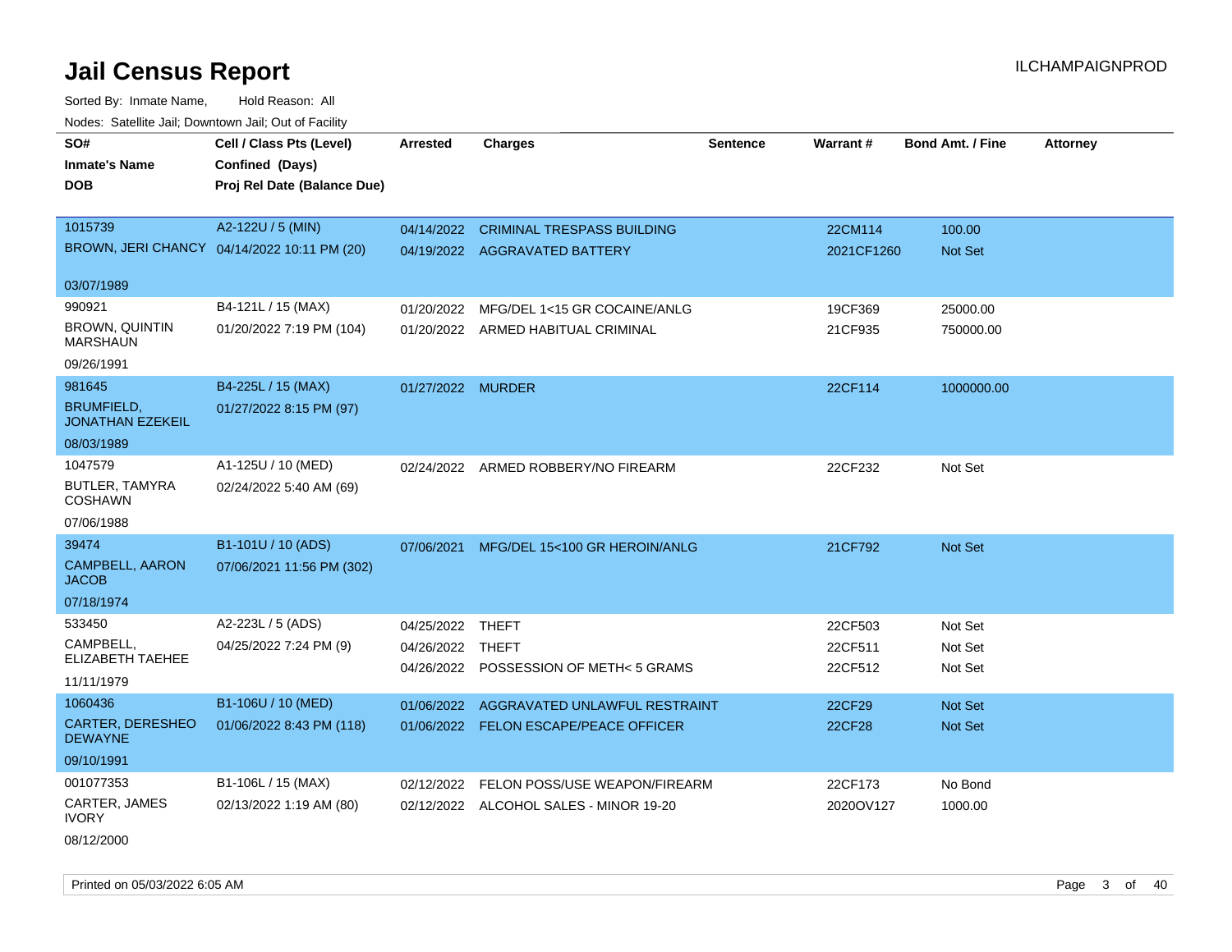# Jail Census Report

ILCHAMPAIGNPROD

Sorted By: Inmate Name, Hold Reason: All

Nodes: Satellite Jail; Downtown Jail; Out of Facility

| SO# / Inmate's Name / DOB | Cell / Class Pts (Level) / Confined (Days) / Proj Rel Date (Balance Due) | Arrested | Charges | Sentence | Warrant # | Bond Amt. / Fine | Attorney |
|---|---|---|---|---|---|---|---|
| 1015739<br>BROWN, JERI CHANCY<br>03/07/1989 | A2-122U / 5 (MIN)<br>04/14/2022 10:11 PM (20) | 04/14/2022<br>04/19/2022 | CRIMINAL TRESPASS BUILDING<br>AGGRAVATED BATTERY | | 22CM114<br>2021CF1260 | 100.00<br>Not Set | |
| 990921<br>BROWN, QUINTIN MARSHAUN<br>09/26/1991 | B4-121L / 15 (MAX)<br>01/20/2022 7:19 PM (104) | 01/20/2022<br>01/20/2022 | MFG/DEL 1<15 GR COCAINE/ANLG<br>ARMED HABITUAL CRIMINAL | | 19CF369<br>21CF935 | 25000.00<br>750000.00 | |
| 981645<br>BRUMFIELD, JONATHAN EZEKEIL<br>08/03/1989 | B4-225L / 15 (MAX)<br>01/27/2022 8:15 PM (97) | 01/27/2022 | MURDER | | 22CF114 | 1000000.00 | |
| 1047579<br>BUTLER, TAMYRA COSHAWN<br>07/06/1988 | A1-125U / 10 (MED)<br>02/24/2022 5:40 AM (69) | 02/24/2022 | ARMED ROBBERY/NO FIREARM | | 22CF232 | Not Set | |
| 39474<br>CAMPBELL, AARON JACOB<br>07/18/1974 | B1-101U / 10 (ADS)<br>07/06/2021 11:56 PM (302) | 07/06/2021 | MFG/DEL 15<100 GR HEROIN/ANLG | | 21CF792 | Not Set | |
| 533450<br>CAMPBELL, ELIZABETH TAEHEE<br>11/11/1979 | A2-223L / 5 (ADS)<br>04/25/2022 7:24 PM (9) | 04/25/2022<br>04/26/2022<br>04/26/2022 | THEFT<br>THEFT<br>POSSESSION OF METH< 5 GRAMS | | 22CF503<br>22CF511<br>22CF512 | Not Set<br>Not Set<br>Not Set | |
| 1060436<br>CARTER, DERESHEO DEWAYNE<br>09/10/1991 | B1-106U / 10 (MED)<br>01/06/2022 8:43 PM (118) | 01/06/2022<br>01/06/2022 | AGGRAVATED UNLAWFUL RESTRAINT<br>FELON ESCAPE/PEACE OFFICER | | 22CF29<br>22CF28 | Not Set<br>Not Set | |
| 001077353<br>CARTER, JAMES IVORY<br>08/12/2000 | B1-106L / 15 (MAX)<br>02/13/2022 1:19 AM (80) | 02/12/2022<br>02/12/2022 | FELON POSS/USE WEAPON/FIREARM<br>ALCOHOL SALES - MINOR 19-20 | | 22CF173<br>2020OV127 | No Bond<br>1000.00 | |

Printed on 05/03/2022 6:05 AM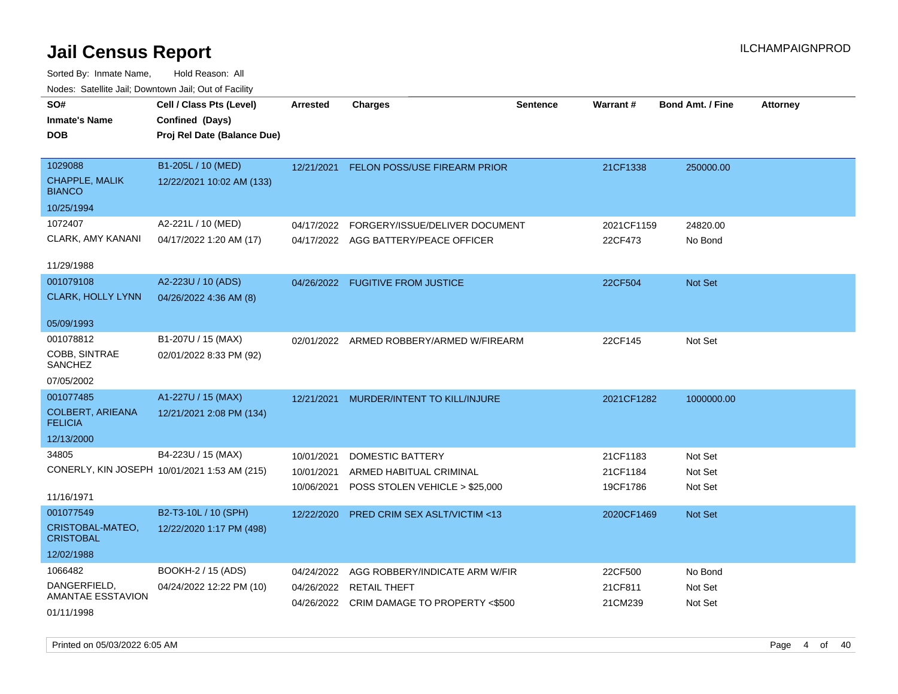# Jail Census Report

ILCHAMPAIGNPROD

Sorted By: Inmate Name, Hold Reason: All

Nodes: Satellite Jail; Downtown Jail; Out of Facility

| SO# / Inmate's Name / DOB | Cell / Class Pts (Level) / Confined (Days) / Proj Rel Date (Balance Due) | Arrested | Charges | Sentence | Warrant # | Bond Amt. / Fine | Attorney |
|---|---|---|---|---|---|---|---|
| 1029088<br>CHAPPLE, MALIK BIANCO<br>10/25/1994 | B1-205L / 10 (MED)<br>12/22/2021 10:02 AM (133) | 12/21/2021 | FELON POSS/USE FIREARM PRIOR | | 21CF1338 | 250000.00 | |
| 1072407<br>CLARK, AMY KANANI<br>11/29/1988 | A2-221L / 10 (MED)<br>04/17/2022 1:20 AM (17) | 04/17/2022 | FORGERY/ISSUE/DELIVER DOCUMENT | | 2021CF1159 | 24820.00 | |
| | | 04/17/2022 | AGG BATTERY/PEACE OFFICER | | 22CF473 | No Bond | |
| 001079108<br>CLARK, HOLLY LYNN<br>05/09/1993 | A2-223U / 10 (ADS)<br>04/26/2022 4:36 AM (8) | 04/26/2022 | FUGITIVE FROM JUSTICE | | 22CF504 | Not Set | |
| 001078812<br>COBB, SINTRAE SANCHEZ<br>07/05/2002 | B1-207U / 15 (MAX)<br>02/01/2022 8:33 PM (92) | 02/01/2022 | ARMED ROBBERY/ARMED W/FIREARM | | 22CF145 | Not Set | |
| 001077485<br>COLBERT, ARIEANA FELICIA<br>12/13/2000 | A1-227U / 15 (MAX)<br>12/21/2021 2:08 PM (134) | 12/21/2021 | MURDER/INTENT TO KILL/INJURE | | 2021CF1282 | 1000000.00 | |
| 34805<br>CONERLY, KIN JOSEPH<br>11/16/1971 | B4-223U / 15 (MAX)<br>10/01/2021 1:53 AM (215) | 10/01/2021 | DOMESTIC BATTERY | | 21CF1183 | Not Set | |
| | | 10/01/2021 | ARMED HABITUAL CRIMINAL | | 21CF1184 | Not Set | |
| | | 10/06/2021 | POSS STOLEN VEHICLE > $25,000 | | 19CF1786 | Not Set | |
| 001077549<br>CRISTOBAL-MATEO, CRISTOBAL<br>12/02/1988 | B2-T3-10L / 10 (SPH)<br>12/22/2020 1:17 PM (498) | 12/22/2020 | PRED CRIM SEX ASLT/VICTIM <13 | | 2020CF1469 | Not Set | |
| 1066482<br>DANGERFIELD, AMANTAE ESSTAVION<br>01/11/1998 | BOOKH-2 / 15 (ADS)<br>04/24/2022 12:22 PM (10) | 04/24/2022 | AGG ROBBERY/INDICATE ARM W/FIR | | 22CF500 | No Bond | |
| | | 04/26/2022 | RETAIL THEFT | | 21CF811 | Not Set | |
| | | 04/26/2022 | CRIM DAMAGE TO PROPERTY <$500 | | 21CM239 | Not Set | |

Printed on 05/03/2022 6:05 AM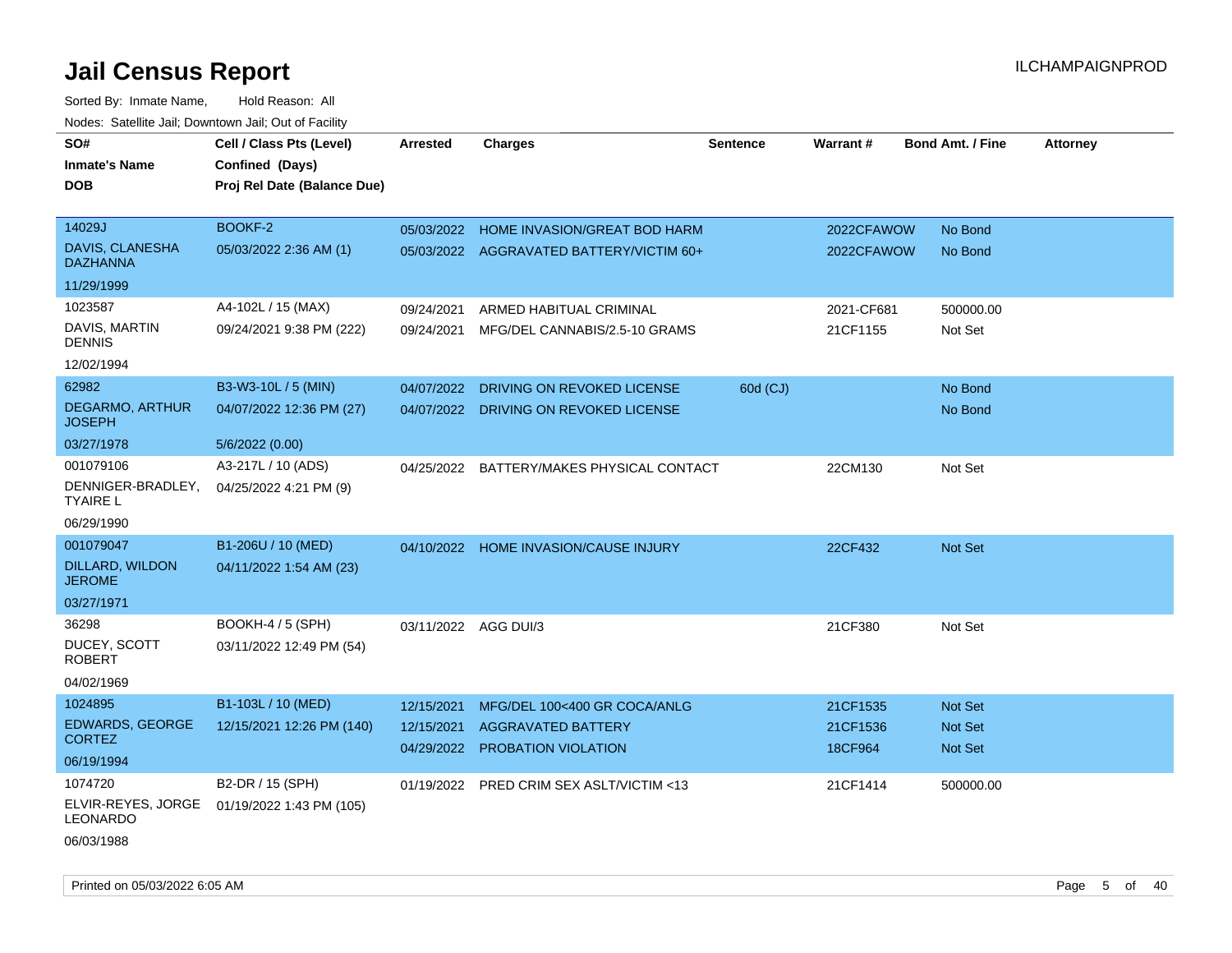# Jail Census Report

ILCHAMPAIGNPROD

Sorted By: Inmate Name, Hold Reason: All

Nodes: Satellite Jail; Downtown Jail; Out of Facility

| SO# / Inmate's Name / DOB | Cell / Class Pts (Level) / Confined (Days) / Proj Rel Date (Balance Due) | Arrested | Charges | Sentence | Warrant # | Bond Amt. / Fine | Attorney |
|---|---|---|---|---|---|---|---|
| 14029J<br>DAVIS, CLANESHA DAZHANNA<br>11/29/1999 | BOOKF-2<br>05/03/2022 2:36 AM (1) | 05/03/2022 | HOME INVASION/GREAT BOD HARM | | 2022CFAWOW | No Bond | |
| | | 05/03/2022 | AGGRAVATED BATTERY/VICTIM 60+ | | 2022CFAWOW | No Bond | |
| 1023587<br>DAVIS, MARTIN DENNIS<br>12/02/1994 | A4-102L / 15 (MAX)<br>09/24/2021 9:38 PM (222) | 09/24/2021 | ARMED HABITUAL CRIMINAL | | 2021-CF681 | 500000.00 | |
| | | 09/24/2021 | MFG/DEL CANNABIS/2.5-10 GRAMS | | 21CF1155 | Not Set | |
| 62982<br>DEGARMO, ARTHUR JOSEPH<br>03/27/1978 | B3-W3-10L / 5 (MIN)<br>04/07/2022 12:36 PM (27)<br>5/6/2022 (0.00) | 04/07/2022 | DRIVING ON REVOKED LICENSE | 60d (CJ) | | No Bond | |
| | | 04/07/2022 | DRIVING ON REVOKED LICENSE | | | No Bond | |
| 001079106<br>DENNIGER-BRADLEY, TYAIRE L<br>06/29/1990 | A3-217L / 10 (ADS)<br>04/25/2022 4:21 PM (9) | 04/25/2022 | BATTERY/MAKES PHYSICAL CONTACT | | 22CM130 | Not Set | |
| 001079047<br>DILLARD, WILDON JEROME<br>03/27/1971 | B1-206U / 10 (MED)<br>04/11/2022 1:54 AM (23) | 04/10/2022 | HOME INVASION/CAUSE INJURY | | 22CF432 | Not Set | |
| 36298<br>DUCEY, SCOTT ROBERT<br>04/02/1969 | BOOKH-4 / 5 (SPH)<br>03/11/2022 12:49 PM (54) | 03/11/2022 | AGG DUI/3 | | 21CF380 | Not Set | |
| 1024895<br>EDWARDS, GEORGE CORTEZ<br>06/19/1994 | B1-103L / 10 (MED)<br>12/15/2021 12:26 PM (140) | 12/15/2021 | MFG/DEL 100<400 GR COCA/ANLG | | 21CF1535 | Not Set | |
| | | 12/15/2021 | AGGRAVATED BATTERY | | 21CF1536 | Not Set | |
| | | 04/29/2022 | PROBATION VIOLATION | | 18CF964 | Not Set | |
| 1074720<br>ELVIR-REYES, JORGE LEONARDO<br>06/03/1988 | B2-DR / 15 (SPH)<br>01/19/2022 1:43 PM (105) | 01/19/2022 | PRED CRIM SEX ASLT/VICTIM <13 | | 21CF1414 | 500000.00 | |

Printed on 05/03/2022 6:05 AM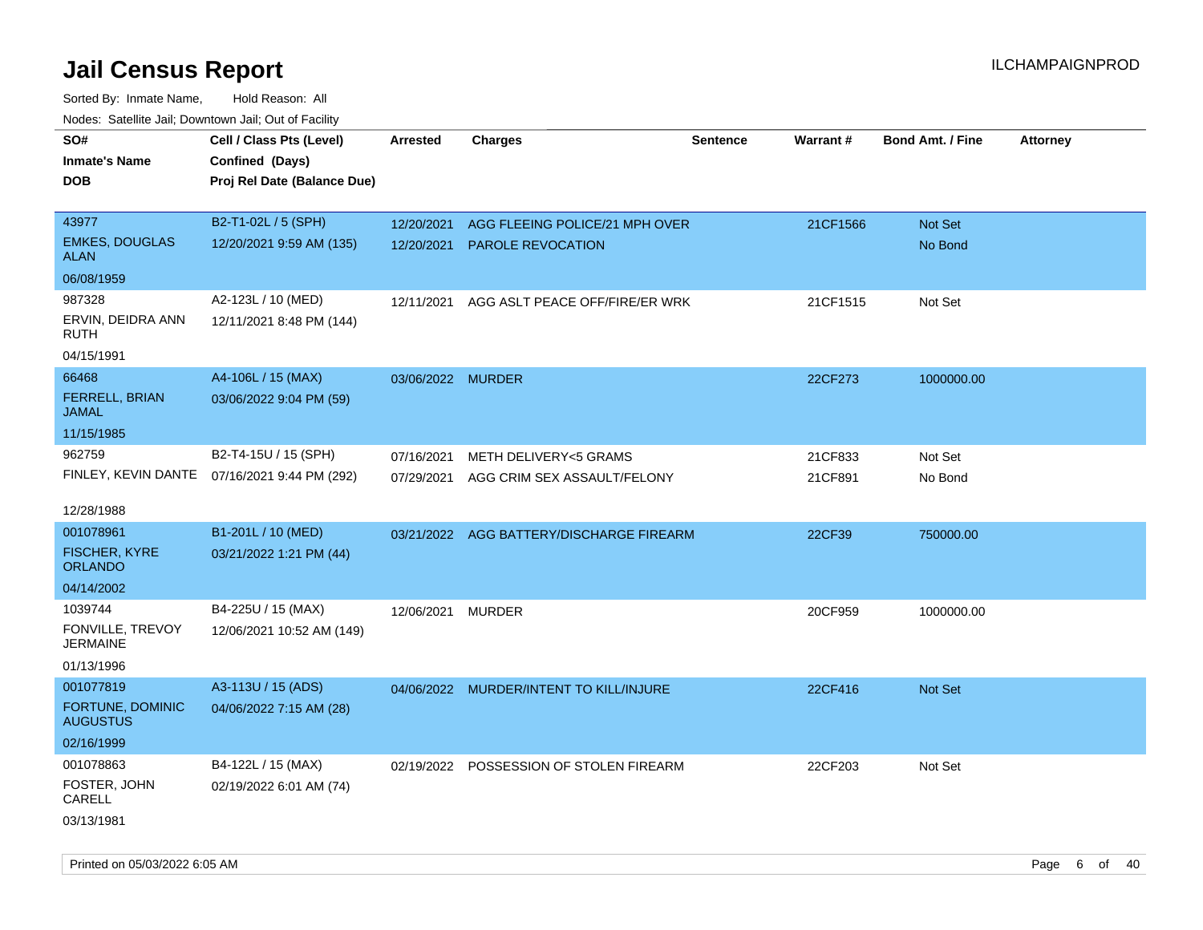# Jail Census Report

Sorted By: Inmate Name, Hold Reason: All

Nodes: Satellite Jail; Downtown Jail; Out of Facility

| SO# / Inmate's Name / DOB | Cell / Class Pts (Level) / Confined (Days) / Proj Rel Date (Balance Due) | Arrested | Charges | Sentence | Warrant # | Bond Amt. / Fine | Attorney |
|---|---|---|---|---|---|---|---|
| 43977<br>EMKES, DOUGLAS ALAN<br>06/08/1959 | B2-T1-02L / 5 (SPH)<br>12/20/2021 9:59 AM (135) | 12/20/2021<br>12/20/2021 | AGG FLEEING POLICE/21 MPH OVER<br>PAROLE REVOCATION | | 21CF1566 | Not Set<br>No Bond | |
| 987328<br>ERVIN, DEIDRA ANN RUTH<br>04/15/1991 | A2-123L / 10 (MED)<br>12/11/2021 8:48 PM (144) | 12/11/2021 | AGG ASLT PEACE OFF/FIRE/ER WRK | | 21CF1515 | Not Set | |
| 66468<br>FERRELL, BRIAN JAMAL<br>11/15/1985 | A4-106L / 15 (MAX)<br>03/06/2022 9:04 PM (59) | 03/06/2022 | MURDER | | 22CF273 | 1000000.00 | |
| 962759<br>FINLEY, KEVIN DANTE<br>12/28/1988 | B2-T4-15U / 15 (SPH)<br>07/16/2021 9:44 PM (292) | 07/16/2021<br>07/29/2021 | METH DELIVERY<5 GRAMS<br>AGG CRIM SEX ASSAULT/FELONY | | 21CF833<br>21CF891 | Not Set<br>No Bond | |
| 001078961<br>FISCHER, KYRE ORLANDO<br>04/14/2002 | B1-201L / 10 (MED)<br>03/21/2022 1:21 PM (44) | 03/21/2022 | AGG BATTERY/DISCHARGE FIREARM | | 22CF39 | 750000.00 | |
| 1039744<br>FONVILLE, TREVOY JERMAINE<br>01/13/1996 | B4-225U / 15 (MAX)<br>12/06/2021 10:52 AM (149) | 12/06/2021 | MURDER | | 20CF959 | 1000000.00 | |
| 001077819<br>FORTUNE, DOMINIC AUGUSTUS<br>02/16/1999 | A3-113U / 15 (ADS)<br>04/06/2022 7:15 AM (28) | 04/06/2022 | MURDER/INTENT TO KILL/INJURE | | 22CF416 | Not Set | |
| 001078863<br>FOSTER, JOHN CARELL<br>03/13/1981 | B4-122L / 15 (MAX)<br>02/19/2022 6:01 AM (74) | 02/19/2022 | POSSESSION OF STOLEN FIREARM | | 22CF203 | Not Set | |

Printed on 05/03/2022 6:05 AM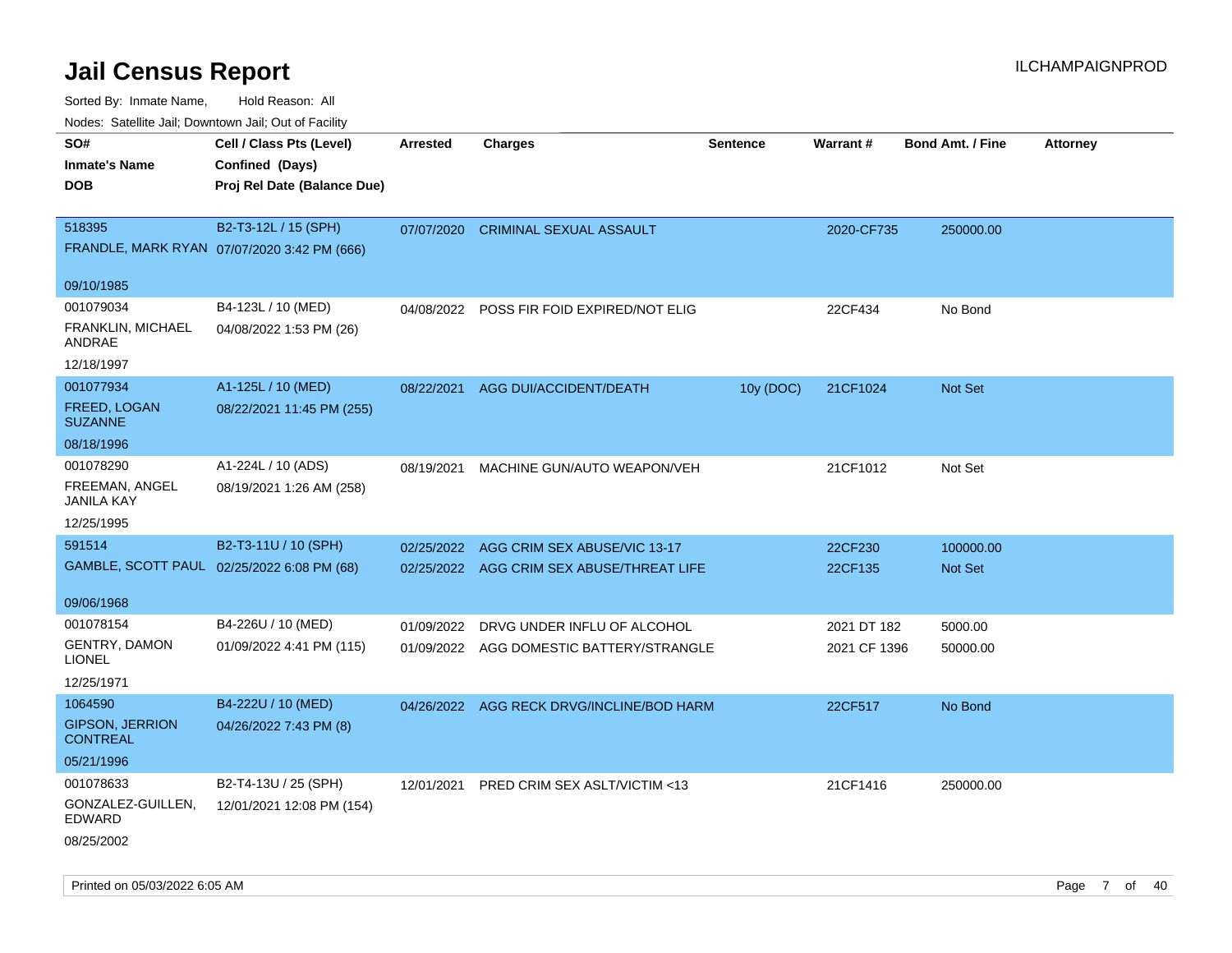# Jail Census Report

ILCHAMPAIGNPROD

Sorted By: Inmate Name, Hold Reason: All

Nodes: Satellite Jail; Downtown Jail; Out of Facility

| SO# / Inmate's Name / DOB | Cell / Class Pts (Level) / Confined (Days) / Proj Rel Date (Balance Due) | Arrested | Charges | Sentence | Warrant # | Bond Amt. / Fine | Attorney |
|---|---|---|---|---|---|---|---|
| 518395<br>FRANDLE, MARK RYAN<br>09/10/1985 | B2-T3-12L / 15 (SPH)<br>07/07/2020 3:42 PM (666) | 07/07/2020 | CRIMINAL SEXUAL ASSAULT | | 2020-CF735 | 250000.00 | |
| 001079034<br>FRANKLIN, MICHAEL ANDRAE<br>12/18/1997 | B4-123L / 10 (MED)<br>04/08/2022 1:53 PM (26) | 04/08/2022 | POSS FIR FOID EXPIRED/NOT ELIG | | 22CF434 | No Bond | |
| 001077934<br>FREED, LOGAN SUZANNE<br>08/18/1996 | A1-125L / 10 (MED)<br>08/22/2021 11:45 PM (255) | 08/22/2021 | AGG DUI/ACCIDENT/DEATH | 10y (DOC) | 21CF1024 | Not Set | |
| 001078290<br>FREEMAN, ANGEL JANILA KAY<br>12/25/1995 | A1-224L / 10 (ADS)<br>08/19/2021 1:26 AM (258) | 08/19/2021 | MACHINE GUN/AUTO WEAPON/VEH | | 21CF1012 | Not Set | |
| 591514<br>GAMBLE, SCOTT PAUL<br>09/06/1968 | B2-T3-11U / 10 (SPH)<br>02/25/2022 6:08 PM (68) | 02/25/2022<br>02/25/2022 | AGG CRIM SEX ABUSE/VIC 13-17<br>AGG CRIM SEX ABUSE/THREAT LIFE | | 22CF230<br>22CF135 | 100000.00<br>Not Set | |
| 001078154<br>GENTRY, DAMON LIONEL<br>12/25/1971 | B4-226U / 10 (MED)<br>01/09/2022 4:41 PM (115) | 01/09/2022<br>01/09/2022 | DRVG UNDER INFLU OF ALCOHOL<br>AGG DOMESTIC BATTERY/STRANGLE | | 2021 DT 182<br>2021 CF 1396 | 5000.00<br>50000.00 | |
| 1064590<br>GIPSON, JERRION CONTREAL<br>05/21/1996 | B4-222U / 10 (MED)<br>04/26/2022 7:43 PM (8) | 04/26/2022 | AGG RECK DRVG/INCLINE/BOD HARM | | 22CF517 | No Bond | |
| 001078633<br>GONZALEZ-GUILLEN, EDWARD<br>08/25/2002 | B2-T4-13U / 25 (SPH)<br>12/01/2021 12:08 PM (154) | 12/01/2021 | PRED CRIM SEX ASLT/VICTIM <13 | | 21CF1416 | 250000.00 | |

Printed on 05/03/2022 6:05 AM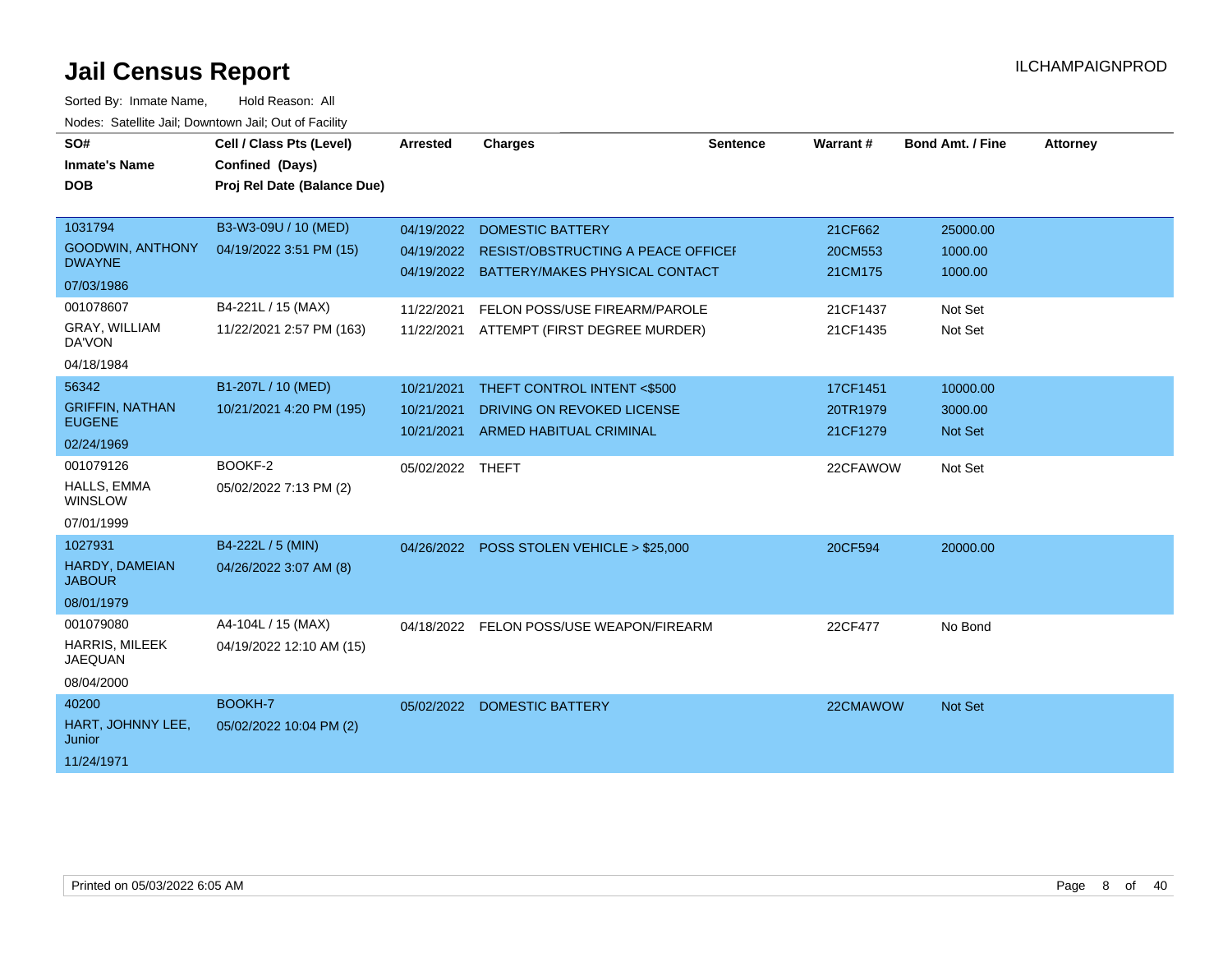# Jail Census Report

Sorted By: Inmate Name,    Hold Reason: All

Nodes: Satellite Jail; Downtown Jail; Out of Facility

| SO# / Inmate's Name / DOB | Cell / Class Pts (Level) / Confined (Days) / Proj Rel Date (Balance Due) | Arrested | Charges | Sentence | Warrant # | Bond Amt. / Fine | Attorney |
|---|---|---|---|---|---|---|---|
| 1031794 GOODWIN, ANTHONY DWAYNE 07/03/1986 | B3-W3-09U / 10 (MED) 04/19/2022 3:51 PM (15) | 04/19/2022 | DOMESTIC BATTERY | | 21CF662 | 25000.00 | |
| | | 04/19/2022 | RESIST/OBSTRUCTING A PEACE OFFICEI | | 20CM553 | 1000.00 | |
| | | 04/19/2022 | BATTERY/MAKES PHYSICAL CONTACT | | 21CM175 | 1000.00 | |
| 001078607 GRAY, WILLIAM DA'VON 04/18/1984 | B4-221L / 15 (MAX) 11/22/2021 2:57 PM (163) | 11/22/2021 | FELON POSS/USE FIREARM/PAROLE | | 21CF1437 | Not Set | |
| | | 11/22/2021 | ATTEMPT (FIRST DEGREE MURDER) | | 21CF1435 | Not Set | |
| 56342 GRIFFIN, NATHAN EUGENE 02/24/1969 | B1-207L / 10 (MED) 10/21/2021 4:20 PM (195) | 10/21/2021 | THEFT CONTROL INTENT <$500 | | 17CF1451 | 10000.00 | |
| | | 10/21/2021 | DRIVING ON REVOKED LICENSE | | 20TR1979 | 3000.00 | |
| | | 10/21/2021 | ARMED HABITUAL CRIMINAL | | 21CF1279 | Not Set | |
| 001079126 HALLS, EMMA WINSLOW 07/01/1999 | BOOKF-2 05/02/2022 7:13 PM (2) | 05/02/2022 | THEFT | | 22CFAWOW | Not Set | |
| 1027931 HARDY, DAMEIAN JABOUR 08/01/1979 | B4-222L / 5 (MIN) 04/26/2022 3:07 AM (8) | 04/26/2022 | POSS STOLEN VEHICLE > $25,000 | | 20CF594 | 20000.00 | |
| 001079080 HARRIS, MILEEK JAEQUAN 08/04/2000 | A4-104L / 15 (MAX) 04/19/2022 12:10 AM (15) | 04/18/2022 | FELON POSS/USE WEAPON/FIREARM | | 22CF477 | No Bond | |
| 40200 HART, JOHNNY LEE, Junior 11/24/1971 | BOOKH-7 05/02/2022 10:04 PM (2) | 05/02/2022 | DOMESTIC BATTERY | | 22CMAWOW | Not Set | |

Printed on 05/03/2022 6:05 AM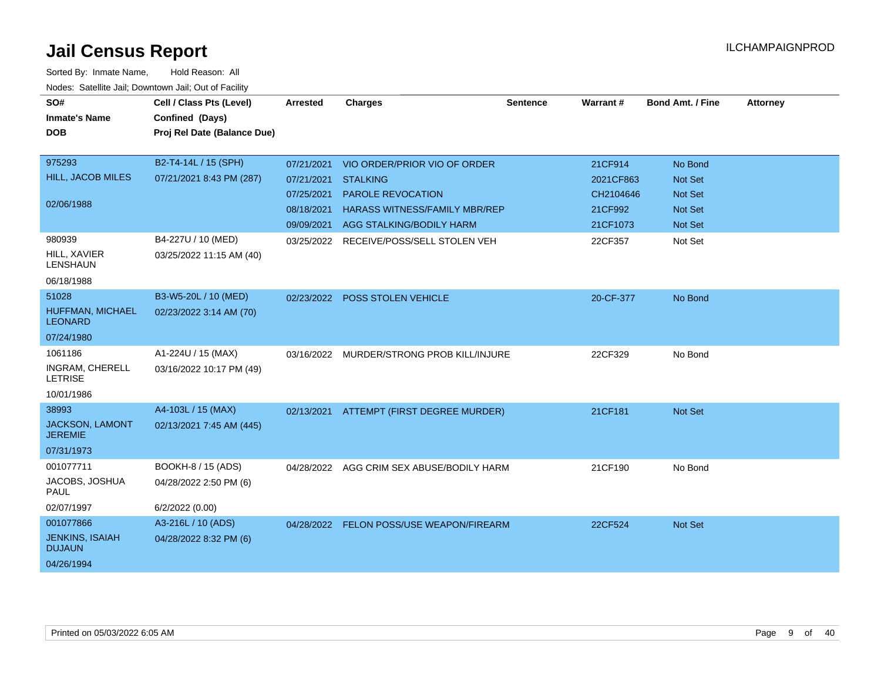# Jail Census Report

ILCHAMPAIGNPROD

Sorted By: Inmate Name, Hold Reason: All

Nodes: Satellite Jail; Downtown Jail; Out of Facility

| SO# / Inmate's Name / DOB | Cell / Class Pts (Level) / Confined (Days) / Proj Rel Date (Balance Due) | Arrested | Charges | Sentence | Warrant # | Bond Amt. / Fine | Attorney |
|---|---|---|---|---|---|---|---|
| 975293<br>HILL, JACOB MILES<br>02/06/1988 | B2-T4-14L / 15 (SPH)<br>07/21/2021 8:43 PM (287) | 07/21/2021 | VIO ORDER/PRIOR VIO OF ORDER | | 21CF914 | No Bond | |
| | | 07/21/2021 | STALKING | | 2021CF863 | Not Set | |
| | | 07/25/2021 | PAROLE REVOCATION | | CH2104646 | Not Set | |
| | | 08/18/2021 | HARASS WITNESS/FAMILY MBR/REP | | 21CF992 | Not Set | |
| | | 09/09/2021 | AGG STALKING/BODILY HARM | | 21CF1073 | Not Set | |
| 980939<br>HILL, XAVIER LENSHAUN<br>06/18/1988 | B4-227U / 10 (MED)<br>03/25/2022 11:15 AM (40) | 03/25/2022 | RECEIVE/POSS/SELL STOLEN VEH | | 22CF357 | Not Set | |
| 51028<br>HUFFMAN, MICHAEL LEONARD<br>07/24/1980 | B3-W5-20L / 10 (MED)<br>02/23/2022 3:14 AM (70) | 02/23/2022 | POSS STOLEN VEHICLE | | 20-CF-377 | No Bond | |
| 1061186<br>INGRAM, CHERELL LETRISE<br>10/01/1986 | A1-224U / 15 (MAX)<br>03/16/2022 10:17 PM (49) | 03/16/2022 | MURDER/STRONG PROB KILL/INJURE | | 22CF329 | No Bond | |
| 38993<br>JACKSON, LAMONT JEREMIE<br>07/31/1973 | A4-103L / 15 (MAX)<br>02/13/2021 7:45 AM (445) | 02/13/2021 | ATTEMPT (FIRST DEGREE MURDER) | | 21CF181 | Not Set | |
| 001077711<br>JACOBS, JOSHUA PAUL<br>02/07/1997 | BOOKH-8 / 15 (ADS)<br>04/28/2022 2:50 PM (6)<br>6/2/2022 (0.00) | 04/28/2022 | AGG CRIM SEX ABUSE/BODILY HARM | | 21CF190 | No Bond | |
| 001077866<br>JENKINS, ISAIAH DUJAUN<br>04/26/1994 | A3-216L / 10 (ADS)<br>04/28/2022 8:32 PM (6) | 04/28/2022 | FELON POSS/USE WEAPON/FIREARM | | 22CF524 | Not Set | |

Printed on 05/03/2022 6:05 AM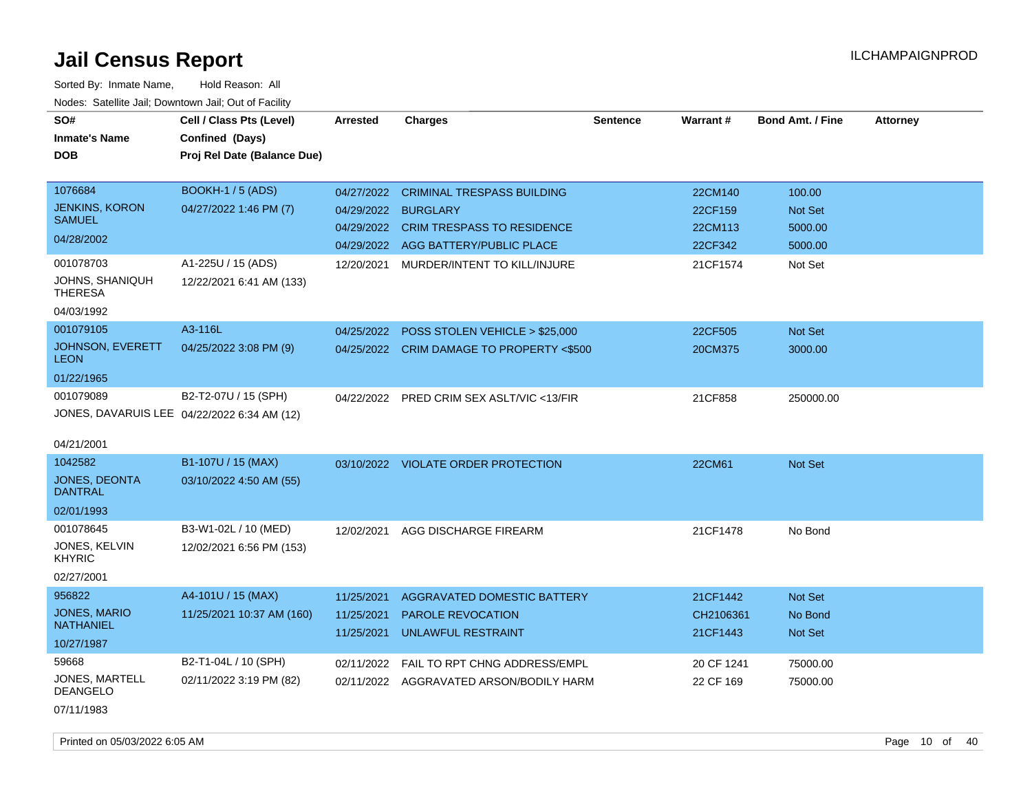# Jail Census Report

ILCHAMPAIGNPROD

Sorted By: Inmate Name, Hold Reason: All

Nodes: Satellite Jail; Downtown Jail; Out of Facility

| SO# / Inmate's Name / DOB | Cell / Class Pts (Level) / Confined (Days) / Proj Rel Date (Balance Due) | Arrested | Charges | Sentence | Warrant # | Bond Amt. / Fine | Attorney |
|---|---|---|---|---|---|---|---|
| 1076684<br>JENKINS, KORON SAMUEL<br>04/28/2002 | BOOKH-1 / 5 (ADS)<br>04/27/2022 1:46 PM (7) | 04/27/2022 | CRIMINAL TRESPASS BUILDING | | 22CM140 | 100.00 | |
| | | 04/29/2022 | BURGLARY | | 22CF159 | Not Set | |
| | | 04/29/2022 | CRIM TRESPASS TO RESIDENCE | | 22CM113 | 5000.00 | |
| | | 04/29/2022 | AGG BATTERY/PUBLIC PLACE | | 22CF342 | 5000.00 | |
| 001078703<br>JOHNS, SHANIQUH THERESA<br>04/03/1992 | A1-225U / 15 (ADS)<br>12/22/2021 6:41 AM (133) | 12/20/2021 | MURDER/INTENT TO KILL/INJURE | | 21CF1574 | Not Set | |
| 001079105<br>JOHNSON, EVERETT LEON<br>01/22/1965 | A3-116L<br>04/25/2022 3:08 PM (9) | 04/25/2022 | POSS STOLEN VEHICLE > $25,000 | | 22CF505 | Not Set | |
| | | 04/25/2022 | CRIM DAMAGE TO PROPERTY <$500 | | 20CM375 | 3000.00 | |
| 001079089<br>JONES, DAVARUIS LEE<br>04/21/2001 | B2-T2-07U / 15 (SPH)<br>04/22/2022 6:34 AM (12) | 04/22/2022 | PRED CRIM SEX ASLT/VIC <13/FIR | | 21CF858 | 250000.00 | |
| 1042582<br>JONES, DEONTA DANTRAL<br>02/01/1993 | B1-107U / 15 (MAX)<br>03/10/2022 4:50 AM (55) | 03/10/2022 | VIOLATE ORDER PROTECTION | | 22CM61 | Not Set | |
| 001078645<br>JONES, KELVIN KHYRIC<br>02/27/2001 | B3-W1-02L / 10 (MED)<br>12/02/2021 6:56 PM (153) | 12/02/2021 | AGG DISCHARGE FIREARM | | 21CF1478 | No Bond | |
| 956822<br>JONES, MARIO NATHANIEL<br>10/27/1987 | A4-101U / 15 (MAX)<br>11/25/2021 10:37 AM (160) | 11/25/2021 | AGGRAVATED DOMESTIC BATTERY | | 21CF1442 | Not Set | |
| | | 11/25/2021 | PAROLE REVOCATION | | CH2106361 | No Bond | |
| | | 11/25/2021 | UNLAWFUL RESTRAINT | | 21CF1443 | Not Set | |
| 59668<br>JONES, MARTELL DEANGELO<br>07/11/1983 | B2-T1-04L / 10 (SPH)<br>02/11/2022 3:19 PM (82) | 02/11/2022 | FAIL TO RPT CHNG ADDRESS/EMPL | | 20 CF 1241 | 75000.00 | |
| | | 02/11/2022 | AGGRAVATED ARSON/BODILY HARM | | 22 CF 169 | 75000.00 | |

Printed on 05/03/2022 6:05 AM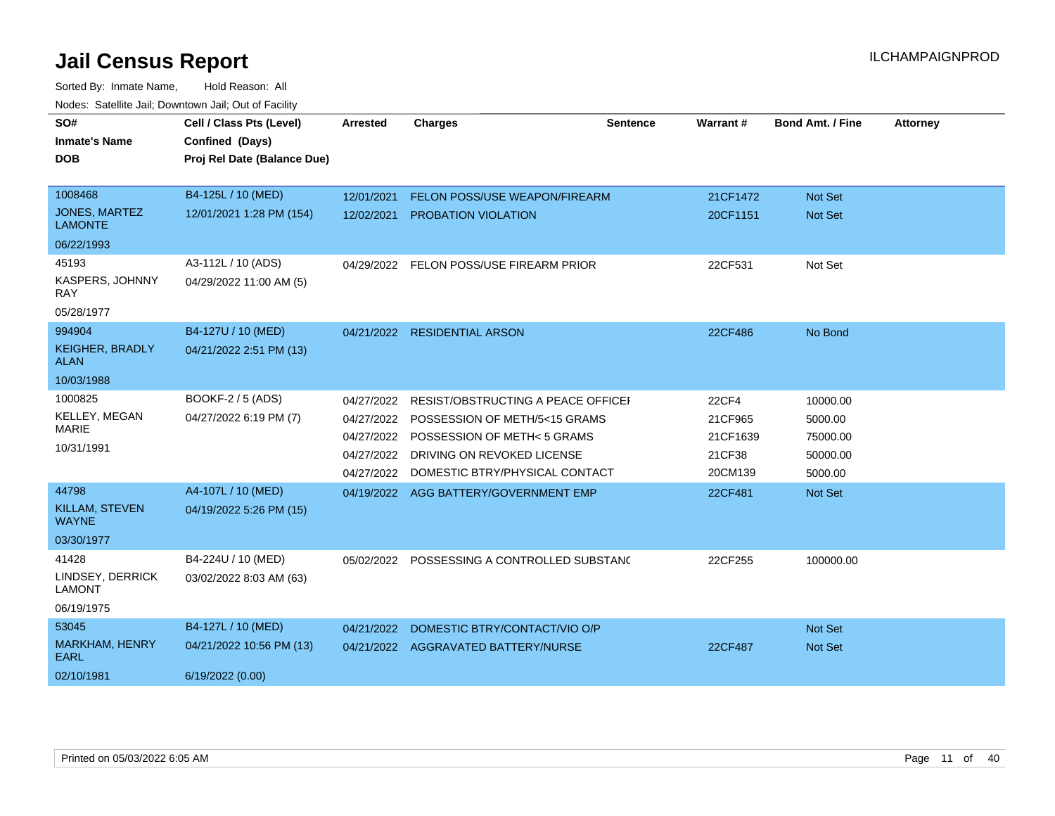# Jail Census Report

ILCHAMPAIGNPROD

Sorted By: Inmate Name, Hold Reason: All

Nodes: Satellite Jail; Downtown Jail; Out of Facility

| SO# / Inmate's Name / DOB | Cell / Class Pts (Level) / Confined (Days) / Proj Rel Date (Balance Due) | Arrested | Charges | Sentence | Warrant # | Bond Amt. / Fine | Attorney |
|---|---|---|---|---|---|---|---|
| 1008468<br>JONES, MARTEZ LAMONTE<br>06/22/1993 | B4-125L / 10 (MED)<br>12/01/2021 1:28 PM (154) | 12/01/2021 | FELON POSS/USE WEAPON/FIREARM | | 21CF1472 | Not Set | |
| | | 12/02/2021 | PROBATION VIOLATION | | 20CF1151 | Not Set | |
| 45193<br>KASPERS, JOHNNY RAY<br>05/28/1977 | A3-112L / 10 (ADS)<br>04/29/2022 11:00 AM (5) | 04/29/2022 | FELON POSS/USE FIREARM PRIOR | | 22CF531 | Not Set | |
| 994904<br>KEIGHER, BRADLY ALAN<br>10/03/1988 | B4-127U / 10 (MED)<br>04/21/2022 2:51 PM (13) | 04/21/2022 | RESIDENTIAL ARSON | | 22CF486 | No Bond | |
| 1000825<br>KELLEY, MEGAN MARIE<br>10/31/1991 | BOOKF-2 / 5 (ADS)<br>04/27/2022 6:19 PM (7) | 04/27/2022 | RESIST/OBSTRUCTING A PEACE OFFICEI | | 22CF4 | 10000.00 | |
| | | 04/27/2022 | POSSESSION OF METH/5<15 GRAMS | | 21CF965 | 5000.00 | |
| | | 04/27/2022 | POSSESSION OF METH< 5 GRAMS | | 21CF1639 | 75000.00 | |
| | | 04/27/2022 | DRIVING ON REVOKED LICENSE | | 21CF38 | 50000.00 | |
| | | 04/27/2022 | DOMESTIC BTRY/PHYSICAL CONTACT | | 20CM139 | 5000.00 | |
| 44798<br>KILLAM, STEVEN WAYNE<br>03/30/1977 | A4-107L / 10 (MED)<br>04/19/2022 5:26 PM (15) | 04/19/2022 | AGG BATTERY/GOVERNMENT EMP | | 22CF481 | Not Set | |
| 41428<br>LINDSEY, DERRICK LAMONT<br>06/19/1975 | B4-224U / 10 (MED)<br>03/02/2022 8:03 AM (63) | 05/02/2022 | POSSESSING A CONTROLLED SUBSTANC | | 22CF255 | 100000.00 | |
| 53045<br>MARKHAM, HENRY EARL<br>02/10/1981 | B4-127L / 10 (MED)<br>04/21/2022 10:56 PM (13)<br>6/19/2022 (0.00) | 04/21/2022 | DOMESTIC BTRY/CONTACT/VIO O/P | | | Not Set | |
| | | 04/21/2022 | AGGRAVATED BATTERY/NURSE | | 22CF487 | Not Set | |

Printed on 05/03/2022 6:05 AM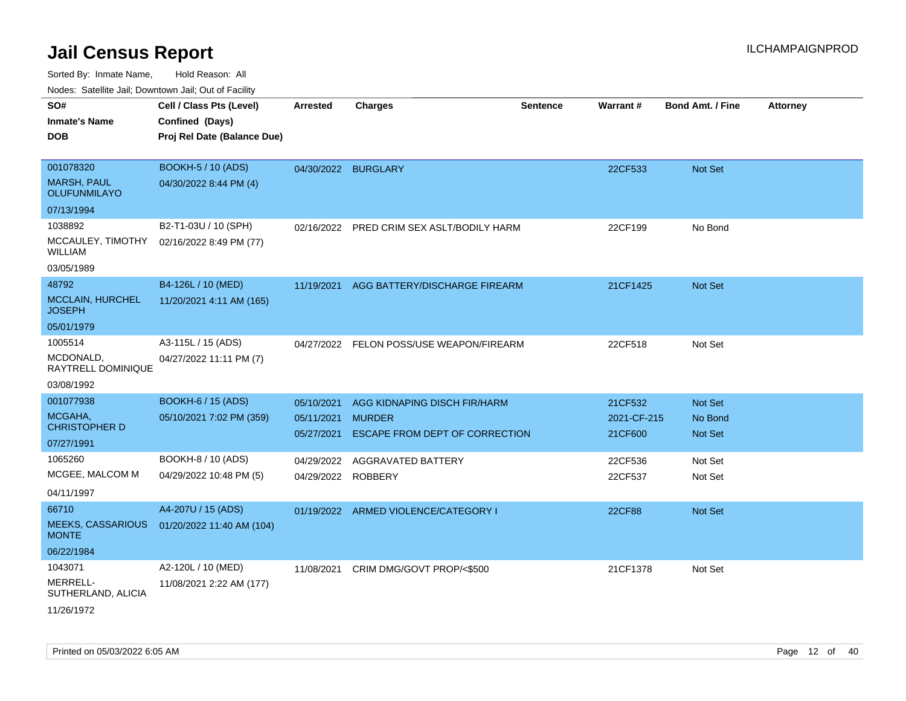# Jail Census Report

ILCHAMPAIGNPROD

Sorted By: Inmate Name, Hold Reason: All

Nodes: Satellite Jail; Downtown Jail; Out of Facility

| SO# / Inmate's Name / DOB | Cell / Class Pts (Level) / Confined (Days) / Proj Rel Date (Balance Due) | Arrested | Charges | Sentence | Warrant # | Bond Amt. / Fine | Attorney |
|---|---|---|---|---|---|---|---|
| 001078320<br>MARSH, PAUL OLUFUNMILAYO<br>07/13/1994 | BOOKH-5 / 10 (ADS)<br>04/30/2022 8:44 PM (4) | 04/30/2022 | BURGLARY | | 22CF533 | Not Set | |
| 1038892<br>MCCAULEY, TIMOTHY WILLIAM<br>03/05/1989 | B2-T1-03U / 10 (SPH)<br>02/16/2022 8:49 PM (77) | 02/16/2022 | PRED CRIM SEX ASLT/BODILY HARM | | 22CF199 | No Bond | |
| 48792<br>MCCLAIN, HURCHEL JOSEPH<br>05/01/1979 | B4-126L / 10 (MED)<br>11/20/2021 4:11 AM (165) | 11/19/2021 | AGG BATTERY/DISCHARGE FIREARM | | 21CF1425 | Not Set | |
| 1005514<br>MCDONALD, RAYTRELL DOMINIQUE<br>03/08/1992 | A3-115L / 15 (ADS)<br>04/27/2022 11:11 PM (7) | 04/27/2022 | FELON POSS/USE WEAPON/FIREARM | | 22CF518 | Not Set | |
| 001077938<br>MCGAHA, CHRISTOPHER D<br>07/27/1991 | BOOKH-6 / 15 (ADS)<br>05/10/2021 7:02 PM (359) | 05/10/2021<br>05/11/2021<br>05/27/2021 | AGG KIDNAPING DISCH FIR/HARM<br>MURDER<br>ESCAPE FROM DEPT OF CORRECTION | | 21CF532<br>2021-CF-215<br>21CF600 | Not Set<br>No Bond<br>Not Set | |
| 1065260<br>MCGEE, MALCOM M<br>04/11/1997 | BOOKH-8 / 10 (ADS)<br>04/29/2022 10:48 PM (5) | 04/29/2022<br>04/29/2022 | AGGRAVATED BATTERY<br>ROBBERY | | 22CF536<br>22CF537 | Not Set<br>Not Set | |
| 66710<br>MEEKS, CASSARIOUS MONTE<br>06/22/1984 | A4-207U / 15 (ADS)<br>01/20/2022 11:40 AM (104) | 01/19/2022 | ARMED VIOLENCE/CATEGORY I | | 22CF88 | Not Set | |
| 1043071<br>MERRELL-SUTHERLAND, ALICIA<br>11/26/1972 | A2-120L / 10 (MED)<br>11/08/2021 2:22 AM (177) | 11/08/2021 | CRIM DMG/GOVT PROP/<$500 | | 21CF1378 | Not Set | |

Printed on 05/03/2022 6:05 AM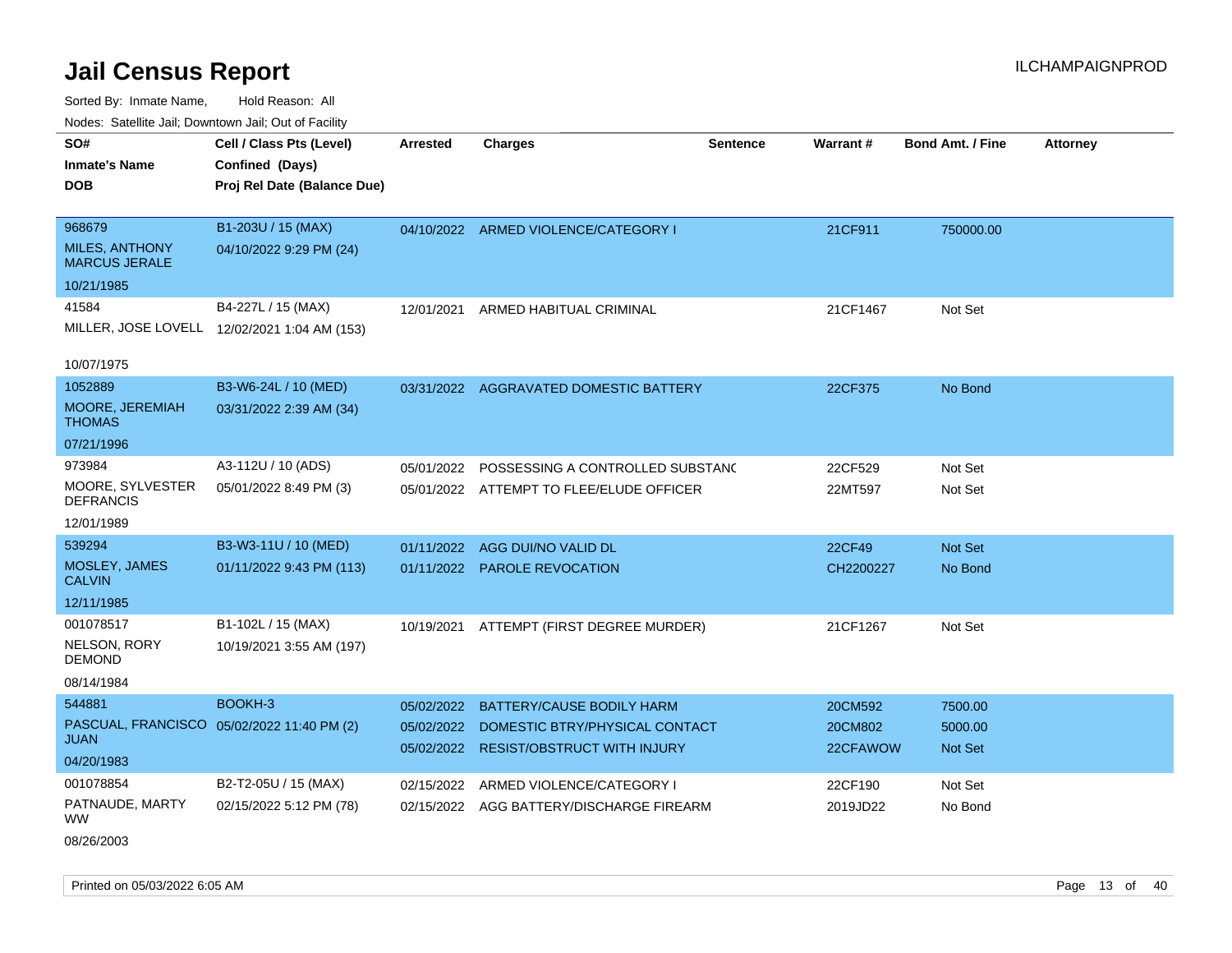# Jail Census Report

Sorted By: Inmate Name, Hold Reason: All

Nodes: Satellite Jail; Downtown Jail; Out of Facility

| SO# / Inmate's Name / DOB | Cell / Class Pts (Level) / Confined (Days) / Proj Rel Date (Balance Due) | Arrested | Charges | Sentence | Warrant # | Bond Amt. / Fine | Attorney |
|---|---|---|---|---|---|---|---|
| 968679<br>MILES, ANTHONY MARCUS JERALE<br>10/21/1985 | B1-203U / 15 (MAX)<br>04/10/2022 9:29 PM (24) | 04/10/2022 | ARMED VIOLENCE/CATEGORY I | | 21CF911 | 750000.00 | |
| 41584<br>MILLER, JOSE LOVELL<br>10/07/1975 | B4-227L / 15 (MAX)<br>12/02/2021 1:04 AM (153) | 12/01/2021 | ARMED HABITUAL CRIMINAL | | 21CF1467 | Not Set | |
| 1052889<br>MOORE, JEREMIAH THOMAS<br>07/21/1996 | B3-W6-24L / 10 (MED)<br>03/31/2022 2:39 AM (34) | 03/31/2022 | AGGRAVATED DOMESTIC BATTERY | | 22CF375 | No Bond | |
| 973984<br>MOORE, SYLVESTER DEFRANCIS<br>12/01/1989 | A3-112U / 10 (ADS)<br>05/01/2022 8:49 PM (3) | 05/01/2022<br>05/01/2022 | POSSESSING A CONTROLLED SUBSTANC<br>ATTEMPT TO FLEE/ELUDE OFFICER | | 22CF529<br>22MT597 | Not Set<br>Not Set | |
| 539294<br>MOSLEY, JAMES CALVIN<br>12/11/1985 | B3-W3-11U / 10 (MED)<br>01/11/2022 9:43 PM (113) | 01/11/2022<br>01/11/2022 | AGG DUI/NO VALID DL<br>PAROLE REVOCATION | | 22CF49<br>CH2200227 | Not Set<br>No Bond | |
| 001078517<br>NELSON, RORY DEMOND<br>08/14/1984 | B1-102L / 15 (MAX)<br>10/19/2021 3:55 AM (197) | 10/19/2021 | ATTEMPT (FIRST DEGREE MURDER) | | 21CF1267 | Not Set | |
| 544881<br>PASCUAL, FRANCISCO JUAN<br>04/20/1983 | BOOKH-3<br>05/02/2022 11:40 PM (2) | 05/02/2022<br>05/02/2022<br>05/02/2022 | BATTERY/CAUSE BODILY HARM<br>DOMESTIC BTRY/PHYSICAL CONTACT<br>RESIST/OBSTRUCT WITH INJURY | | 20CM592<br>20CM802<br>22CFAWOW | 7500.00<br>5000.00<br>Not Set | |
| 001078854<br>PATNAUDE, MARTY WW<br>08/26/2003 | B2-T2-05U / 15 (MAX)<br>02/15/2022 5:12 PM (78) | 02/15/2022<br>02/15/2022 | ARMED VIOLENCE/CATEGORY I<br>AGG BATTERY/DISCHARGE FIREARM | | 22CF190<br>2019JD22 | Not Set<br>No Bond | |

Printed on 05/03/2022 6:05 AM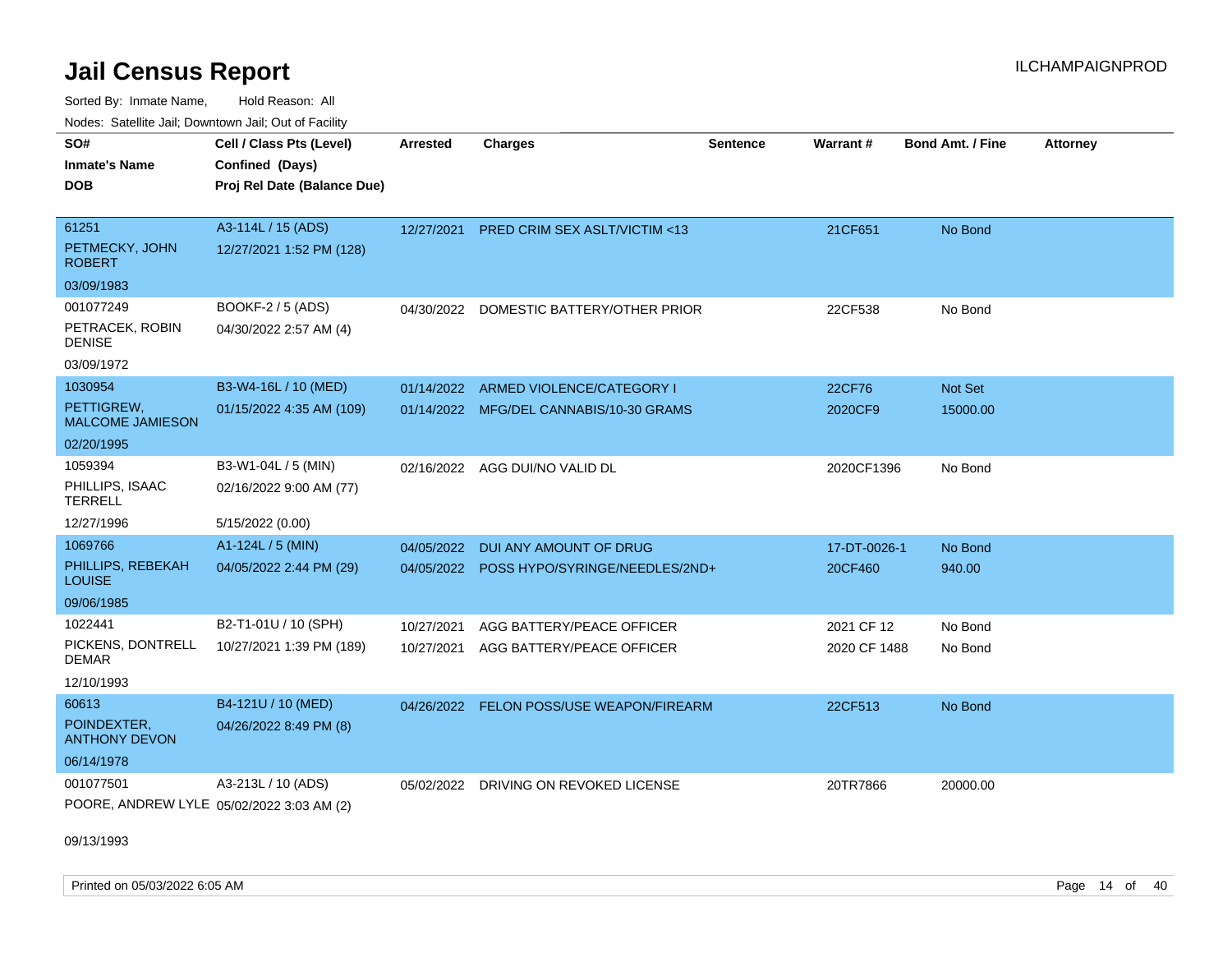# Jail Census Report

Sorted By: Inmate Name, Hold Reason: All

Nodes: Satellite Jail; Downtown Jail; Out of Facility

| SO# / Inmate's Name / DOB | Cell / Class Pts (Level) / Confined (Days) / Proj Rel Date (Balance Due) | Arrested | Charges | Sentence | Warrant # | Bond Amt. / Fine | Attorney |
|---|---|---|---|---|---|---|---|
| 61251<br>PETMECKY, JOHN ROBERT<br>03/09/1983 | A3-114L / 15 (ADS)<br>12/27/2021 1:52 PM (128) | 12/27/2021 | PRED CRIM SEX ASLT/VICTIM <13 | | 21CF651 | No Bond | |
| 001077249<br>PETRACEK, ROBIN DENISE<br>03/09/1972 | BOOKF-2 / 5 (ADS)<br>04/30/2022 2:57 AM (4) | 04/30/2022 | DOMESTIC BATTERY/OTHER PRIOR | | 22CF538 | No Bond | |
| 1030954<br>PETTIGREW, MALCOME JAMIESON<br>02/20/1995 | B3-W4-16L / 10 (MED)<br>01/15/2022 4:35 AM (109) | 01/14/2022<br>01/14/2022 | ARMED VIOLENCE/CATEGORY I<br>MFG/DEL CANNABIS/10-30 GRAMS | | 22CF76<br>2020CF9 | Not Set<br>15000.00 | |
| 1059394<br>PHILLIPS, ISAAC TERRELL<br>12/27/1996 | B3-W1-04L / 5 (MIN)<br>02/16/2022 9:00 AM (77)<br>5/15/2022 (0.00) | 02/16/2022 | AGG DUI/NO VALID DL | | 2020CF1396 | No Bond | |
| 1069766<br>PHILLIPS, REBEKAH LOUISE<br>09/06/1985 | A1-124L / 5 (MIN)<br>04/05/2022 2:44 PM (29) | 04/05/2022<br>04/05/2022 | DUI ANY AMOUNT OF DRUG<br>POSS HYPO/SYRINGE/NEEDLES/2ND+ | | 17-DT-0026-1<br>20CF460 | No Bond<br>940.00 | |
| 1022441<br>PICKENS, DONTRELL DEMAR<br>12/10/1993 | B2-T1-01U / 10 (SPH)<br>10/27/2021 1:39 PM (189) | 10/27/2021<br>10/27/2021 | AGG BATTERY/PEACE OFFICER<br>AGG BATTERY/PEACE OFFICER | | 2021 CF 12<br>2020 CF 1488 | No Bond<br>No Bond | |
| 60613<br>POINDEXTER, ANTHONY DEVON<br>06/14/1978 | B4-121U / 10 (MED)<br>04/26/2022 8:49 PM (8) | 04/26/2022 | FELON POSS/USE WEAPON/FIREARM | | 22CF513 | No Bond | |
| 001077501<br>POORE, ANDREW LYLE<br>09/13/1993 | A3-213L / 10 (ADS)<br>05/02/2022 3:03 AM (2) | 05/02/2022 | DRIVING ON REVOKED LICENSE | | 20TR7866 | 20000.00 | |

Printed on 05/03/2022 6:05 AM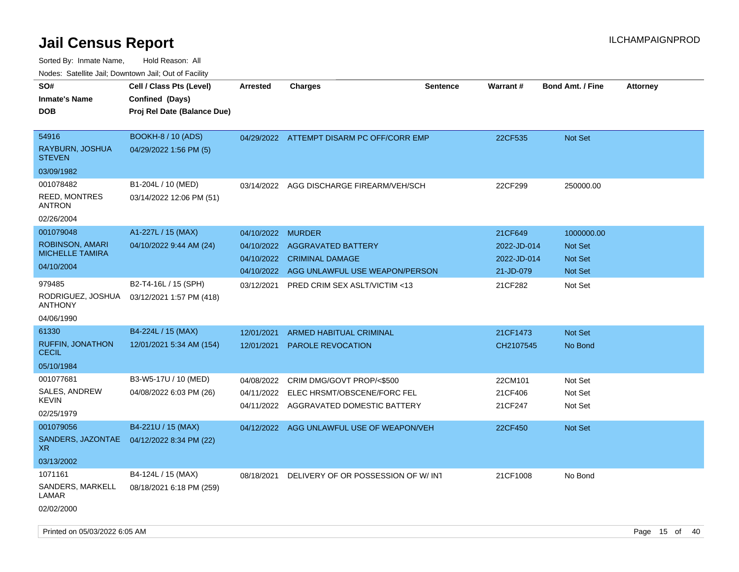# Jail Census Report

ILCHAMPAIGNPROD

Sorted By: Inmate Name, Hold Reason: All

Nodes: Satellite Jail; Downtown Jail; Out of Facility

| SO# / Inmate's Name / DOB | Cell / Class Pts (Level) / Confined (Days) / Proj Rel Date (Balance Due) | Arrested | Charges | Sentence | Warrant # | Bond Amt. / Fine | Attorney |
|---|---|---|---|---|---|---|---|
| 54916<br>RAYBURN, JOSHUA STEVEN<br>03/09/1982 | BOOKH-8 / 10 (ADS)<br>04/29/2022 1:56 PM (5) | 04/29/2022 | ATTEMPT DISARM PC OFF/CORR EMP | | 22CF535 | Not Set | |
| 001078482<br>REED, MONTRES ANTRON<br>02/26/2004 | B1-204L / 10 (MED)<br>03/14/2022 12:06 PM (51) | 03/14/2022 | AGG DISCHARGE FIREARM/VEH/SCH | | 22CF299 | 250000.00 | |
| 001079048<br>ROBINSON, AMARI MICHELLE TAMIRA<br>04/10/2004 | A1-227L / 15 (MAX)<br>04/10/2022 9:44 AM (24) | 04/10/2022 | MURDER | | 21CF649 | 1000000.00 | |
| | | 04/10/2022 | AGGRAVATED BATTERY | | 2022-JD-014 | Not Set | |
| | | 04/10/2022 | CRIMINAL DAMAGE | | 2022-JD-014 | Not Set | |
| | | 04/10/2022 | AGG UNLAWFUL USE WEAPON/PERSON | | 21-JD-079 | Not Set | |
| 979485<br>RODRIGUEZ, JOSHUA ANTHONY<br>04/06/1990 | B2-T4-16L / 15 (SPH)<br>03/12/2021 1:57 PM (418) | 03/12/2021 | PRED CRIM SEX ASLT/VICTIM <13 | | 21CF282 | Not Set | |
| 61330<br>RUFFIN, JONATHON CECIL<br>05/10/1984 | B4-224L / 15 (MAX)<br>12/01/2021 5:34 AM (154) | 12/01/2021 | ARMED HABITUAL CRIMINAL | | 21CF1473 | Not Set | |
| | | 12/01/2021 | PAROLE REVOCATION | | CH2107545 | No Bond | |
| 001077681<br>SALES, ANDREW KEVIN<br>02/25/1979 | B3-W5-17U / 10 (MED)<br>04/08/2022 6:03 PM (26) | 04/08/2022 | CRIM DMG/GOVT PROP/<$500 | | 22CM101 | Not Set | |
| | | 04/11/2022 | ELEC HRSMT/OBSCENE/FORC FEL | | 21CF406 | Not Set | |
| | | 04/11/2022 | AGGRAVATED DOMESTIC BATTERY | | 21CF247 | Not Set | |
| 001079056<br>SANDERS, JAZONTAE XR<br>03/13/2002 | B4-221U / 15 (MAX)<br>04/12/2022 8:34 PM (22) | 04/12/2022 | AGG UNLAWFUL USE OF WEAPON/VEH | | 22CF450 | Not Set | |
| 1071161<br>SANDERS, MARKELL LAMAR<br>02/02/2000 | B4-124L / 15 (MAX)<br>08/18/2021 6:18 PM (259) | 08/18/2021 | DELIVERY OF OR POSSESSION OF W/ INT | | 21CF1008 | No Bond | |

Printed on 05/03/2022 6:05 AM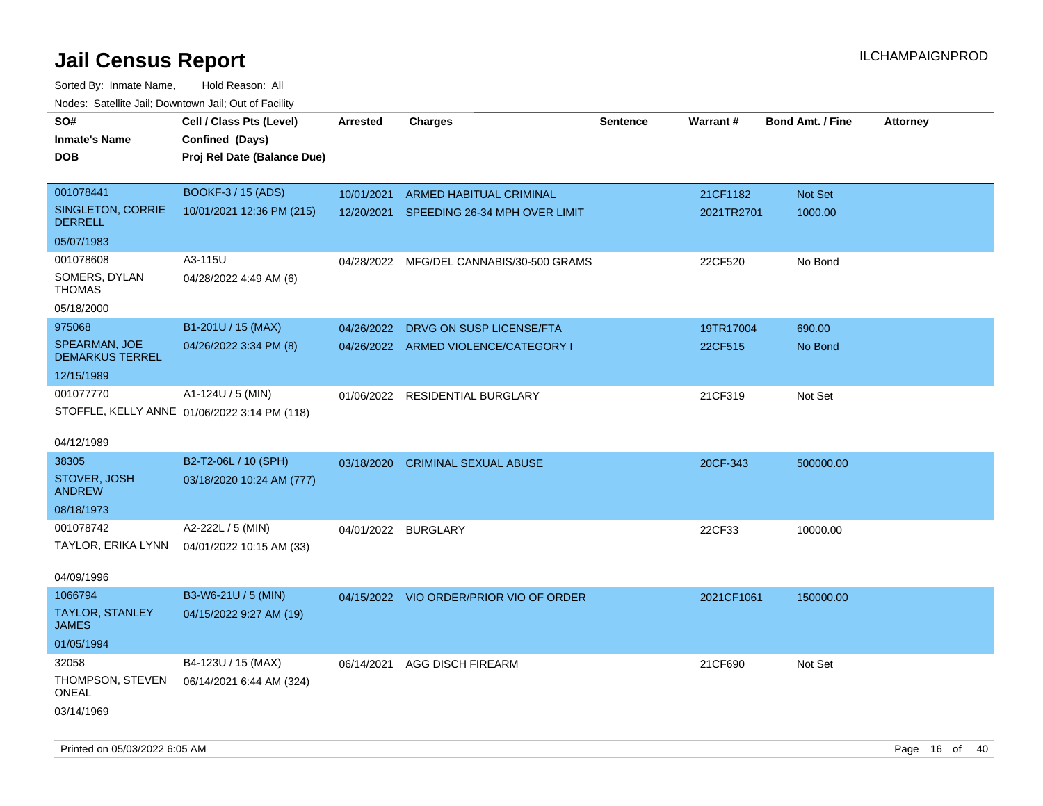# Jail Census Report

ILCHAMPAIGNPROD

Sorted By: Inmate Name, Hold Reason: All

Nodes: Satellite Jail; Downtown Jail; Out of Facility

| SO# / Inmate's Name / DOB | Cell / Class Pts (Level) / Confined (Days) / Proj Rel Date (Balance Due) | Arrested | Charges | Sentence | Warrant # | Bond Amt. / Fine | Attorney |
|---|---|---|---|---|---|---|---|
| 001078441<br>SINGLETON, CORRIE DERRELL<br>05/07/1983 | BOOKF-3 / 15 (ADS)<br>10/01/2021 12:36 PM (215) | 10/01/2021<br>12/20/2021 | ARMED HABITUAL CRIMINAL<br>SPEEDING 26-34 MPH OVER LIMIT | | 21CF1182<br>2021TR2701 | Not Set<br>1000.00 | |
| 001078608<br>SOMERS, DYLAN THOMAS<br>05/18/2000 | A3-115U<br>04/28/2022 4:49 AM (6) | 04/28/2022 | MFG/DEL CANNABIS/30-500 GRAMS | | 22CF520 | No Bond | |
| 975068<br>SPEARMAN, JOE DEMARKUS TERREL<br>12/15/1989 | B1-201U / 15 (MAX)<br>04/26/2022 3:34 PM (8) | 04/26/2022<br>04/26/2022 | DRVG ON SUSP LICENSE/FTA<br>ARMED VIOLENCE/CATEGORY I | | 19TR17004<br>22CF515 | 690.00<br>No Bond | |
| 001077770<br>STOFFLE, KELLY ANNE<br>04/12/1989 | A1-124U / 5 (MIN)<br>01/06/2022 3:14 PM (118) | 01/06/2022 | RESIDENTIAL BURGLARY | | 21CF319 | Not Set | |
| 38305<br>STOVER, JOSH ANDREW<br>08/18/1973 | B2-T2-06L / 10 (SPH)<br>03/18/2020 10:24 AM (777) | 03/18/2020 | CRIMINAL SEXUAL ABUSE | | 20CF-343 | 500000.00 | |
| 001078742<br>TAYLOR, ERIKA LYNN<br>04/09/1996 | A2-222L / 5 (MIN)<br>04/01/2022 10:15 AM (33) | 04/01/2022 | BURGLARY | | 22CF33 | 10000.00 | |
| 1066794<br>TAYLOR, STANLEY JAMES<br>01/05/1994 | B3-W6-21U / 5 (MIN)<br>04/15/2022 9:27 AM (19) | 04/15/2022 | VIO ORDER/PRIOR VIO OF ORDER | | 2021CF1061 | 150000.00 | |
| 32058<br>THOMPSON, STEVEN ONEAL<br>03/14/1969 | B4-123U / 15 (MAX)<br>06/14/2021 6:44 AM (324) | 06/14/2021 | AGG DISCH FIREARM | | 21CF690 | Not Set | |

Printed on 05/03/2022 6:05 AM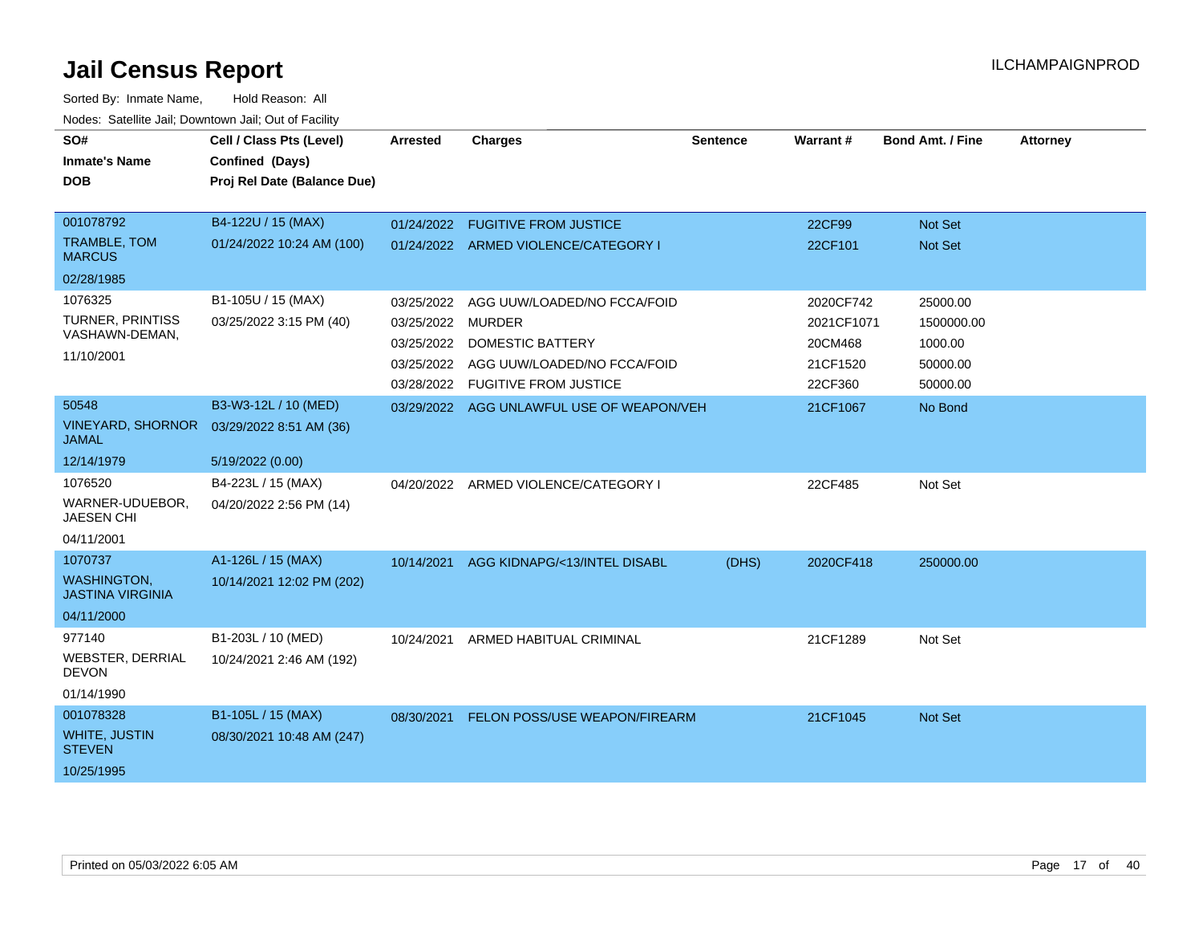# Jail Census Report

ILCHAMPAIGNPROD

Sorted By: Inmate Name, Hold Reason: All

Nodes: Satellite Jail; Downtown Jail; Out of Facility

| SO# / Inmate's Name / DOB | Cell / Class Pts (Level) / Confined (Days) / Proj Rel Date (Balance Due) | Arrested | Charges | Sentence | Warrant # | Bond Amt. / Fine | Attorney |
|---|---|---|---|---|---|---|---|
| 001078792<br>TRAMBLE, TOM MARCUS<br>02/28/1985 | B4-122U / 15 (MAX)<br>01/24/2022 10:24 AM (100) | 01/24/2022 | FUGITIVE FROM JUSTICE | | 22CF99 | Not Set | |
| | | 01/24/2022 | ARMED VIOLENCE/CATEGORY I | | 22CF101 | Not Set | |
| 1076325<br>TURNER, PRINTISS VASHAWN-DEMAN,<br>11/10/2001 | B1-105U / 15 (MAX)<br>03/25/2022 3:15 PM (40) | 03/25/2022 | AGG UUW/LOADED/NO FCCA/FOID | | 2020CF742 | 25000.00 | |
| | | 03/25/2022 | MURDER | | 2021CF1071 | 1500000.00 | |
| | | 03/25/2022 | DOMESTIC BATTERY | | 20CM468 | 1000.00 | |
| | | 03/25/2022 | AGG UUW/LOADED/NO FCCA/FOID | | 21CF1520 | 50000.00 | |
| | | 03/28/2022 | FUGITIVE FROM JUSTICE | | 22CF360 | 50000.00 | |
| 50548<br>VINEYARD, SHORNOR JAMAL<br>12/14/1979 | B3-W3-12L / 10 (MED)<br>03/29/2022 8:51 AM (36)<br>5/19/2022 (0.00) | 03/29/2022 | AGG UNLAWFUL USE OF WEAPON/VEH | | 21CF1067 | No Bond | |
| 1076520<br>WARNER-UDUEBOR, JAESEN CHI<br>04/11/2001 | B4-223L / 15 (MAX)<br>04/20/2022 2:56 PM (14) | 04/20/2022 | ARMED VIOLENCE/CATEGORY I | | 22CF485 | Not Set | |
| 1070737<br>WASHINGTON, JASTINA VIRGINIA<br>04/11/2000 | A1-126L / 15 (MAX)<br>10/14/2021 12:02 PM (202) | 10/14/2021 | AGG KIDNAPG/<13/INTEL DISABL | (DHS) | 2020CF418 | 250000.00 | |
| 977140<br>WEBSTER, DERRIAL DEVON<br>01/14/1990 | B1-203L / 10 (MED)<br>10/24/2021 2:46 AM (192) | 10/24/2021 | ARMED HABITUAL CRIMINAL | | 21CF1289 | Not Set | |
| 001078328<br>WHITE, JUSTIN STEVEN<br>10/25/1995 | B1-105L / 15 (MAX)<br>08/30/2021 10:48 AM (247) | 08/30/2021 | FELON POSS/USE WEAPON/FIREARM | | 21CF1045 | Not Set | |

Printed on 05/03/2022 6:05 AM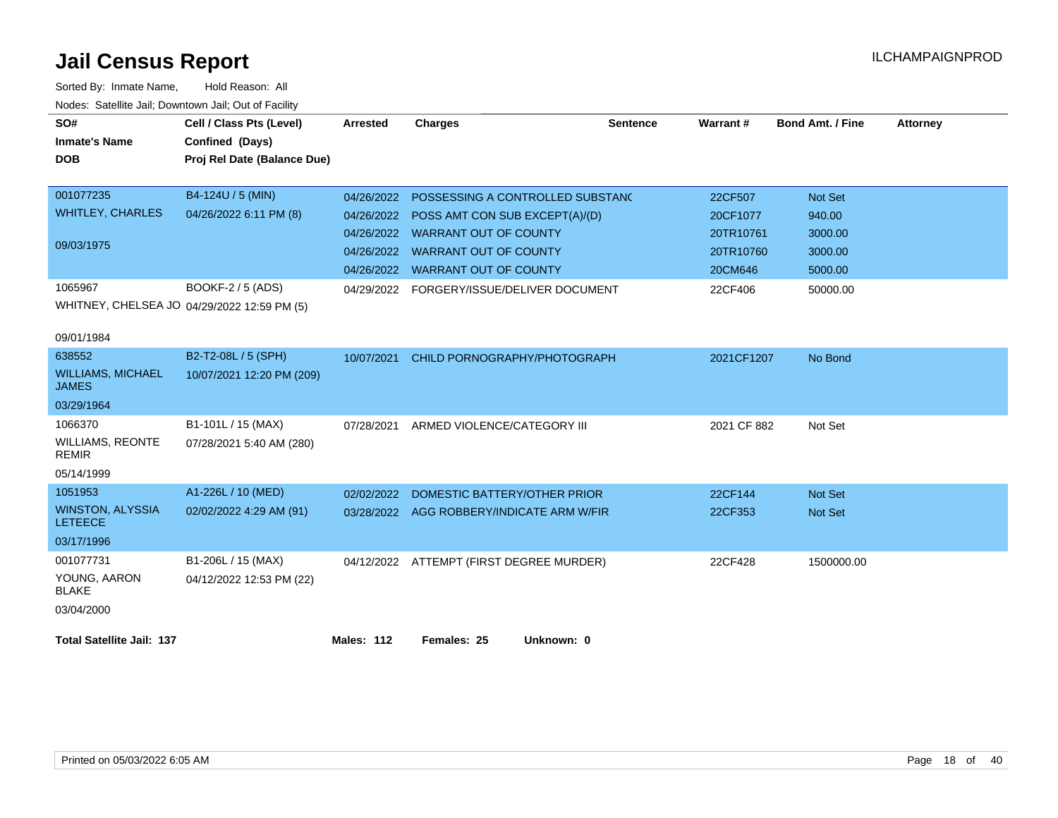# Jail Census Report

ILCHAMPAIGNPROD

Sorted By: Inmate Name, Hold Reason: All

Nodes: Satellite Jail; Downtown Jail; Out of Facility

| SO# / Inmate's Name / DOB | Cell / Class Pts (Level) / Confined (Days) / Proj Rel Date (Balance Due) | Arrested | Charges | Sentence | Warrant # | Bond Amt. / Fine | Attorney |
|---|---|---|---|---|---|---|---|
| 001077235<br>WHITLEY, CHARLES<br>09/03/1975 | B4-124U / 5 (MIN)<br>04/26/2022 6:11 PM (8) | 04/26/2022 | POSSESSING A CONTROLLED SUBSTANC | | 22CF507 | Not Set | |
| | | 04/26/2022 | POSS AMT CON SUB EXCEPT(A)/(D) | | 20CF1077 | 940.00 | |
| | | 04/26/2022 | WARRANT OUT OF COUNTY | | 20TR10761 | 3000.00 | |
| | | 04/26/2022 | WARRANT OUT OF COUNTY | | 20TR10760 | 3000.00 | |
| | | 04/26/2022 | WARRANT OUT OF COUNTY | | 20CM646 | 5000.00 | |
| 1065967<br>WHITNEY, CHELSEA JO<br>09/01/1984 | BOOKF-2 / 5 (ADS)<br>04/29/2022 12:59 PM (5) | 04/29/2022 | FORGERY/ISSUE/DELIVER DOCUMENT | | 22CF406 | 50000.00 | |
| 638552<br>WILLIAMS, MICHAEL JAMES<br>03/29/1964 | B2-T2-08L / 5 (SPH)<br>10/07/2021 12:20 PM (209) | 10/07/2021 | CHILD PORNOGRAPHY/PHOTOGRAPH | | 2021CF1207 | No Bond | |
| 1066370<br>WILLIAMS, REONTE REMIR<br>05/14/1999 | B1-101L / 15 (MAX)<br>07/28/2021 5:40 AM (280) | 07/28/2021 | ARMED VIOLENCE/CATEGORY III | | 2021 CF 882 | Not Set | |
| 1051953<br>WINSTON, ALYSSIA LETEECE<br>03/17/1996 | A1-226L / 10 (MED)<br>02/02/2022 4:29 AM (91) | 02/02/2022 | DOMESTIC BATTERY/OTHER PRIOR | | 22CF144 | Not Set | |
| | | 03/28/2022 | AGG ROBBERY/INDICATE ARM W/FIR | | 22CF353 | Not Set | |
| 001077731<br>YOUNG, AARON BLAKE<br>03/04/2000 | B1-206L / 15 (MAX)<br>04/12/2022 12:53 PM (22) | 04/12/2022 | ATTEMPT (FIRST DEGREE MURDER) | | 22CF428 | 1500000.00 | |

**Total Satellite Jail: 137** **Males: 112** **Females: 25** **Unknown: 0**

Printed on 05/03/2022 6:05 AM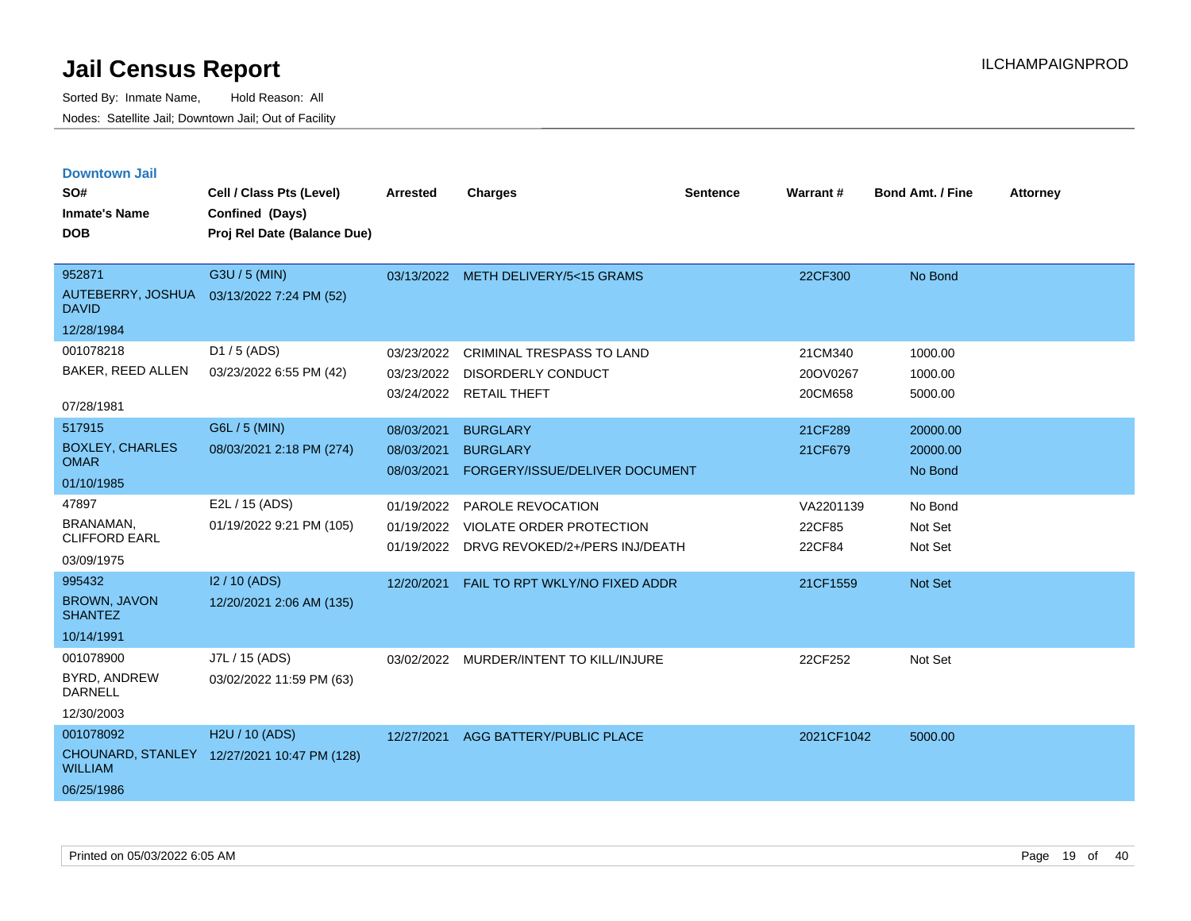# Jail Census Report

Sorted By: Inmate Name, Hold Reason: All

Nodes: Satellite Jail; Downtown Jail; Out of Facility

ILCHAMPAIGNPROD

### Downtown Jail

| SO# / Inmate's Name / DOB | Cell / Class Pts (Level) / Confined (Days) / Proj Rel Date (Balance Due) | Arrested | Charges | Sentence | Warrant # | Bond Amt. / Fine | Attorney |
|---|---|---|---|---|---|---|---|
| 952871 AUTEBERRY, JOSHUA DAVID 12/28/1984 | G3U / 5 (MIN) 03/13/2022 7:24 PM (52) | 03/13/2022 | METH DELIVERY/5<15 GRAMS | | 22CF300 | No Bond | |
| 001078218 BAKER, REED ALLEN 07/28/1981 | D1 / 5 (ADS) 03/23/2022 6:55 PM (42) | 03/23/2022 | CRIMINAL TRESPASS TO LAND | | 21CM340 | 1000.00 | |
| | | 03/23/2022 | DISORDERLY CONDUCT | | 20OV0267 | 1000.00 | |
| | | 03/24/2022 | RETAIL THEFT | | 20CM658 | 5000.00 | |
| 517915 BOXLEY, CHARLES OMAR 01/10/1985 | G6L / 5 (MIN) 08/03/2021 2:18 PM (274) | 08/03/2021 | BURGLARY | | 21CF289 | 20000.00 | |
| | | 08/03/2021 | BURGLARY | | 21CF679 | 20000.00 | |
| | | 08/03/2021 | FORGERY/ISSUE/DELIVER DOCUMENT | | | No Bond | |
| 47897 BRANAMAN, CLIFFORD EARL 03/09/1975 | E2L / 15 (ADS) 01/19/2022 9:21 PM (105) | 01/19/2022 | PAROLE REVOCATION | | VA2201139 | No Bond | |
| | | 01/19/2022 | VIOLATE ORDER PROTECTION | | 22CF85 | Not Set | |
| | | 01/19/2022 | DRVG REVOKED/2+/PERS INJ/DEATH | | 22CF84 | Not Set | |
| 995432 BROWN, JAVON SHANTEZ 10/14/1991 | I2 / 10 (ADS) 12/20/2021 2:06 AM (135) | 12/20/2021 | FAIL TO RPT WKLY/NO FIXED ADDR | | 21CF1559 | Not Set | |
| 001078900 BYRD, ANDREW DARNELL 12/30/2003 | J7L / 15 (ADS) 03/02/2022 11:59 PM (63) | 03/02/2022 | MURDER/INTENT TO KILL/INJURE | | 22CF252 | Not Set | |
| 001078092 CHOUNARD, STANLEY WILLIAM 06/25/1986 | H2U / 10 (ADS) 12/27/2021 10:47 PM (128) | 12/27/2021 | AGG BATTERY/PUBLIC PLACE | | 2021CF1042 | 5000.00 | |

Printed on 05/03/2022 6:05 AM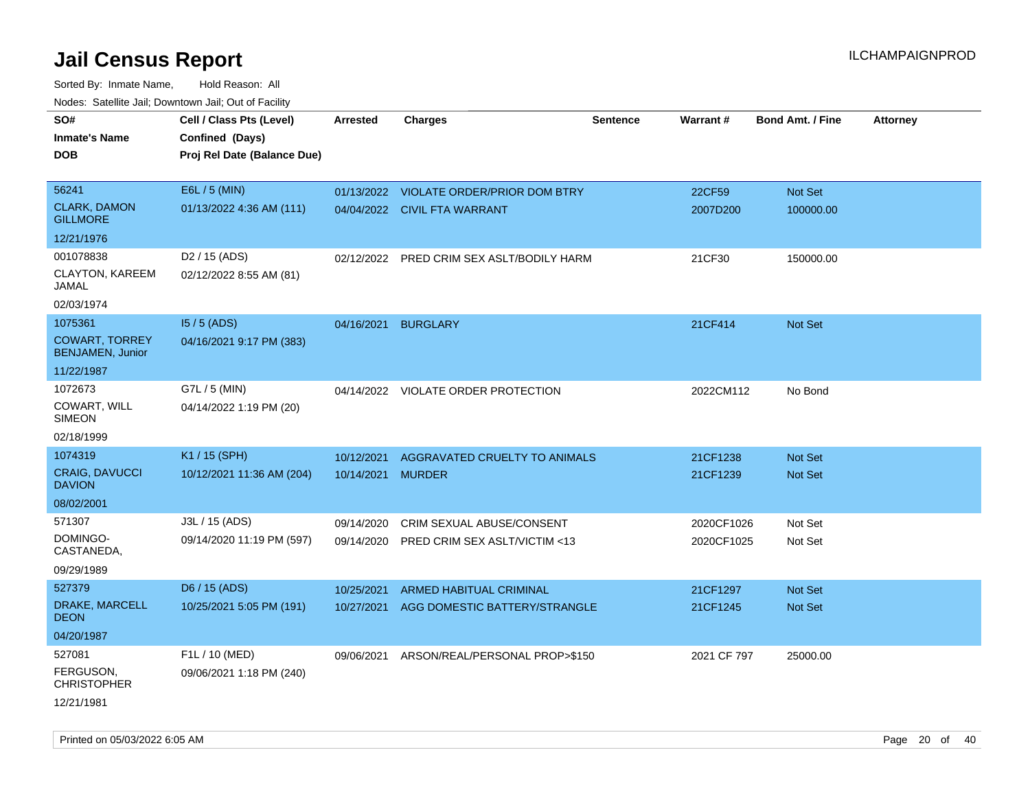# Jail Census Report

ILCHAMPAIGNPROD

Sorted By: Inmate Name, Hold Reason: All

Nodes: Satellite Jail; Downtown Jail; Out of Facility

| SO# / Inmate's Name / DOB | Cell / Class Pts (Level) / Confined (Days) / Proj Rel Date (Balance Due) | Arrested | Charges | Sentence | Warrant # | Bond Amt. / Fine | Attorney |
|---|---|---|---|---|---|---|---|
| 56241<br>CLARK, DAMON GILLMORE<br>12/21/1976 | E6L / 5 (MIN)<br>01/13/2022 4:36 AM (111) | 01/13/2022<br>04/04/2022 | VIOLATE ORDER/PRIOR DOM BTRY<br>CIVIL FTA WARRANT | | 22CF59<br>2007D200 | Not Set<br>100000.00 | |
| 001078838<br>CLAYTON, KAREEM JAMAL<br>02/03/1974 | D2 / 15 (ADS)<br>02/12/2022 8:55 AM (81) | 02/12/2022 | PRED CRIM SEX ASLT/BODILY HARM | | 21CF30 | 150000.00 | |
| 1075361<br>COWART, TORREY BENJAMEN, Junior<br>11/22/1987 | I5 / 5 (ADS)<br>04/16/2021 9:17 PM (383) | 04/16/2021 | BURGLARY | | 21CF414 | Not Set | |
| 1072673<br>COWART, WILL SIMEON<br>02/18/1999 | G7L / 5 (MIN)<br>04/14/2022 1:19 PM (20) | 04/14/2022 | VIOLATE ORDER PROTECTION | | 2022CM112 | No Bond | |
| 1074319<br>CRAIG, DAVUCCI DAVION<br>08/02/2001 | K1 / 15 (SPH)<br>10/12/2021 11:36 AM (204) | 10/12/2021<br>10/14/2021 | AGGRAVATED CRUELTY TO ANIMALS<br>MURDER | | 21CF1238<br>21CF1239 | Not Set<br>Not Set | |
| 571307<br>DOMINGO-CASTANEDA,<br>09/29/1989 | J3L / 15 (ADS)<br>09/14/2020 11:19 PM (597) | 09/14/2020<br>09/14/2020 | CRIM SEXUAL ABUSE/CONSENT<br>PRED CRIM SEX ASLT/VICTIM <13 | | 2020CF1026<br>2020CF1025 | Not Set<br>Not Set | |
| 527379<br>DRAKE, MARCELL DEON<br>04/20/1987 | D6 / 15 (ADS)<br>10/25/2021 5:05 PM (191) | 10/25/2021<br>10/27/2021 | ARMED HABITUAL CRIMINAL<br>AGG DOMESTIC BATTERY/STRANGLE | | 21CF1297<br>21CF1245 | Not Set<br>Not Set | |
| 527081<br>FERGUSON, CHRISTOPHER<br>12/21/1981 | F1L / 10 (MED)<br>09/06/2021 1:18 PM (240) | 09/06/2021 | ARSON/REAL/PERSONAL PROP>$150 | | 2021 CF 797 | 25000.00 | |

Printed on 05/03/2022 6:05 AM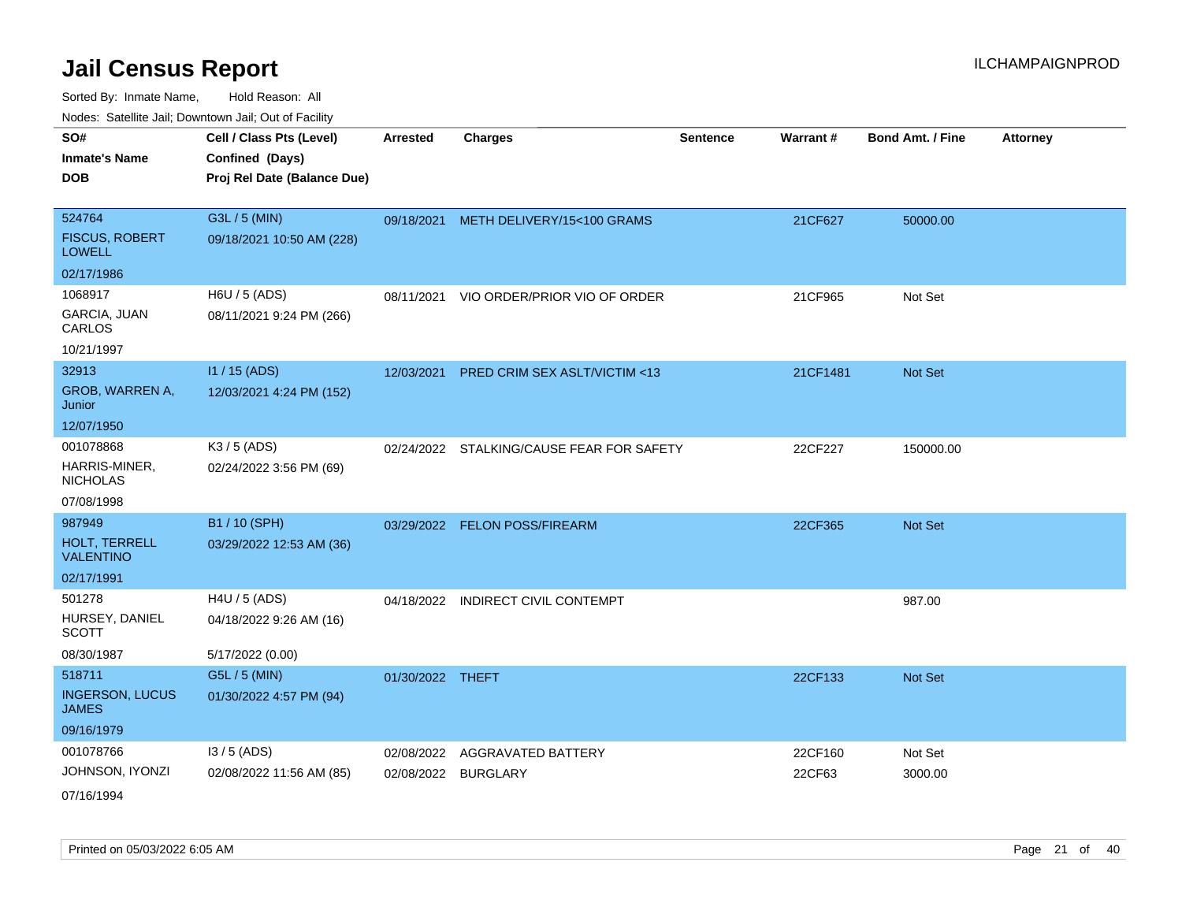# Jail Census Report

ILCHAMPAIGNPROD

Sorted By: Inmate Name, Hold Reason: All

Nodes: Satellite Jail; Downtown Jail; Out of Facility

| SO# / Inmate's Name / DOB | Cell / Class Pts (Level) / Confined (Days) / Proj Rel Date (Balance Due) | Arrested | Charges | Sentence | Warrant # | Bond Amt. / Fine | Attorney |
|---|---|---|---|---|---|---|---|
| 524764<br>FISCUS, ROBERT LOWELL<br>02/17/1986 | G3L / 5 (MIN)<br>09/18/2021 10:50 AM (228) | 09/18/2021 | METH DELIVERY/15<100 GRAMS | | 21CF627 | 50000.00 | |
| 1068917<br>GARCIA, JUAN CARLOS<br>10/21/1997 | H6U / 5 (ADS)<br>08/11/2021 9:24 PM (266) | 08/11/2021 | VIO ORDER/PRIOR VIO OF ORDER | | 21CF965 | Not Set | |
| 32913<br>GROB, WARREN A, Junior<br>12/07/1950 | I1 / 15 (ADS)<br>12/03/2021 4:24 PM (152) | 12/03/2021 | PRED CRIM SEX ASLT/VICTIM <13 | | 21CF1481 | Not Set | |
| 001078868<br>HARRIS-MINER, NICHOLAS<br>07/08/1998 | K3 / 5 (ADS)<br>02/24/2022 3:56 PM (69) | 02/24/2022 | STALKING/CAUSE FEAR FOR SAFETY | | 22CF227 | 150000.00 | |
| 987949<br>HOLT, TERRELL VALENTINO<br>02/17/1991 | B1 / 10 (SPH)<br>03/29/2022 12:53 AM (36) | 03/29/2022 | FELON POSS/FIREARM | | 22CF365 | Not Set | |
| 501278<br>HURSEY, DANIEL SCOTT<br>08/30/1987 | H4U / 5 (ADS)<br>04/18/2022 9:26 AM (16)<br>5/17/2022 (0.00) | 04/18/2022 | INDIRECT CIVIL CONTEMPT | | | 987.00 | |
| 518711<br>INGERSON, LUCUS JAMES<br>09/16/1979 | G5L / 5 (MIN)<br>01/30/2022 4:57 PM (94) | 01/30/2022 | THEFT | | 22CF133 | Not Set | |
| 001078766<br>JOHNSON, IYONZI<br>07/16/1994 | I3 / 5 (ADS)<br>02/08/2022 11:56 AM (85) | 02/08/2022 | AGGRAVATED BATTERY | | 22CF160 | Not Set | |
| | | 02/08/2022 | BURGLARY | | 22CF63 | 3000.00 | |

Printed on 05/03/2022 6:05 AM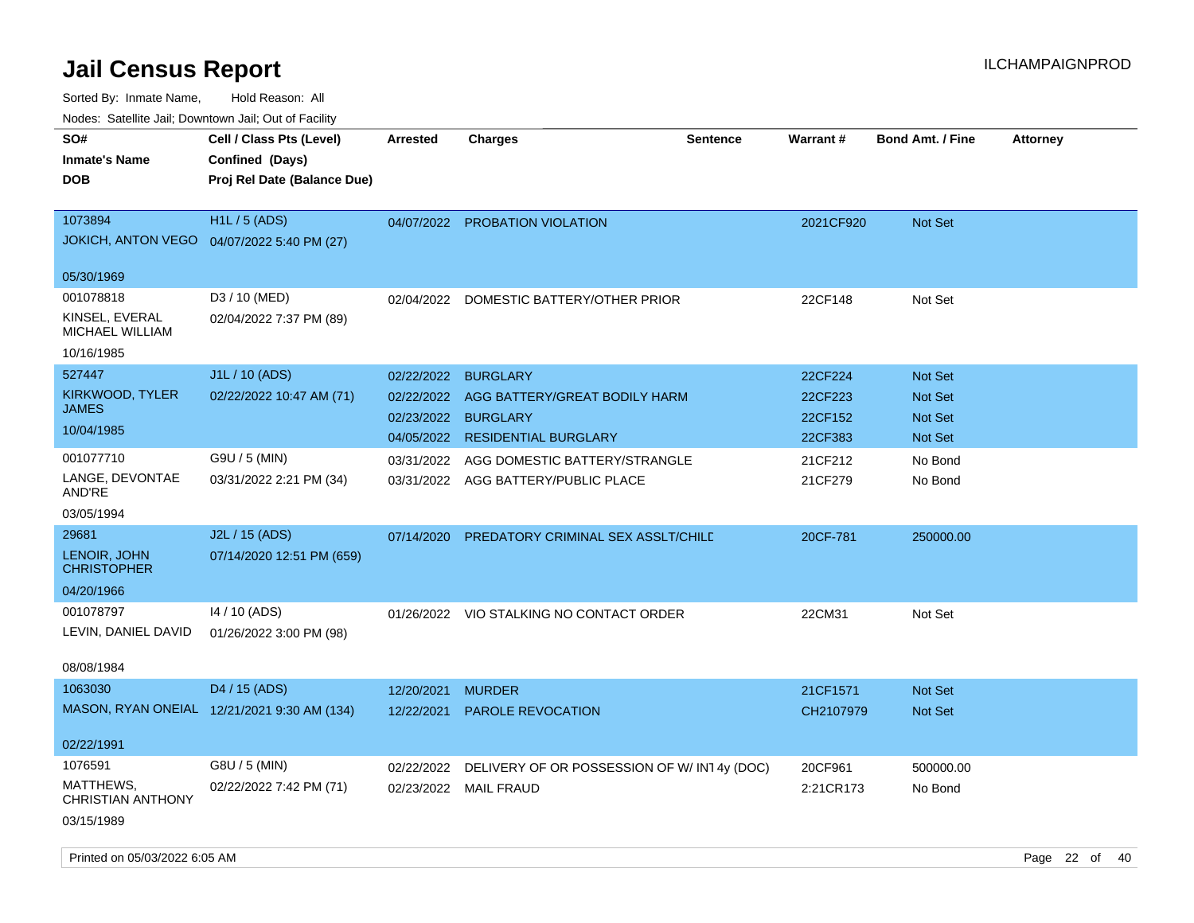# Jail Census Report

ILCHAMPAIGNPROD

Sorted By: Inmate Name, Hold Reason: All

Nodes: Satellite Jail; Downtown Jail; Out of Facility

| SO# / Inmate's Name / DOB | Cell / Class Pts (Level) / Confined (Days) / Proj Rel Date (Balance Due) | Arrested | Charges | Sentence | Warrant # | Bond Amt. / Fine | Attorney |
|---|---|---|---|---|---|---|---|
| 1073894<br>JOKICH, ANTON VEGO<br>05/30/1969 | H1L / 5 (ADS)<br>04/07/2022 5:40 PM (27) | 04/07/2022 | PROBATION VIOLATION | | 2021CF920 | Not Set | |
| 001078818<br>KINSEL, EVERAL MICHAEL WILLIAM<br>10/16/1985 | D3 / 10 (MED)<br>02/04/2022 7:37 PM (89) | 02/04/2022 | DOMESTIC BATTERY/OTHER PRIOR | | 22CF148 | Not Set | |
| 527447<br>KIRKWOOD, TYLER JAMES<br>10/04/1985 | J1L / 10 (ADS)<br>02/22/2022 10:47 AM (71) | 02/22/2022 | BURGLARY | | 22CF224 | Not Set | |
| | | 02/22/2022 | AGG BATTERY/GREAT BODILY HARM | | 22CF223 | Not Set | |
| | | 02/23/2022 | BURGLARY | | 22CF152 | Not Set | |
| | | 04/05/2022 | RESIDENTIAL BURGLARY | | 22CF383 | Not Set | |
| 001077710<br>LANGE, DEVONTAE AND'RE<br>03/05/1994 | G9U / 5 (MIN)<br>03/31/2022 2:21 PM (34) | 03/31/2022 | AGG DOMESTIC BATTERY/STRANGLE | | 21CF212 | No Bond | |
| | | 03/31/2022 | AGG BATTERY/PUBLIC PLACE | | 21CF279 | No Bond | |
| 29681<br>LENOIR, JOHN CHRISTOPHER<br>04/20/1966 | J2L / 15 (ADS)<br>07/14/2020 12:51 PM (659) | 07/14/2020 | PREDATORY CRIMINAL SEX ASSLT/CHILD | | 20CF-781 | 250000.00 | |
| 001078797<br>LEVIN, DANIEL DAVID<br>08/08/1984 | I4 / 10 (ADS)<br>01/26/2022 3:00 PM (98) | 01/26/2022 | VIO STALKING NO CONTACT ORDER | | 22CM31 | Not Set | |
| 1063030<br>MASON, RYAN ONEIAL<br>02/22/1991 | D4 / 15 (ADS)<br>12/21/2021 9:30 AM (134) | 12/20/2021 | MURDER | | 21CF1571 | Not Set | |
| | | 12/22/2021 | PAROLE REVOCATION | | CH2107979 | Not Set | |
| 1076591<br>MATTHEWS, CHRISTIAN ANTHONY<br>03/15/1989 | G8U / 5 (MIN)<br>02/22/2022 7:42 PM (71) | 02/22/2022 | DELIVERY OF OR POSSESSION OF W/ INT | 4y (DOC) | 20CF961 | 500000.00 | |
| | | 02/23/2022 | MAIL FRAUD | | 2:21CR173 | No Bond | |

Printed on 05/03/2022 6:05 AM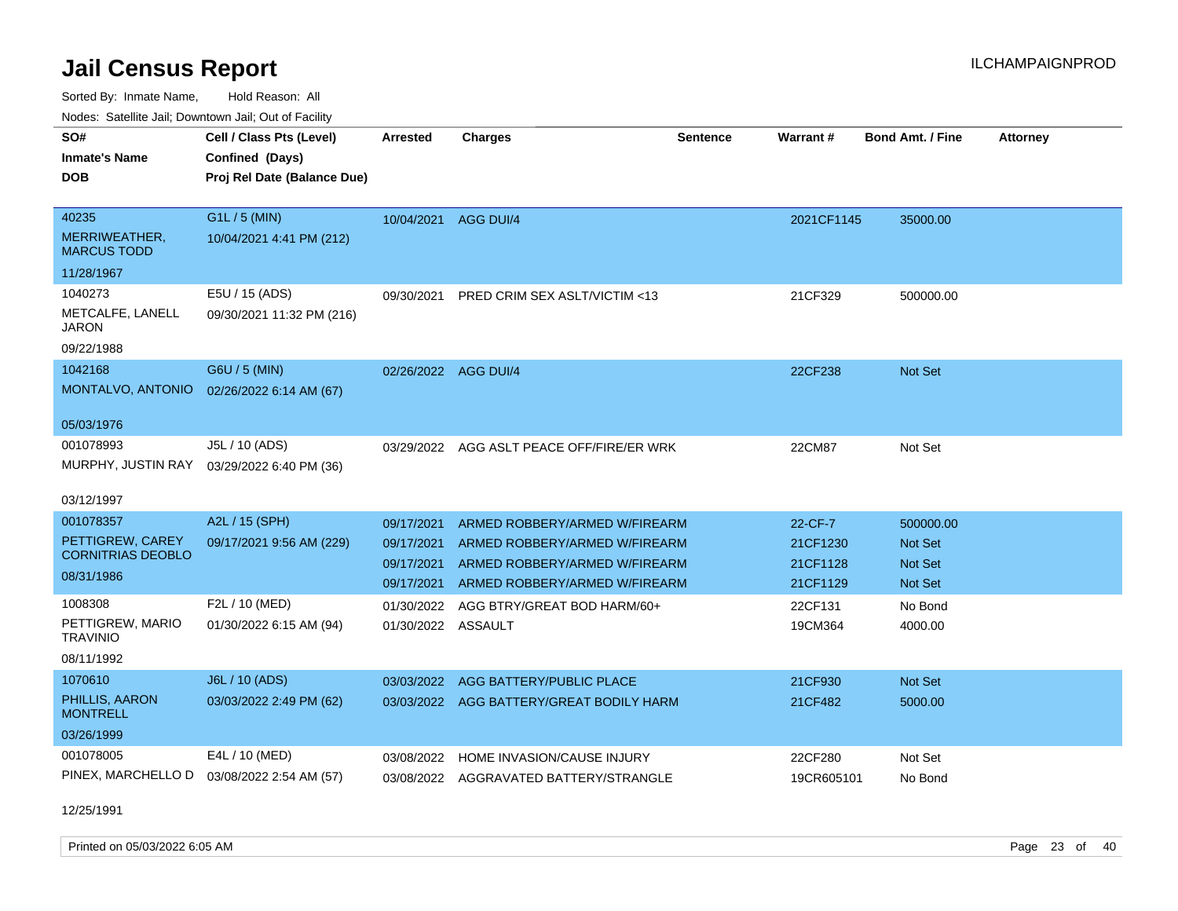# Jail Census Report

Sorted By: Inmate Name, Hold Reason: All

Nodes: Satellite Jail; Downtown Jail; Out of Facility

| SO# / Inmate's Name / DOB | Cell / Class Pts (Level) / Confined (Days) / Proj Rel Date (Balance Due) | Arrested | Charges | Sentence | Warrant # | Bond Amt. / Fine | Attorney |
|---|---|---|---|---|---|---|---|
| 40235<br>MERRIWEATHER, MARCUS TODD<br>11/28/1967 | G1L / 5 (MIN)<br>10/04/2021 4:41 PM (212) | 10/04/2021 | AGG DUI/4 | | 2021CF1145 | 35000.00 | |
| 1040273<br>METCALFE, LANELL JARON<br>09/22/1988 | E5U / 15 (ADS)<br>09/30/2021 11:32 PM (216) | 09/30/2021 | PRED CRIM SEX ASLT/VICTIM <13 | | 21CF329 | 500000.00 | |
| 1042168<br>MONTALVO, ANTONIO<br>05/03/1976 | G6U / 5 (MIN)<br>02/26/2022 6:14 AM (67) | 02/26/2022 | AGG DUI/4 | | 22CF238 | Not Set | |
| 001078993<br>MURPHY, JUSTIN RAY<br>03/12/1997 | J5L / 10 (ADS)<br>03/29/2022 6:40 PM (36) | 03/29/2022 | AGG ASLT PEACE OFF/FIRE/ER WRK | | 22CM87 | Not Set | |
| 001078357<br>PETTIGREW, CAREY CORNITRIAS DEOBLO<br>08/31/1986 | A2L / 15 (SPH)<br>09/17/2021 9:56 AM (229) | 09/17/2021 | ARMED ROBBERY/ARMED W/FIREARM | | 22-CF-7 | 500000.00 | |
| | | 09/17/2021 | ARMED ROBBERY/ARMED W/FIREARM | | 21CF1230 | Not Set | |
| | | 09/17/2021 | ARMED ROBBERY/ARMED W/FIREARM | | 21CF1128 | Not Set | |
| | | 09/17/2021 | ARMED ROBBERY/ARMED W/FIREARM | | 21CF1129 | Not Set | |
| 1008308<br>PETTIGREW, MARIO TRAVINIO<br>08/11/1992 | F2L / 10 (MED)<br>01/30/2022 6:15 AM (94) | 01/30/2022 | AGG BTRY/GREAT BOD HARM/60+ | | 22CF131 | No Bond | |
| | | 01/30/2022 | ASSAULT | | 19CM364 | 4000.00 | |
| 1070610<br>PHILLIS, AARON MONTRELL<br>03/26/1999 | J6L / 10 (ADS)<br>03/03/2022 2:49 PM (62) | 03/03/2022 | AGG BATTERY/PUBLIC PLACE | | 21CF930 | Not Set | |
| | | 03/03/2022 | AGG BATTERY/GREAT BODILY HARM | | 21CF482 | 5000.00 | |
| 001078005<br>PINEX, MARCHELLO D<br>12/25/1991 | E4L / 10 (MED)<br>03/08/2022 2:54 AM (57) | 03/08/2022 | HOME INVASION/CAUSE INJURY | | 22CF280 | Not Set | |
| | | 03/08/2022 | AGGRAVATED BATTERY/STRANGLE | | 19CR605101 | No Bond | |

Printed on 05/03/2022 6:05 AM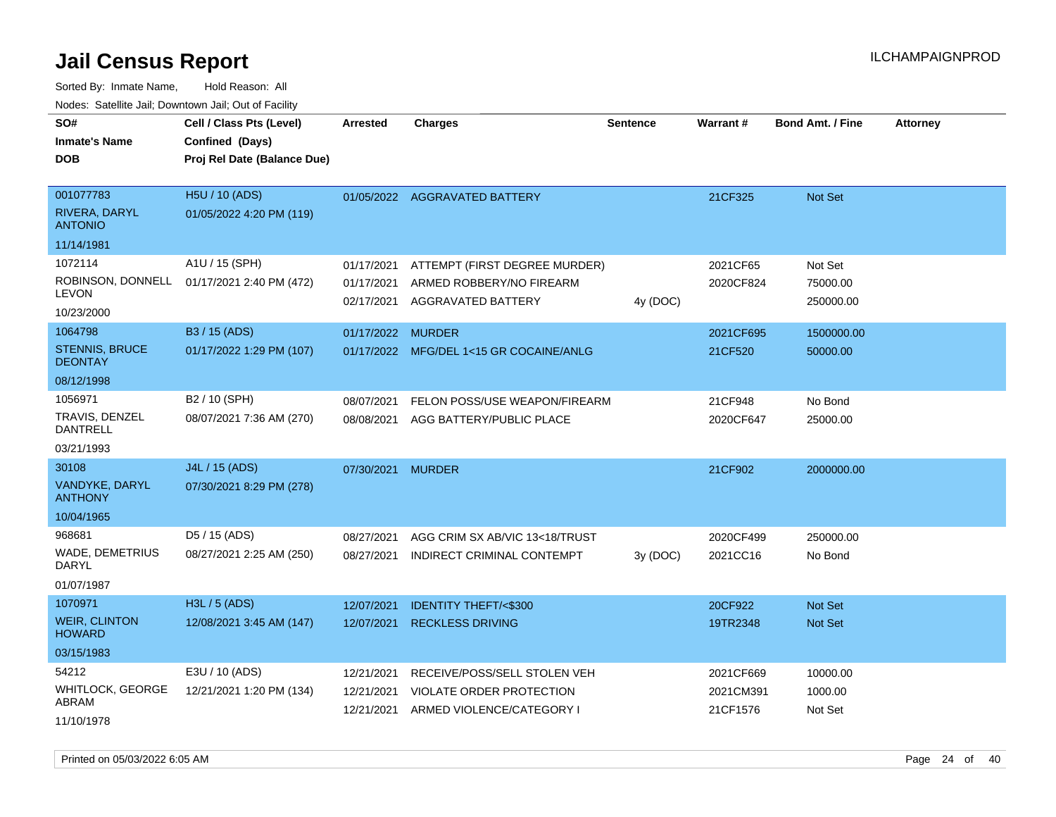# Jail Census Report

ILCHAMPAIGNPROD

Sorted By: Inmate Name, Hold Reason: All

Nodes: Satellite Jail; Downtown Jail; Out of Facility

| SO# / Inmate's Name / DOB | Cell / Class Pts (Level) / Confined (Days) / Proj Rel Date (Balance Due) | Arrested | Charges | Sentence | Warrant # | Bond Amt. / Fine | Attorney |
|---|---|---|---|---|---|---|---|
| 001077783<br>RIVERA, DARYL ANTONIO<br>11/14/1981 | H5U / 10 (ADS)<br>01/05/2022 4:20 PM (119) | 01/05/2022 | AGGRAVATED BATTERY | | 21CF325 | Not Set | |
| 1072114<br>ROBINSON, DONNELL LEVON<br>10/23/2000 | A1U / 15 (SPH)<br>01/17/2021 2:40 PM (472) | 01/17/2021 | ATTEMPT (FIRST DEGREE MURDER) | | 2021CF65 | Not Set | |
| | | 01/17/2021 | ARMED ROBBERY/NO FIREARM | | 2020CF824 | 75000.00 | |
| | | 02/17/2021 | AGGRAVATED BATTERY | 4y (DOC) | | 250000.00 | |
| 1064798<br>STENNIS, BRUCE DEONTAY<br>08/12/1998 | B3 / 15 (ADS)<br>01/17/2022 1:29 PM (107) | 01/17/2022 | MURDER | | 2021CF695 | 1500000.00 | |
| | | 01/17/2022 | MFG/DEL 1<15 GR COCAINE/ANLG | | 21CF520 | 50000.00 | |
| 1056971<br>TRAVIS, DENZEL DANTRELL<br>03/21/1993 | B2 / 10 (SPH)<br>08/07/2021 7:36 AM (270) | 08/07/2021 | FELON POSS/USE WEAPON/FIREARM | | 21CF948 | No Bond | |
| | | 08/08/2021 | AGG BATTERY/PUBLIC PLACE | | 2020CF647 | 25000.00 | |
| 30108<br>VANDYKE, DARYL ANTHONY<br>10/04/1965 | J4L / 15 (ADS)<br>07/30/2021 8:29 PM (278) | 07/30/2021 | MURDER | | 21CF902 | 2000000.00 | |
| 968681<br>WADE, DEMETRIUS DARYL<br>01/07/1987 | D5 / 15 (ADS)<br>08/27/2021 2:25 AM (250) | 08/27/2021 | AGG CRIM SX AB/VIC 13<18/TRUST | | 2020CF499 | 250000.00 | |
| | | 08/27/2021 | INDIRECT CRIMINAL CONTEMPT | 3y (DOC) | 2021CC16 | No Bond | |
| 1070971<br>WEIR, CLINTON HOWARD<br>03/15/1983 | H3L / 5 (ADS)<br>12/08/2021 3:45 AM (147) | 12/07/2021 | IDENTITY THEFT/<$300 | | 20CF922 | Not Set | |
| | | 12/07/2021 | RECKLESS DRIVING | | 19TR2348 | Not Set | |
| 54212<br>WHITLOCK, GEORGE ABRAM<br>11/10/1978 | E3U / 10 (ADS)<br>12/21/2021 1:20 PM (134) | 12/21/2021 | RECEIVE/POSS/SELL STOLEN VEH | | 2021CF669 | 10000.00 | |
| | | 12/21/2021 | VIOLATE ORDER PROTECTION | | 2021CM391 | 1000.00 | |
| | | 12/21/2021 | ARMED VIOLENCE/CATEGORY I | | 21CF1576 | Not Set | |

Printed on 05/03/2022 6:05 AM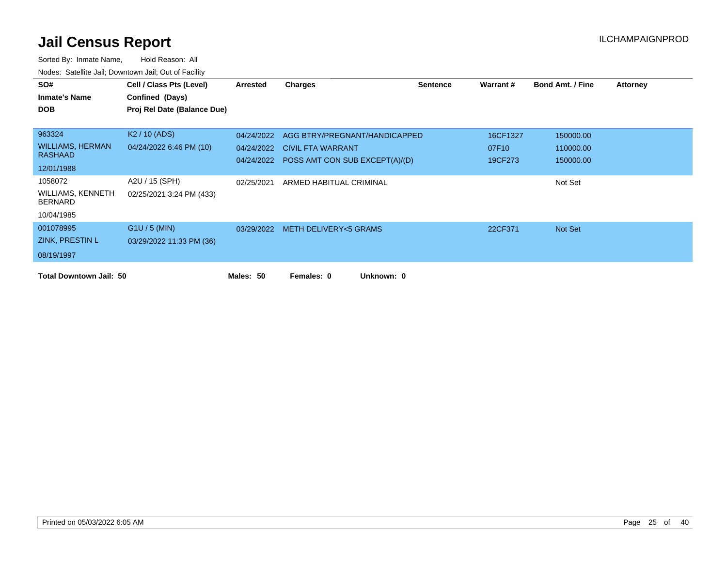# Jail Census Report

ILCHAMPAIGNPROD

Sorted By: Inmate Name, Hold Reason: All

Nodes: Satellite Jail; Downtown Jail; Out of Facility

| SO# / Inmate's Name / DOB | Cell / Class Pts (Level) / Confined (Days) / Proj Rel Date (Balance Due) | Arrested | Charges | Sentence | Warrant # | Bond Amt. / Fine | Attorney |
|---|---|---|---|---|---|---|---|
| 963324<br>WILLIAMS, HERMAN RASHAAD<br>12/01/1988 | K2 / 10 (ADS)<br>04/24/2022 6:46 PM (10) | 04/24/2022 | AGG BTRY/PREGNANT/HANDICAPPED | | 16CF1327 | 150000.00 | |
| | | 04/24/2022 | CIVIL FTA WARRANT | | 07F10 | 110000.00 | |
| | | 04/24/2022 | POSS AMT CON SUB EXCEPT(A)/(D) | | 19CF273 | 150000.00 | |
| 1058072<br>WILLIAMS, KENNETH BERNARD<br>10/04/1985 | A2U / 15 (SPH)<br>02/25/2021 3:24 PM (433) | 02/25/2021 | ARMED HABITUAL CRIMINAL | | | Not Set | |
| 001078995<br>ZINK, PRESTIN L<br>08/19/1997 | G1U / 5 (MIN)<br>03/29/2022 11:33 PM (36) | 03/29/2022 | METH DELIVERY<5 GRAMS | | 22CF371 | Not Set | |

**Total Downtown Jail: 50** **Males: 50** **Females: 0** **Unknown: 0**

Printed on 05/03/2022 6:05 AM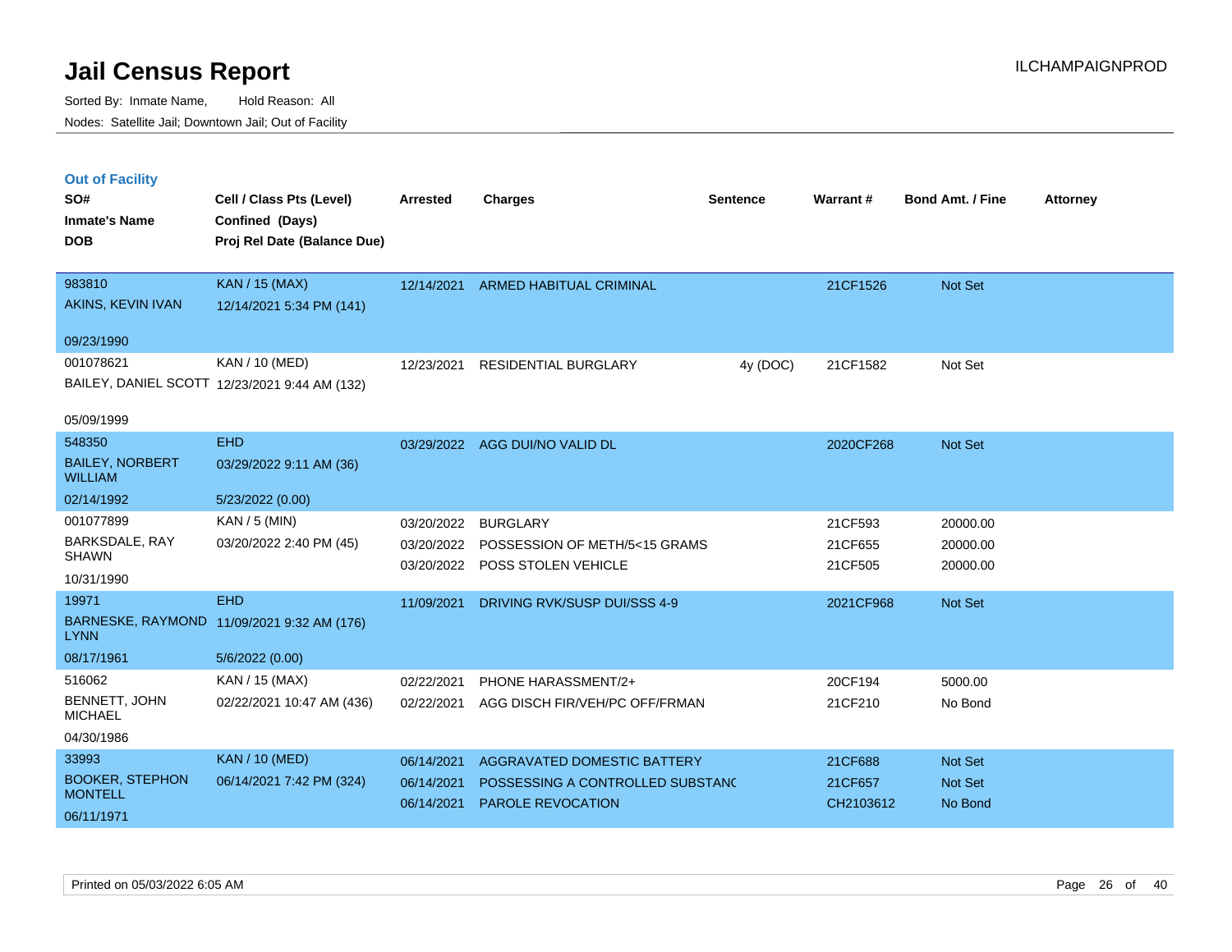# Jail Census Report

ILCHAMPAIGNPROD

Sorted By: Inmate Name, Hold Reason: All

Nodes: Satellite Jail; Downtown Jail; Out of Facility

## Out of Facility

| SO# / Inmate's Name / DOB | Cell / Class Pts (Level) / Confined (Days) / Proj Rel Date (Balance Due) | Arrested | Charges | Sentence | Warrant # | Bond Amt. / Fine | Attorney |
|---|---|---|---|---|---|---|---|
| 983810<br>AKINS, KEVIN IVAN<br>09/23/1990 | KAN / 15 (MAX)<br>12/14/2021 5:34 PM (141) | 12/14/2021 | ARMED HABITUAL CRIMINAL | | 21CF1526 | Not Set | |
| 001078621<br>BAILEY, DANIEL SCOTT<br>05/09/1999 | KAN / 10 (MED)<br>12/23/2021 9:44 AM (132) | 12/23/2021 | RESIDENTIAL BURGLARY | 4y (DOC) | 21CF1582 | Not Set | |
| 548350<br>BAILEY, NORBERT WILLIAM<br>02/14/1992 | EHD<br>03/29/2022 9:11 AM (36)<br>5/23/2022 (0.00) | 03/29/2022 | AGG DUI/NO VALID DL | | 2020CF268 | Not Set | |
| 001077899<br>BARKSDALE, RAY SHAWN<br>10/31/1990 | KAN / 5 (MIN)<br>03/20/2022 2:40 PM (45) | 03/20/2022<br>03/20/2022<br>03/20/2022 | BURGLARY<br>POSSESSION OF METH/5<15 GRAMS<br>POSS STOLEN VEHICLE | | 21CF593<br>21CF655<br>21CF505 | 20000.00<br>20000.00<br>20000.00 | |
| 19971<br>BARNESKE, RAYMOND LYNN<br>08/17/1961 | EHD<br>11/09/2021 9:32 AM (176)<br>5/6/2022 (0.00) | 11/09/2021 | DRIVING RVK/SUSP DUI/SSS 4-9 | | 2021CF968 | Not Set | |
| 516062<br>BENNETT, JOHN MICHAEL<br>04/30/1986 | KAN / 15 (MAX)<br>02/22/2021 10:47 AM (436) | 02/22/2021<br>02/22/2021 | PHONE HARASSMENT/2+<br>AGG DISCH FIR/VEH/PC OFF/FRMAN | | 20CF194<br>21CF210 | 5000.00<br>No Bond | |
| 33993<br>BOOKER, STEPHON MONTELL<br>06/11/1971 | KAN / 10 (MED)<br>06/14/2021 7:42 PM (324) | 06/14/2021<br>06/14/2021<br>06/14/2021 | AGGRAVATED DOMESTIC BATTERY<br>POSSESSING A CONTROLLED SUBSTANC<br>PAROLE REVOCATION | | 21CF688<br>21CF657<br>CH2103612 | Not Set<br>Not Set<br>No Bond | |

Printed on 05/03/2022 6:05 AM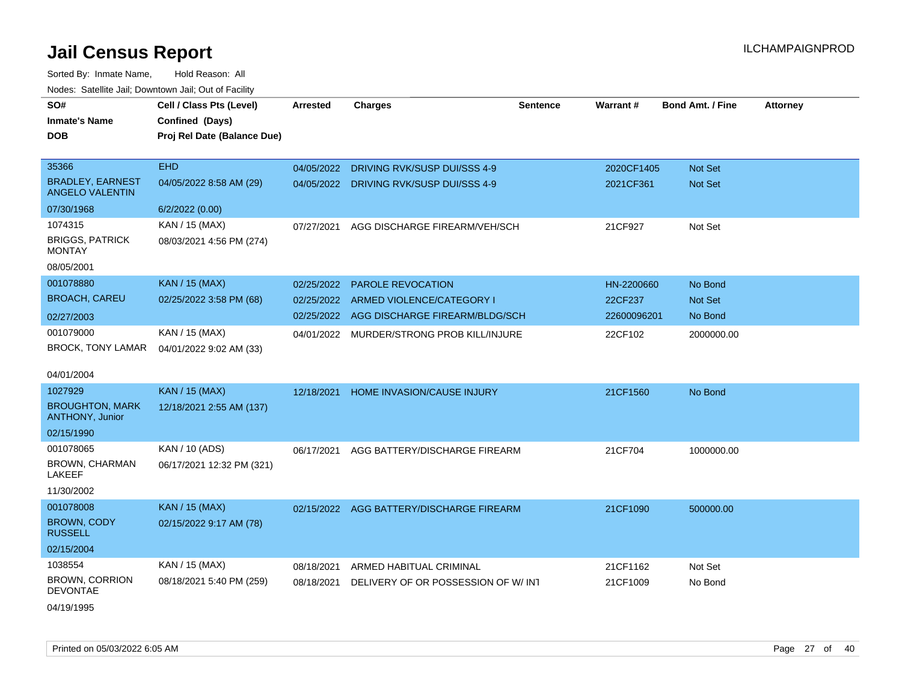# Jail Census Report

Sorted By: Inmate Name, Hold Reason: All

Nodes: Satellite Jail; Downtown Jail; Out of Facility

| SO# / Inmate's Name / DOB | Cell / Class Pts (Level) / Confined (Days) / Proj Rel Date (Balance Due) | Arrested | Charges | Sentence | Warrant # | Bond Amt. / Fine | Attorney |
|---|---|---|---|---|---|---|---|
| 35366<br>BRADLEY, EARNEST ANGELO VALENTIN<br>07/30/1968 | EHD<br>04/05/2022 8:58 AM (29)<br>6/2/2022 (0.00) | 04/05/2022<br>04/05/2022 | DRIVING RVK/SUSP DUI/SSS 4-9<br>DRIVING RVK/SUSP DUI/SSS 4-9 | | 2020CF1405<br>2021CF361 | Not Set<br>Not Set | |
| 1074315<br>BRIGGS, PATRICK MONTAY<br>08/05/2001 | KAN / 15 (MAX)<br>08/03/2021 4:56 PM (274) | 07/27/2021 | AGG DISCHARGE FIREARM/VEH/SCH | | 21CF927 | Not Set | |
| 001078880<br>BROACH, CAREU<br>02/27/2003 | KAN / 15 (MAX)<br>02/25/2022 3:58 PM (68) | 02/25/2022<br>02/25/2022<br>02/25/2022 | PAROLE REVOCATION<br>ARMED VIOLENCE/CATEGORY I<br>AGG DISCHARGE FIREARM/BLDG/SCH | | HN-2200660<br>22CF237<br>22600096201 | No Bond<br>Not Set<br>No Bond | |
| 001079000<br>BROCK, TONY LAMAR<br>04/01/2004 | KAN / 15 (MAX)<br>04/01/2022 9:02 AM (33) | 04/01/2022 | MURDER/STRONG PROB KILL/INJURE | | 22CF102 | 2000000.00 | |
| 1027929<br>BROUGHTON, MARK ANTHONY, Junior<br>02/15/1990 | KAN / 15 (MAX)<br>12/18/2021 2:55 AM (137) | 12/18/2021 | HOME INVASION/CAUSE INJURY | | 21CF1560 | No Bond | |
| 001078065<br>BROWN, CHARMAN LAKEEF<br>11/30/2002 | KAN / 10 (ADS)<br>06/17/2021 12:32 PM (321) | 06/17/2021 | AGG BATTERY/DISCHARGE FIREARM | | 21CF704 | 1000000.00 | |
| 001078008<br>BROWN, CODY RUSSELL<br>02/15/2004 | KAN / 15 (MAX)<br>02/15/2022 9:17 AM (78) | 02/15/2022 | AGG BATTERY/DISCHARGE FIREARM | | 21CF1090 | 500000.00 | |
| 1038554<br>BROWN, CORRION DEVONTAE<br>04/19/1995 | KAN / 15 (MAX)<br>08/18/2021 5:40 PM (259) | 08/18/2021<br>08/18/2021 | ARMED HABITUAL CRIMINAL<br>DELIVERY OF OR POSSESSION OF W/ INT | | 21CF1162<br>21CF1009 | Not Set<br>No Bond | |

Printed on 05/03/2022 6:05 AM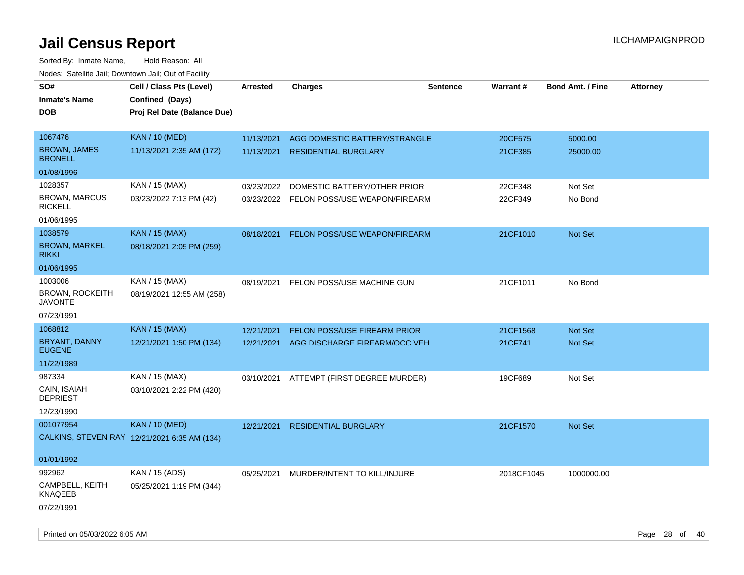# Jail Census Report

ILCHAMPAIGNPROD

Sorted By: Inmate Name, Hold Reason: All

Nodes: Satellite Jail; Downtown Jail; Out of Facility

| SO# / Inmate's Name / DOB | Cell / Class Pts (Level) / Confined (Days) / Proj Rel Date (Balance Due) | Arrested | Charges | Sentence | Warrant # | Bond Amt. / Fine | Attorney |
|---|---|---|---|---|---|---|---|
| 1067476<br>BROWN, JAMES BRONELL<br>01/08/1996 | KAN / 10 (MED)<br>11/13/2021 2:35 AM (172) | 11/13/2021<br>11/13/2021 | AGG DOMESTIC BATTERY/STRANGLE<br>RESIDENTIAL BURGLARY | | 20CF575<br>21CF385 | 5000.00<br>25000.00 | |
| 1028357<br>BROWN, MARCUS RICKELL<br>01/06/1995 | KAN / 15 (MAX)<br>03/23/2022 7:13 PM (42) | 03/23/2022<br>03/23/2022 | DOMESTIC BATTERY/OTHER PRIOR<br>FELON POSS/USE WEAPON/FIREARM | | 22CF348<br>22CF349 | Not Set<br>No Bond | |
| 1038579<br>BROWN, MARKEL RIKKI<br>01/06/1995 | KAN / 15 (MAX)<br>08/18/2021 2:05 PM (259) | 08/18/2021 | FELON POSS/USE WEAPON/FIREARM | | 21CF1010 | Not Set | |
| 1003006<br>BROWN, ROCKEITH JAVONTE<br>07/23/1991 | KAN / 15 (MAX)<br>08/19/2021 12:55 AM (258) | 08/19/2021 | FELON POSS/USE MACHINE GUN | | 21CF1011 | No Bond | |
| 1068812<br>BRYANT, DANNY EUGENE<br>11/22/1989 | KAN / 15 (MAX)<br>12/21/2021 1:50 PM (134) | 12/21/2021<br>12/21/2021 | FELON POSS/USE FIREARM PRIOR<br>AGG DISCHARGE FIREARM/OCC VEH | | 21CF1568<br>21CF741 | Not Set<br>Not Set | |
| 987334<br>CAIN, ISAIAH DEPRIEST<br>12/23/1990 | KAN / 15 (MAX)<br>03/10/2021 2:22 PM (420) | 03/10/2021 | ATTEMPT (FIRST DEGREE MURDER) | | 19CF689 | Not Set | |
| 001077954<br>CALKINS, STEVEN RAY<br>01/01/1992 | KAN / 10 (MED)<br>12/21/2021 6:35 AM (134) | 12/21/2021 | RESIDENTIAL BURGLARY | | 21CF1570 | Not Set | |
| 992962<br>CAMPBELL, KEITH KNAQEEB<br>07/22/1991 | KAN / 15 (ADS)<br>05/25/2021 1:19 PM (344) | 05/25/2021 | MURDER/INTENT TO KILL/INJURE | | 2018CF1045 | 1000000.00 | |

Printed on 05/03/2022 6:05 AM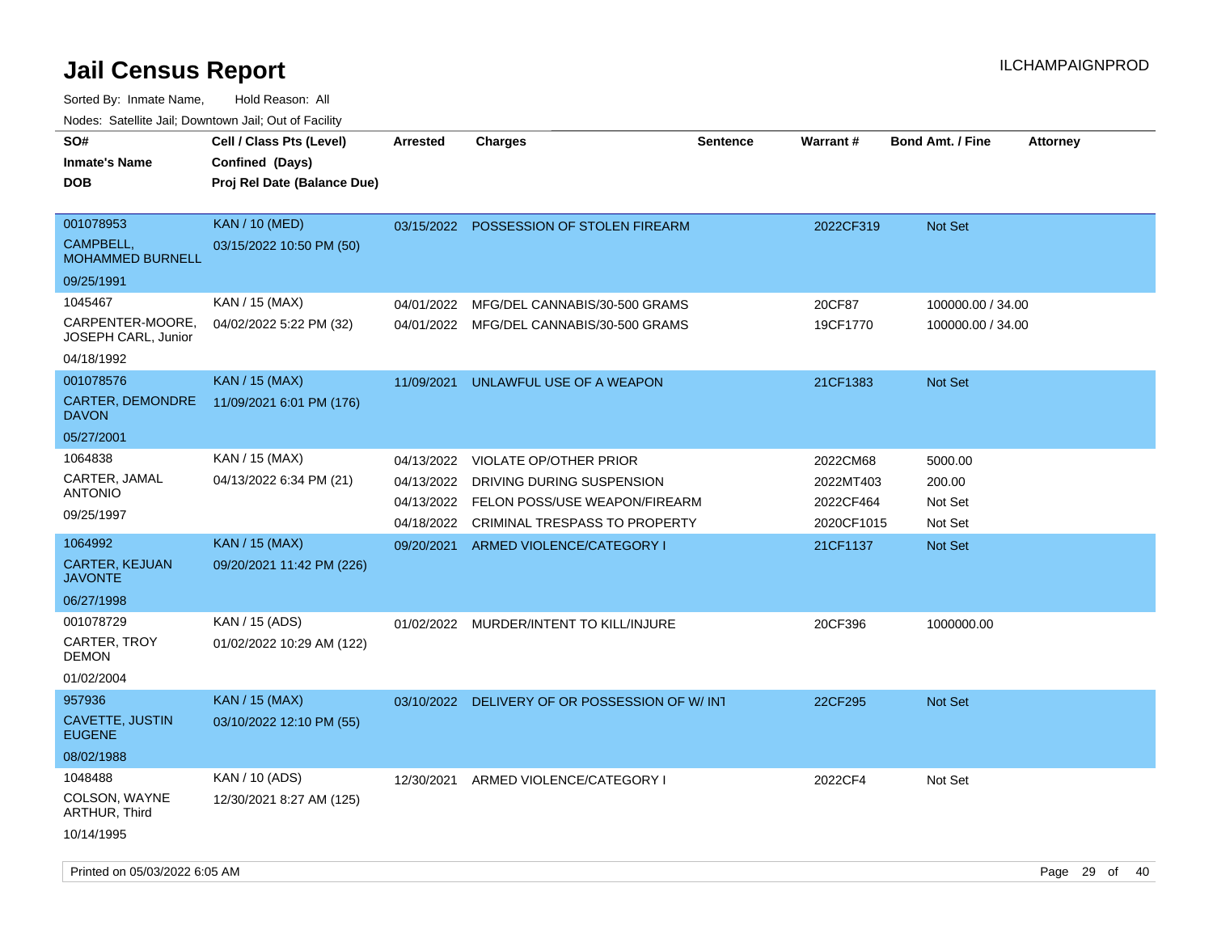# Jail Census Report

ILCHAMPAIGNPROD

Sorted By: Inmate Name, Hold Reason: All

Nodes: Satellite Jail; Downtown Jail; Out of Facility

| SO# / Inmate's Name / DOB | Cell / Class Pts (Level) / Confined (Days) / Proj Rel Date (Balance Due) | Arrested | Charges | Sentence | Warrant # | Bond Amt. / Fine | Attorney |
|---|---|---|---|---|---|---|---|
| 001078953 CAMPBELL, MOHAMMED BURNELL 09/25/1991 | KAN / 10 (MED) 03/15/2022 10:50 PM (50) | 03/15/2022 | POSSESSION OF STOLEN FIREARM | | 2022CF319 | Not Set | |
| 1045467 CARPENTER-MOORE, JOSEPH CARL, Junior 04/18/1992 | KAN / 15 (MAX) 04/02/2022 5:22 PM (32) | 04/01/2022 | MFG/DEL CANNABIS/30-500 GRAMS | | 20CF87 | 100000.00 / 34.00 | |
| | | 04/01/2022 | MFG/DEL CANNABIS/30-500 GRAMS | | 19CF1770 | 100000.00 / 34.00 | |
| 001078576 CARTER, DEMONDRE DAVON 05/27/2001 | KAN / 15 (MAX) 11/09/2021 6:01 PM (176) | 11/09/2021 | UNLAWFUL USE OF A WEAPON | | 21CF1383 | Not Set | |
| 1064838 CARTER, JAMAL ANTONIO 09/25/1997 | KAN / 15 (MAX) 04/13/2022 6:34 PM (21) | 04/13/2022 | VIOLATE OP/OTHER PRIOR | | 2022CM68 | 5000.00 | |
| | | 04/13/2022 | DRIVING DURING SUSPENSION | | 2022MT403 | 200.00 | |
| | | 04/13/2022 | FELON POSS/USE WEAPON/FIREARM | | 2022CF464 | Not Set | |
| | | 04/18/2022 | CRIMINAL TRESPASS TO PROPERTY | | 2020CF1015 | Not Set | |
| 1064992 CARTER, KEJUAN JAVONTE 06/27/1998 | KAN / 15 (MAX) 09/20/2021 11:42 PM (226) | 09/20/2021 | ARMED VIOLENCE/CATEGORY I | | 21CF1137 | Not Set | |
| 001078729 CARTER, TROY DEMON 01/02/2004 | KAN / 15 (ADS) 01/02/2022 10:29 AM (122) | 01/02/2022 | MURDER/INTENT TO KILL/INJURE | | 20CF396 | 1000000.00 | |
| 957936 CAVETTE, JUSTIN EUGENE 08/02/1988 | KAN / 15 (MAX) 03/10/2022 12:10 PM (55) | 03/10/2022 | DELIVERY OF OR POSSESSION OF W/ INT | | 22CF295 | Not Set | |
| 1048488 COLSON, WAYNE ARTHUR, Third 10/14/1995 | KAN / 10 (ADS) 12/30/2021 8:27 AM (125) | 12/30/2021 | ARMED VIOLENCE/CATEGORY I | | 2022CF4 | Not Set | |

Printed on 05/03/2022 6:05 AM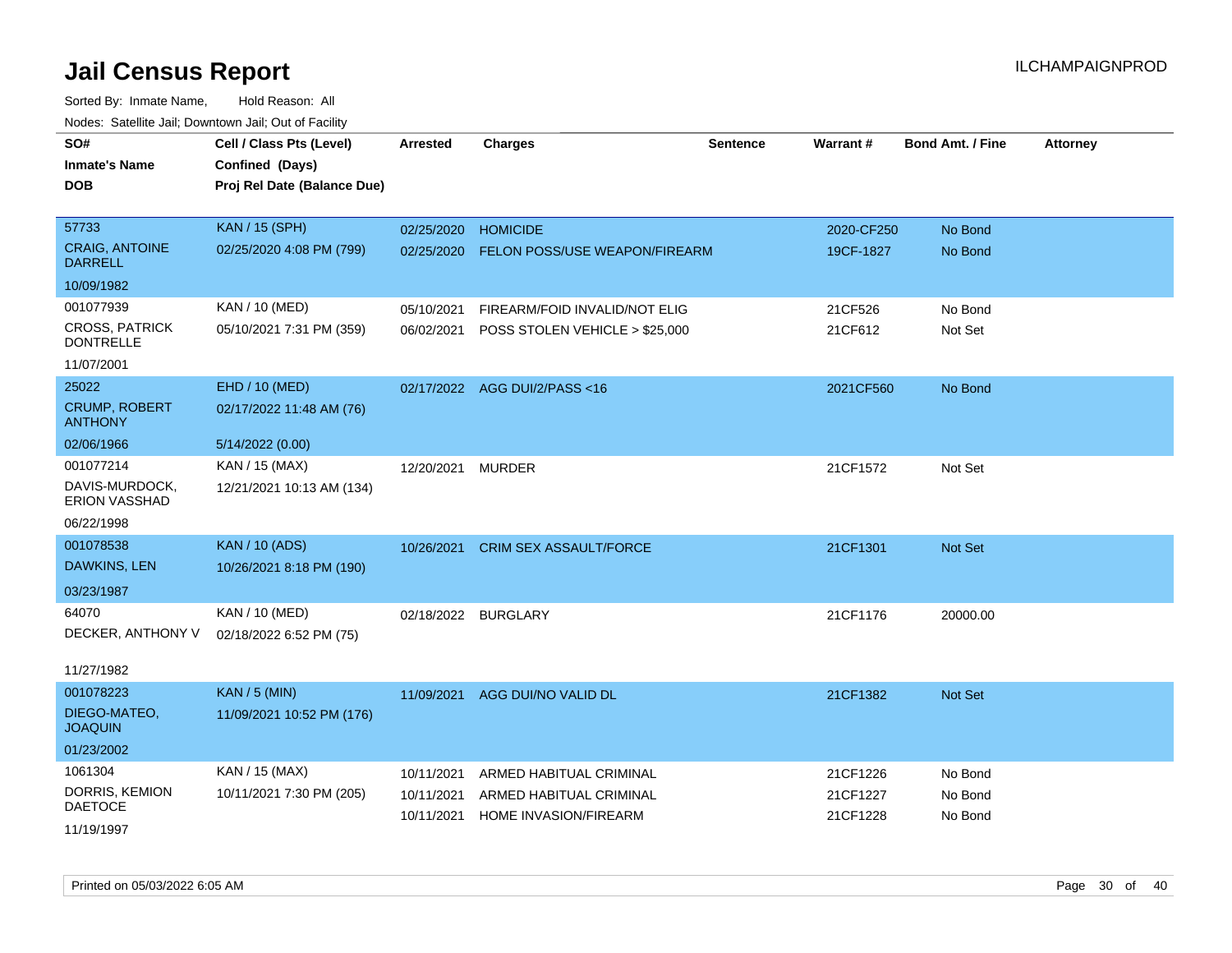# Jail Census Report

Sorted By: Inmate Name, Hold Reason: All

Nodes: Satellite Jail; Downtown Jail; Out of Facility

ILCHAMPAIGNPROD

| SO# / Inmate's Name / DOB | Cell / Class Pts (Level) / Confined (Days) / Proj Rel Date (Balance Due) | Arrested | Charges | Sentence | Warrant # | Bond Amt. / Fine | Attorney |
|---|---|---|---|---|---|---|---|
| 57733<br>CRAIG, ANTOINE DARRELL<br>10/09/1982 | KAN / 15 (SPH)<br>02/25/2020 4:08 PM (799) | 02/25/2020<br>02/25/2020 | HOMICIDE<br>FELON POSS/USE WEAPON/FIREARM | | 2020-CF250<br>19CF-1827 | No Bond<br>No Bond | |
| 001077939<br>CROSS, PATRICK DONTRELLE<br>11/07/2001 | KAN / 10 (MED)<br>05/10/2021 7:31 PM (359) | 05/10/2021<br>06/02/2021 | FIREARM/FOID INVALID/NOT ELIG<br>POSS STOLEN VEHICLE > $25,000 | | 21CF526<br>21CF612 | No Bond<br>Not Set | |
| 25022<br>CRUMP, ROBERT ANTHONY<br>02/06/1966 | EHD / 10 (MED)<br>02/17/2022 11:48 AM (76)<br>5/14/2022 (0.00) | 02/17/2022 | AGG DUI/2/PASS <16 | | 2021CF560 | No Bond | |
| 001077214<br>DAVIS-MURDOCK, ERION VASSHAD<br>06/22/1998 | KAN / 15 (MAX)<br>12/21/2021 10:13 AM (134) | 12/20/2021 | MURDER | | 21CF1572 | Not Set | |
| 001078538<br>DAWKINS, LEN<br>03/23/1987 | KAN / 10 (ADS)<br>10/26/2021 8:18 PM (190) | 10/26/2021 | CRIM SEX ASSAULT/FORCE | | 21CF1301 | Not Set | |
| 64070<br>DECKER, ANTHONY V<br>11/27/1982 | KAN / 10 (MED)<br>02/18/2022 6:52 PM (75) | 02/18/2022 | BURGLARY | | 21CF1176 | 20000.00 | |
| 001078223<br>DIEGO-MATEO, JOAQUIN<br>01/23/2002 | KAN / 5 (MIN)<br>11/09/2021 10:52 PM (176) | 11/09/2021 | AGG DUI/NO VALID DL | | 21CF1382 | Not Set | |
| 1061304<br>DORRIS, KEMION DAETOCE<br>11/19/1997 | KAN / 15 (MAX)<br>10/11/2021 7:30 PM (205) | 10/11/2021<br>10/11/2021<br>10/11/2021 | ARMED HABITUAL CRIMINAL<br>ARMED HABITUAL CRIMINAL<br>HOME INVASION/FIREARM | | 21CF1226<br>21CF1227<br>21CF1228 | No Bond<br>No Bond<br>No Bond | |

Printed on 05/03/2022 6:05 AM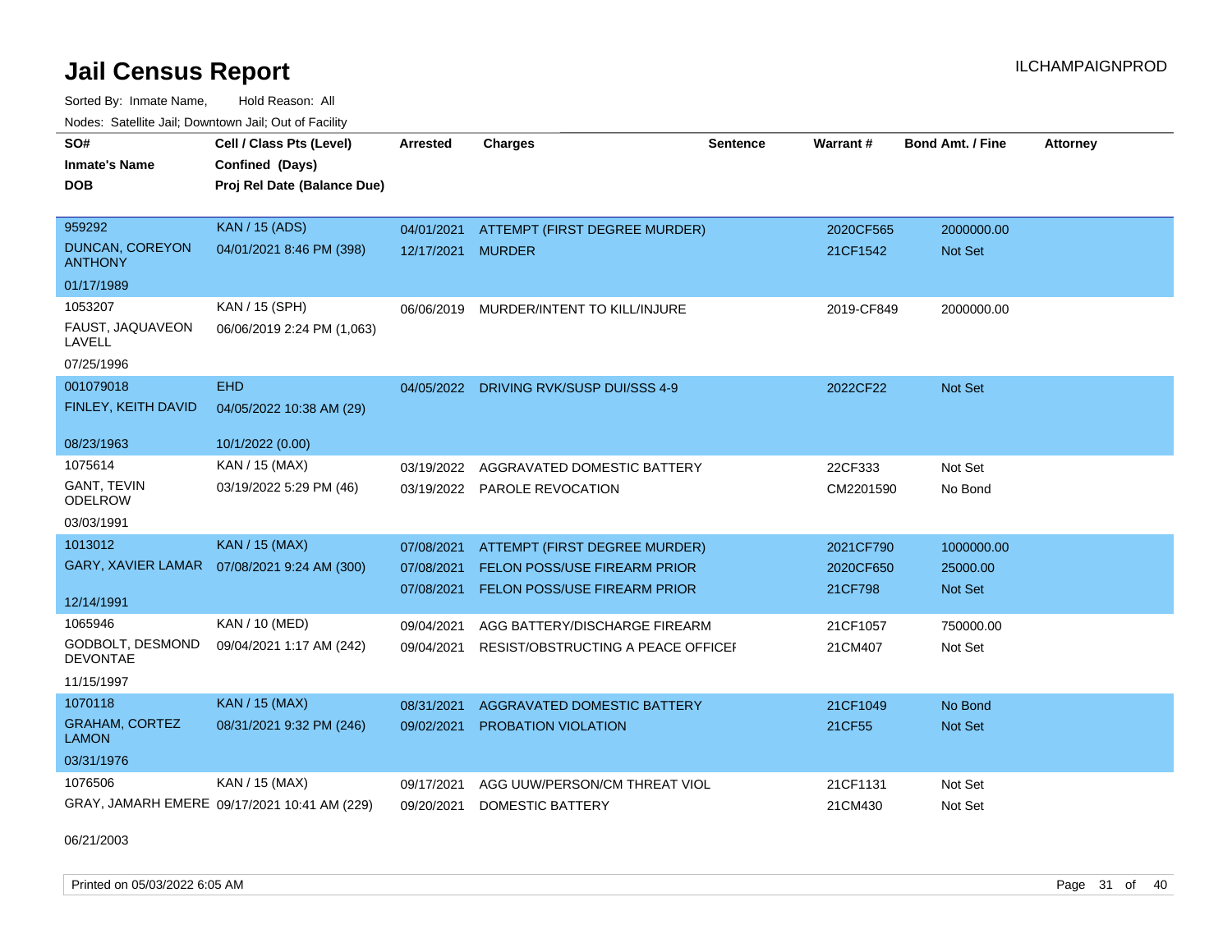# Jail Census Report

Sorted By: Inmate Name, Hold Reason: All

Nodes: Satellite Jail; Downtown Jail; Out of Facility

| SO# / Inmate's Name / DOB | Cell / Class Pts (Level) / Confined (Days) / Proj Rel Date (Balance Due) | Arrested | Charges | Sentence | Warrant # | Bond Amt. / Fine | Attorney |
|---|---|---|---|---|---|---|---|
| 959292<br>DUNCAN, COREYON ANTHONY<br>01/17/1989 | KAN / 15 (ADS)<br>04/01/2021 8:46 PM (398) | 04/01/2021<br>12/17/2021 | ATTEMPT (FIRST DEGREE MURDER)<br>MURDER | | 2020CF565<br>21CF1542 | 2000000.00<br>Not Set | |
| 1053207<br>FAUST, JAQUAVEON LAVELL<br>07/25/1996 | KAN / 15 (SPH)<br>06/06/2019 2:24 PM (1,063) | 06/06/2019 | MURDER/INTENT TO KILL/INJURE | | 2019-CF849 | 2000000.00 | |
| 001079018<br>FINLEY, KEITH DAVID<br>08/23/1963 | EHD<br>04/05/2022 10:38 AM (29)<br>10/1/2022 (0.00) | 04/05/2022 | DRIVING RVK/SUSP DUI/SSS 4-9 | | 2022CF22 | Not Set | |
| 1075614<br>GANT, TEVIN ODELROW<br>03/03/1991 | KAN / 15 (MAX)<br>03/19/2022 5:29 PM (46) | 03/19/2022<br>03/19/2022 | AGGRAVATED DOMESTIC BATTERY<br>PAROLE REVOCATION | | 22CF333<br>CM2201590 | Not Set<br>No Bond | |
| 1013012<br>GARY, XAVIER LAMAR<br>12/14/1991 | KAN / 15 (MAX)<br>07/08/2021 9:24 AM (300) | 07/08/2021<br>07/08/2021<br>07/08/2021 | ATTEMPT (FIRST DEGREE MURDER)<br>FELON POSS/USE FIREARM PRIOR<br>FELON POSS/USE FIREARM PRIOR | | 2021CF790<br>2020CF650<br>21CF798 | 1000000.00<br>25000.00<br>Not Set | |
| 1065946<br>GODBOLT, DESMOND DEVONTAE<br>11/15/1997 | KAN / 10 (MED)<br>09/04/2021 1:17 AM (242) | 09/04/2021<br>09/04/2021 | AGG BATTERY/DISCHARGE FIREARM<br>RESIST/OBSTRUCTING A PEACE OFFICEI | | 21CF1057<br>21CM407 | 750000.00<br>Not Set | |
| 1070118<br>GRAHAM, CORTEZ LAMON<br>03/31/1976 | KAN / 15 (MAX)<br>08/31/2021 9:32 PM (246) | 08/31/2021<br>09/02/2021 | AGGRAVATED DOMESTIC BATTERY<br>PROBATION VIOLATION | | 21CF1049<br>21CF55 | No Bond<br>Not Set | |
| 1076506<br>GRAY, JAMARH EMERE<br>06/21/2003 | KAN / 15 (MAX)<br>09/17/2021 10:41 AM (229) | 09/17/2021<br>09/20/2021 | AGG UUW/PERSON/CM THREAT VIOL<br>DOMESTIC BATTERY | | 21CF1131<br>21CM430 | Not Set<br>Not Set | |

Printed on 05/03/2022 6:05 AM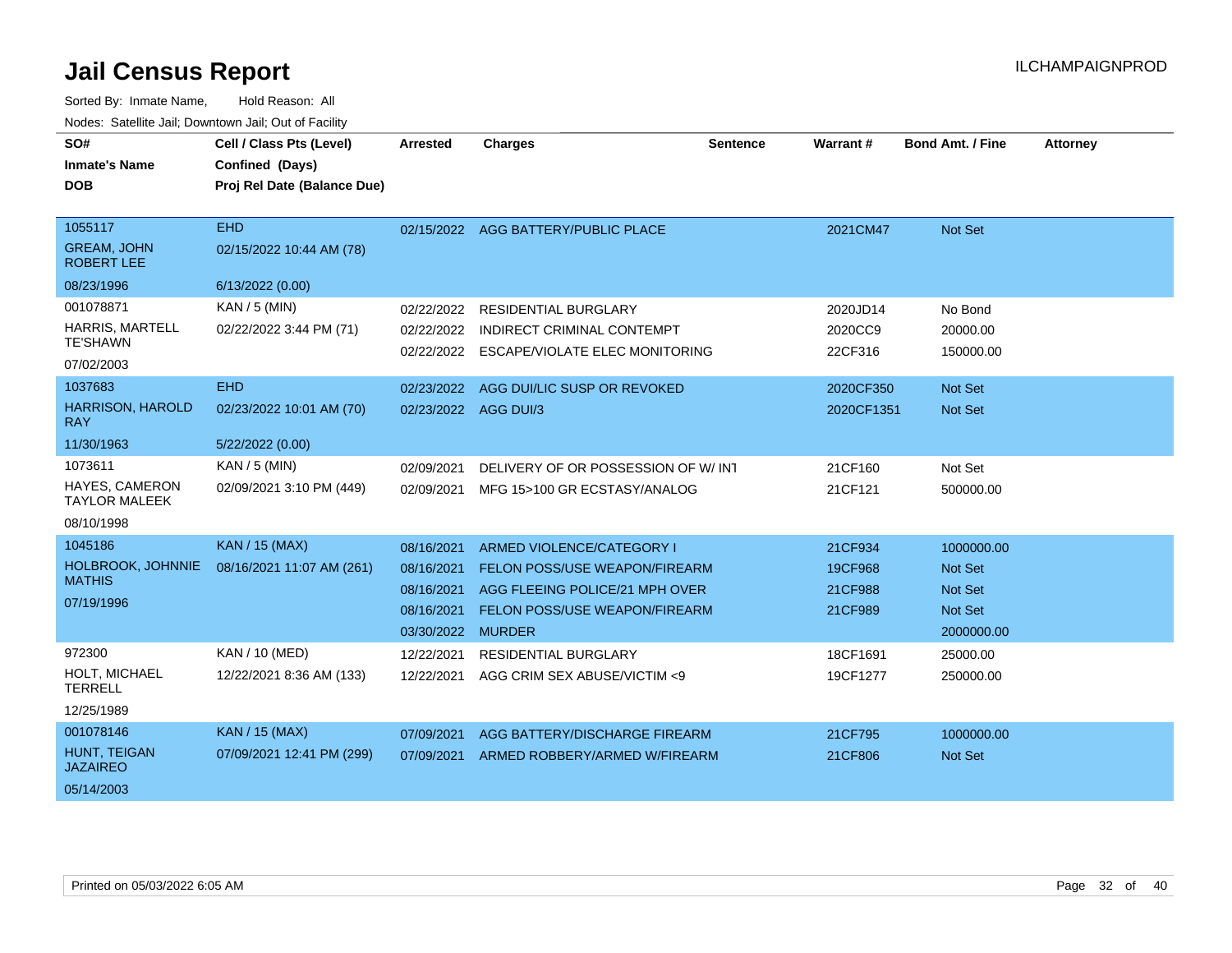# Jail Census Report

ILCHAMPAIGNPROD

Sorted By: Inmate Name, Hold Reason: All

Nodes: Satellite Jail; Downtown Jail; Out of Facility

| SO# / Inmate's Name / DOB | Cell / Class Pts (Level) / Confined (Days) / Proj Rel Date (Balance Due) | Arrested | Charges | Sentence | Warrant # | Bond Amt. / Fine | Attorney |
|---|---|---|---|---|---|---|---|
| 1055117 | EHD | 02/15/2022 | AGG BATTERY/PUBLIC PLACE | | 2021CM47 | Not Set | |
| GREAM, JOHN ROBERT LEE | 02/15/2022 10:44 AM (78) | | | | | | |
| 08/23/1996 | 6/13/2022 (0.00) | | | | | | |
| 001078871 | KAN / 5 (MIN) | 02/22/2022 | RESIDENTIAL BURGLARY | | 2020JD14 | No Bond | |
| HARRIS, MARTELL TE'SHAWN | 02/22/2022 3:44 PM (71) | 02/22/2022 | INDIRECT CRIMINAL CONTEMPT | | 2020CC9 | 20000.00 | |
| 07/02/2003 | | 02/22/2022 | ESCAPE/VIOLATE ELEC MONITORING | | 22CF316 | 150000.00 | |
| 1037683 | EHD | 02/23/2022 | AGG DUI/LIC SUSP OR REVOKED | | 2020CF350 | Not Set | |
| HARRISON, HAROLD RAY | 02/23/2022 10:01 AM (70) | 02/23/2022 | AGG DUI/3 | | 2020CF1351 | Not Set | |
| 11/30/1963 | 5/22/2022 (0.00) | | | | | | |
| 1073611 | KAN / 5 (MIN) | 02/09/2021 | DELIVERY OF OR POSSESSION OF W/ INT | | 21CF160 | Not Set | |
| HAYES, CAMERON TAYLOR MALEEK | 02/09/2021 3:10 PM (449) | 02/09/2021 | MFG 15>100 GR ECSTASY/ANALOG | | 21CF121 | 500000.00 | |
| 08/10/1998 | | | | | | | |
| 1045186 | KAN / 15 (MAX) | 08/16/2021 | ARMED VIOLENCE/CATEGORY I | | 21CF934 | 1000000.00 | |
| HOLBROOK, JOHNNIE MATHIS | 08/16/2021 11:07 AM (261) | 08/16/2021 | FELON POSS/USE WEAPON/FIREARM | | 19CF968 | Not Set | |
| 07/19/1996 | | 08/16/2021 | AGG FLEEING POLICE/21 MPH OVER | | 21CF988 | Not Set | |
| | | 08/16/2021 | FELON POSS/USE WEAPON/FIREARM | | 21CF989 | Not Set | |
| | | 03/30/2022 | MURDER | | | 2000000.00 | |
| 972300 | KAN / 10 (MED) | 12/22/2021 | RESIDENTIAL BURGLARY | | 18CF1691 | 25000.00 | |
| HOLT, MICHAEL TERRELL | 12/22/2021 8:36 AM (133) | 12/22/2021 | AGG CRIM SEX ABUSE/VICTIM <9 | | 19CF1277 | 250000.00 | |
| 12/25/1989 | | | | | | | |
| 001078146 | KAN / 15 (MAX) | 07/09/2021 | AGG BATTERY/DISCHARGE FIREARM | | 21CF795 | 1000000.00 | |
| HUNT, TEIGAN JAZAIREO | 07/09/2021 12:41 PM (299) | 07/09/2021 | ARMED ROBBERY/ARMED W/FIREARM | | 21CF806 | Not Set | |
| 05/14/2003 | | | | | | | |

Printed on 05/03/2022 6:05 AM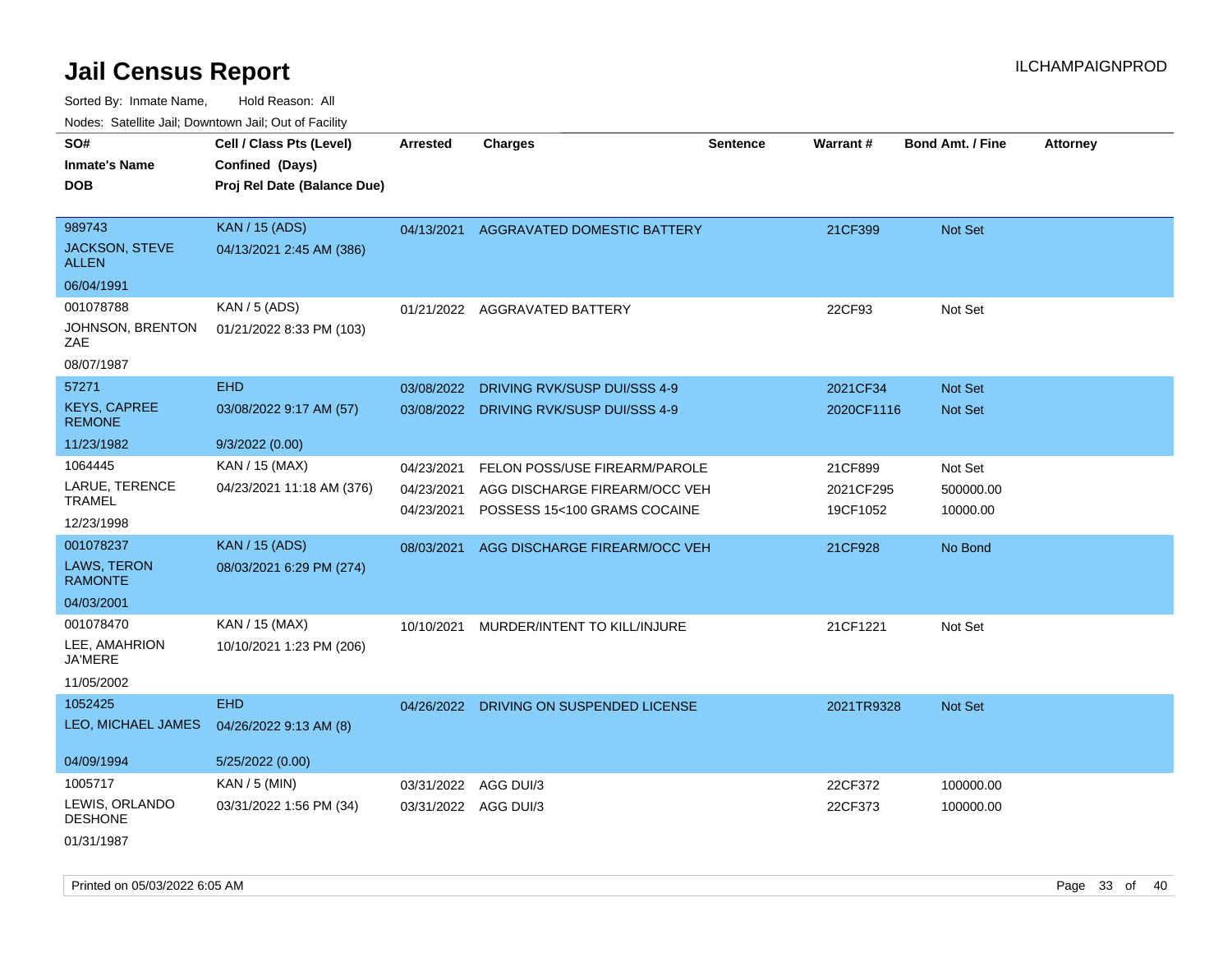# Jail Census Report

ILCHAMPAIGNPROD

Sorted By: Inmate Name, Hold Reason: All

Nodes: Satellite Jail; Downtown Jail; Out of Facility

| SO# / Inmate's Name / DOB | Cell / Class Pts (Level) / Confined (Days) / Proj Rel Date (Balance Due) | Arrested | Charges | Sentence | Warrant # | Bond Amt. / Fine | Attorney |
|---|---|---|---|---|---|---|---|
| 989743<br>JACKSON, STEVE ALLEN<br>06/04/1991 | KAN / 15 (ADS)<br>04/13/2021 2:45 AM (386) | 04/13/2021 | AGGRAVATED DOMESTIC BATTERY | | 21CF399 | Not Set | |
| 001078788<br>JOHNSON, BRENTON ZAE<br>08/07/1987 | KAN / 5 (ADS)<br>01/21/2022 8:33 PM (103) | 01/21/2022 | AGGRAVATED BATTERY | | 22CF93 | Not Set | |
| 57271<br>KEYS, CAPREE REMONE<br>11/23/1982 | EHD<br>03/08/2022 9:17 AM (57)<br>9/3/2022 (0.00) | 03/08/2022<br>03/08/2022 | DRIVING RVK/SUSP DUI/SSS 4-9<br>DRIVING RVK/SUSP DUI/SSS 4-9 | | 2021CF34<br>2020CF1116 | Not Set<br>Not Set | |
| 1064445<br>LARUE, TERENCE TRAMEL<br>12/23/1998 | KAN / 15 (MAX)<br>04/23/2021 11:18 AM (376) | 04/23/2021<br>04/23/2021<br>04/23/2021 | FELON POSS/USE FIREARM/PAROLE<br>AGG DISCHARGE FIREARM/OCC VEH<br>POSSESS 15<100 GRAMS COCAINE | | 21CF899<br>2021CF295<br>19CF1052 | Not Set<br>500000.00<br>10000.00 | |
| 001078237<br>LAWS, TERON RAMONTE<br>04/03/2001 | KAN / 15 (ADS)<br>08/03/2021 6:29 PM (274) | 08/03/2021 | AGG DISCHARGE FIREARM/OCC VEH | | 21CF928 | No Bond | |
| 001078470<br>LEE, AMAHRION JA'MERE<br>11/05/2002 | KAN / 15 (MAX)<br>10/10/2021 1:23 PM (206) | 10/10/2021 | MURDER/INTENT TO KILL/INJURE | | 21CF1221 | Not Set | |
| 1052425<br>LEO, MICHAEL JAMES<br>04/09/1994 | EHD<br>04/26/2022 9:13 AM (8)<br>5/25/2022 (0.00) | 04/26/2022 | DRIVING ON SUSPENDED LICENSE | | 2021TR9328 | Not Set | |
| 1005717<br>LEWIS, ORLANDO DESHONE<br>01/31/1987 | KAN / 5 (MIN)<br>03/31/2022 1:56 PM (34) | 03/31/2022<br>03/31/2022 | AGG DUI/3<br>AGG DUI/3 | | 22CF372<br>22CF373 | 100000.00<br>100000.00 | |

Printed on 05/03/2022 6:05 AM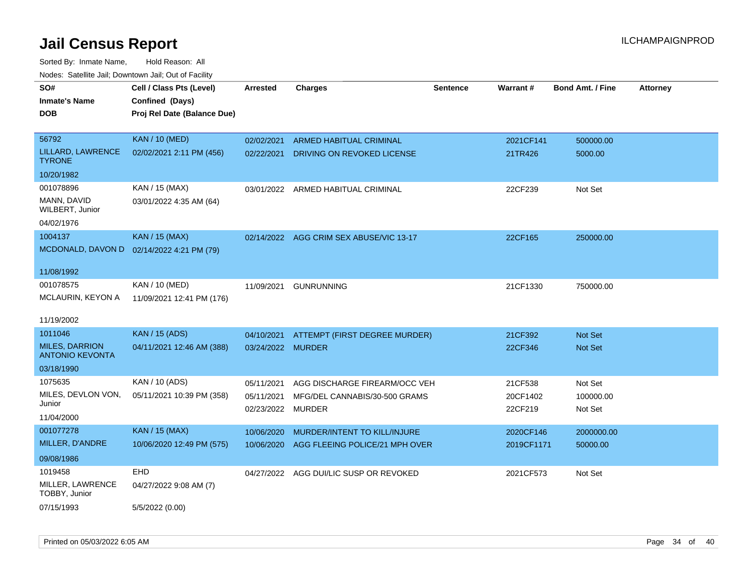# Jail Census Report

Sorted By: Inmate Name, Hold Reason: All

Nodes: Satellite Jail; Downtown Jail; Out of Facility

| SO# / Inmate's Name / DOB | Cell / Class Pts (Level) / Confined (Days) / Proj Rel Date (Balance Due) | Arrested | Charges | Sentence | Warrant # | Bond Amt. / Fine | Attorney |
|---|---|---|---|---|---|---|---|
| 56792 LILLARD, LAWRENCE TYRONE 10/20/1982 | KAN / 10 (MED) 02/02/2021 2:11 PM (456) | 02/02/2021 | ARMED HABITUAL CRIMINAL | | 2021CF141 | 500000.00 | |
| | | 02/22/2021 | DRIVING ON REVOKED LICENSE | | 21TR426 | 5000.00 | |
| 001078896 MANN, DAVID WILBERT, Junior 04/02/1976 | KAN / 15 (MAX) 03/01/2022 4:35 AM (64) | 03/01/2022 | ARMED HABITUAL CRIMINAL | | 22CF239 | Not Set | |
| 1004137 MCDONALD, DAVON D 11/08/1992 | KAN / 15 (MAX) 02/14/2022 4:21 PM (79) | 02/14/2022 | AGG CRIM SEX ABUSE/VIC 13-17 | | 22CF165 | 250000.00 | |
| 001078575 MCLAURIN, KEYON A 11/19/2002 | KAN / 10 (MED) 11/09/2021 12:41 PM (176) | 11/09/2021 | GUNRUNNING | | 21CF1330 | 750000.00 | |
| 1011046 MILES, DARRION ANTONIO KEVONTA 03/18/1990 | KAN / 15 (ADS) 04/11/2021 12:46 AM (388) | 04/10/2021 | ATTEMPT (FIRST DEGREE MURDER) | | 21CF392 | Not Set | |
| | | 03/24/2022 | MURDER | | 22CF346 | Not Set | |
| 1075635 MILES, DEVLON VON, Junior 11/04/2000 | KAN / 10 (ADS) 05/11/2021 10:39 PM (358) | 05/11/2021 | AGG DISCHARGE FIREARM/OCC VEH | | 21CF538 | Not Set | |
| | | 05/11/2021 | MFG/DEL CANNABIS/30-500 GRAMS | | 20CF1402 | 100000.00 | |
| | | 02/23/2022 | MURDER | | 22CF219 | Not Set | |
| 001077278 MILLER, D'ANDRE 09/08/1986 | KAN / 15 (MAX) 10/06/2020 12:49 PM (575) | 10/06/2020 | MURDER/INTENT TO KILL/INJURE | | 2020CF146 | 2000000.00 | |
| | | 10/06/2020 | AGG FLEEING POLICE/21 MPH OVER | | 2019CF1171 | 50000.00 | |
| 1019458 MILLER, LAWRENCE TOBBY, Junior 07/15/1993 | EHD 04/27/2022 9:08 AM (7) 5/5/2022 (0.00) | 04/27/2022 | AGG DUI/LIC SUSP OR REVOKED | | 2021CF573 | Not Set | |

Printed on 05/03/2022 6:05 AM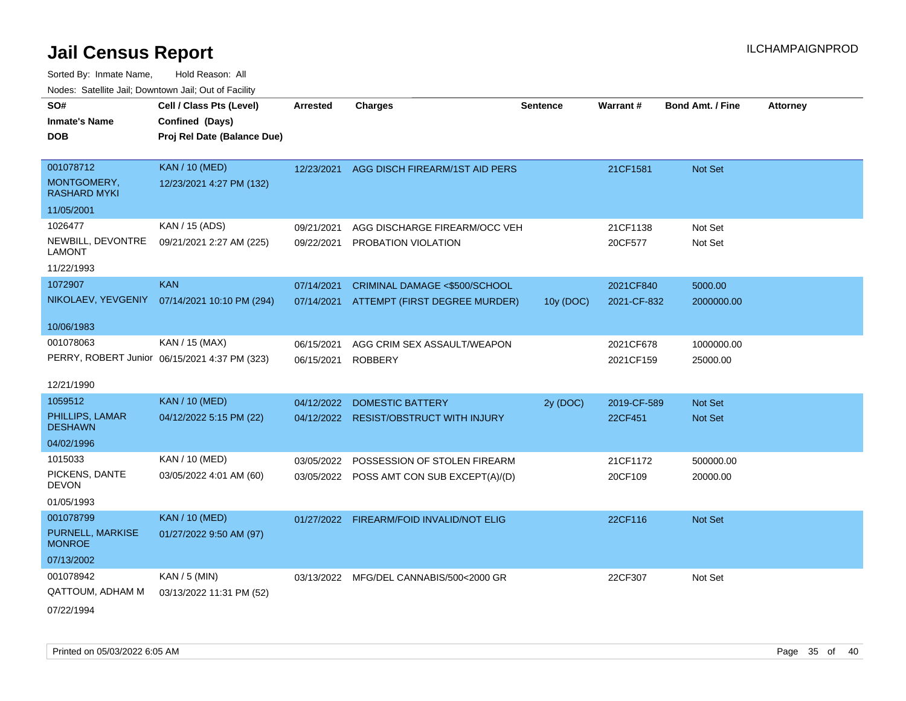# Jail Census Report

ILCHAMPAIGNPROD

Sorted By: Inmate Name, Hold Reason: All

Nodes: Satellite Jail; Downtown Jail; Out of Facility

| SO# / Inmate's Name / DOB | Cell / Class Pts (Level) / Confined (Days) / Proj Rel Date (Balance Due) | Arrested | Charges | Sentence | Warrant # | Bond Amt. / Fine | Attorney |
|---|---|---|---|---|---|---|---|
| 001078712<br>MONTGOMERY, RASHARD MYKI<br>11/05/2001 | KAN / 10 (MED)<br>12/23/2021 4:27 PM (132) | 12/23/2021 | AGG DISCH FIREARM/1ST AID PERS | | 21CF1581 | Not Set | |
| 1026477<br>NEWBILL, DEVONTRE LAMONT<br>11/22/1993 | KAN / 15 (ADS)<br>09/21/2021 2:27 AM (225) | 09/21/2021 | AGG DISCHARGE FIREARM/OCC VEH | | 21CF1138 | Not Set | |
| | | 09/22/2021 | PROBATION VIOLATION | | 20CF577 | Not Set | |
| 1072907<br>NIKOLAEV, YEVGENIY<br>10/06/1983 | KAN<br>07/14/2021 10:10 PM (294) | 07/14/2021 | CRIMINAL DAMAGE <$500/SCHOOL | | 2021CF840 | 5000.00 | |
| | | 07/14/2021 | ATTEMPT (FIRST DEGREE MURDER) | 10y (DOC) | 2021-CF-832 | 2000000.00 | |
| 001078063<br>PERRY, ROBERT Junior<br>12/21/1990 | KAN / 15 (MAX)<br>06/15/2021 4:37 PM (323) | 06/15/2021 | AGG CRIM SEX ASSAULT/WEAPON | | 2021CF678 | 1000000.00 | |
| | | 06/15/2021 | ROBBERY | | 2021CF159 | 25000.00 | |
| 1059512<br>PHILLIPS, LAMAR DESHAWN<br>04/02/1996 | KAN / 10 (MED)<br>04/12/2022 5:15 PM (22) | 04/12/2022 | DOMESTIC BATTERY | 2y (DOC) | 2019-CF-589 | Not Set | |
| | | 04/12/2022 | RESIST/OBSTRUCT WITH INJURY | | 22CF451 | Not Set | |
| 1015033<br>PICKENS, DANTE DEVON<br>01/05/1993 | KAN / 10 (MED)<br>03/05/2022 4:01 AM (60) | 03/05/2022 | POSSESSION OF STOLEN FIREARM | | 21CF1172 | 500000.00 | |
| | | 03/05/2022 | POSS AMT CON SUB EXCEPT(A)/(D) | | 20CF109 | 20000.00 | |
| 001078799<br>PURNELL, MARKISE MONROE<br>07/13/2002 | KAN / 10 (MED)<br>01/27/2022 9:50 AM (97) | 01/27/2022 | FIREARM/FOID INVALID/NOT ELIG | | 22CF116 | Not Set | |
| 001078942<br>QATTOUM, ADHAM M<br>07/22/1994 | KAN / 5 (MIN)<br>03/13/2022 11:31 PM (52) | 03/13/2022 | MFG/DEL CANNABIS/500<2000 GR | | 22CF307 | Not Set | |

Printed on 05/03/2022 6:05 AM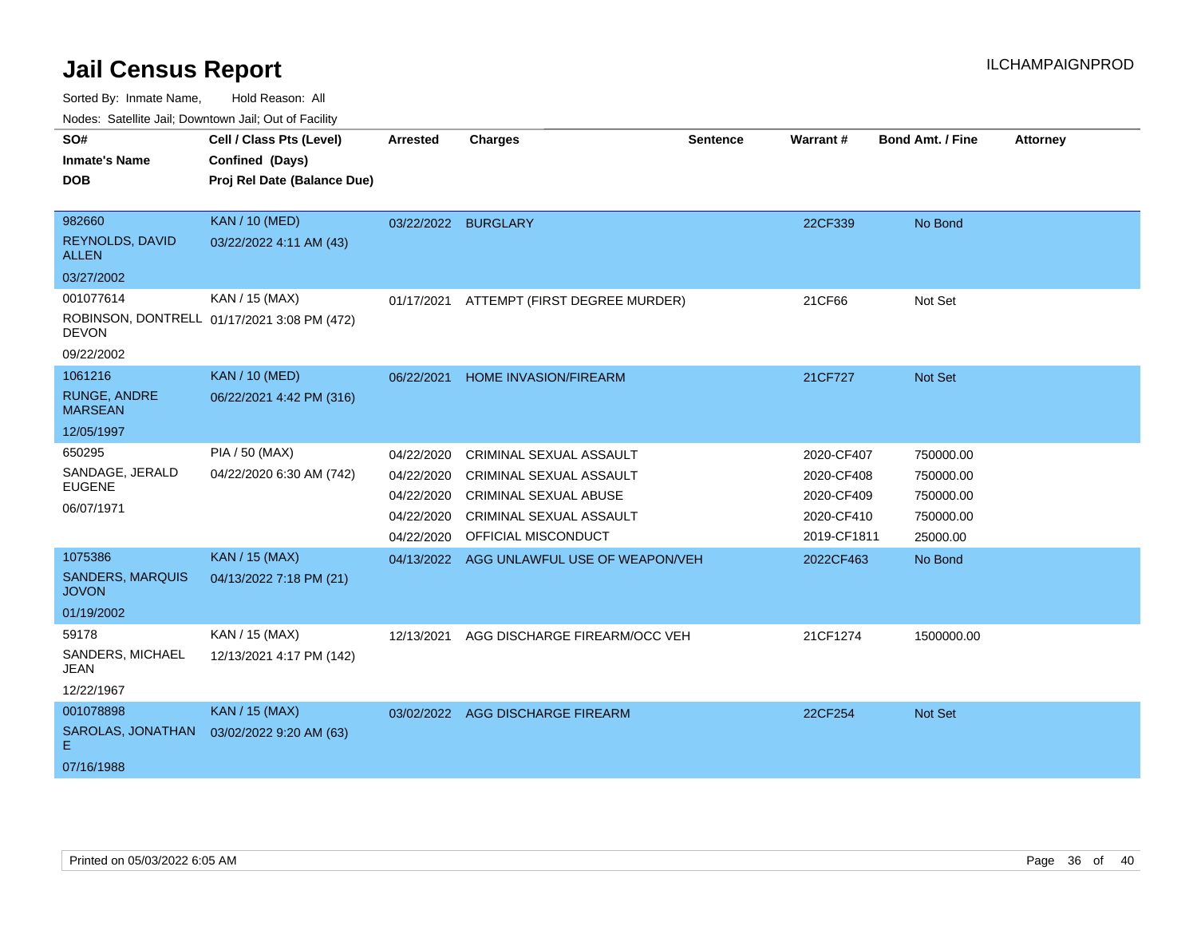# Jail Census Report

ILCHAMPAIGNPROD

Sorted By: Inmate Name, Hold Reason: All

Nodes: Satellite Jail; Downtown Jail; Out of Facility

| SO# Inmate's Name DOB | Cell / Class Pts (Level) Confined (Days) Proj Rel Date (Balance Due) | Arrested | Charges | Sentence | Warrant # | Bond Amt. / Fine | Attorney |
|---|---|---|---|---|---|---|---|
| 982660 REYNOLDS, DAVID ALLEN 03/27/2002 | KAN / 10 (MED) 03/22/2022 4:11 AM (43) | 03/22/2022 | BURGLARY | | 22CF339 | No Bond | |
| 001077614 ROBINSON, DONTRELL DEVON 09/22/2002 | KAN / 15 (MAX) 01/17/2021 3:08 PM (472) | 01/17/2021 | ATTEMPT (FIRST DEGREE MURDER) | | 21CF66 | Not Set | |
| 1061216 RUNGE, ANDRE MARSEAN 12/05/1997 | KAN / 10 (MED) 06/22/2021 4:42 PM (316) | 06/22/2021 | HOME INVASION/FIREARM | | 21CF727 | Not Set | |
| 650295 SANDAGE, JERALD EUGENE 06/07/1971 | PIA / 50 (MAX) 04/22/2020 6:30 AM (742) | 04/22/2020 | CRIMINAL SEXUAL ASSAULT | | 2020-CF407 | 750000.00 | |
| | | 04/22/2020 | CRIMINAL SEXUAL ASSAULT | | 2020-CF408 | 750000.00 | |
| | | 04/22/2020 | CRIMINAL SEXUAL ABUSE | | 2020-CF409 | 750000.00 | |
| | | 04/22/2020 | CRIMINAL SEXUAL ASSAULT | | 2020-CF410 | 750000.00 | |
| | | 04/22/2020 | OFFICIAL MISCONDUCT | | 2019-CF1811 | 25000.00 | |
| 1075386 SANDERS, MARQUIS JOVON 01/19/2002 | KAN / 15 (MAX) 04/13/2022 7:18 PM (21) | 04/13/2022 | AGG UNLAWFUL USE OF WEAPON/VEH | | 2022CF463 | No Bond | |
| 59178 SANDERS, MICHAEL JEAN 12/22/1967 | KAN / 15 (MAX) 12/13/2021 4:17 PM (142) | 12/13/2021 | AGG DISCHARGE FIREARM/OCC VEH | | 21CF1274 | 1500000.00 | |
| 001078898 SAROLAS, JONATHAN E 07/16/1988 | KAN / 15 (MAX) 03/02/2022 9:20 AM (63) | 03/02/2022 | AGG DISCHARGE FIREARM | | 22CF254 | Not Set | |

Printed on 05/03/2022 6:05 AM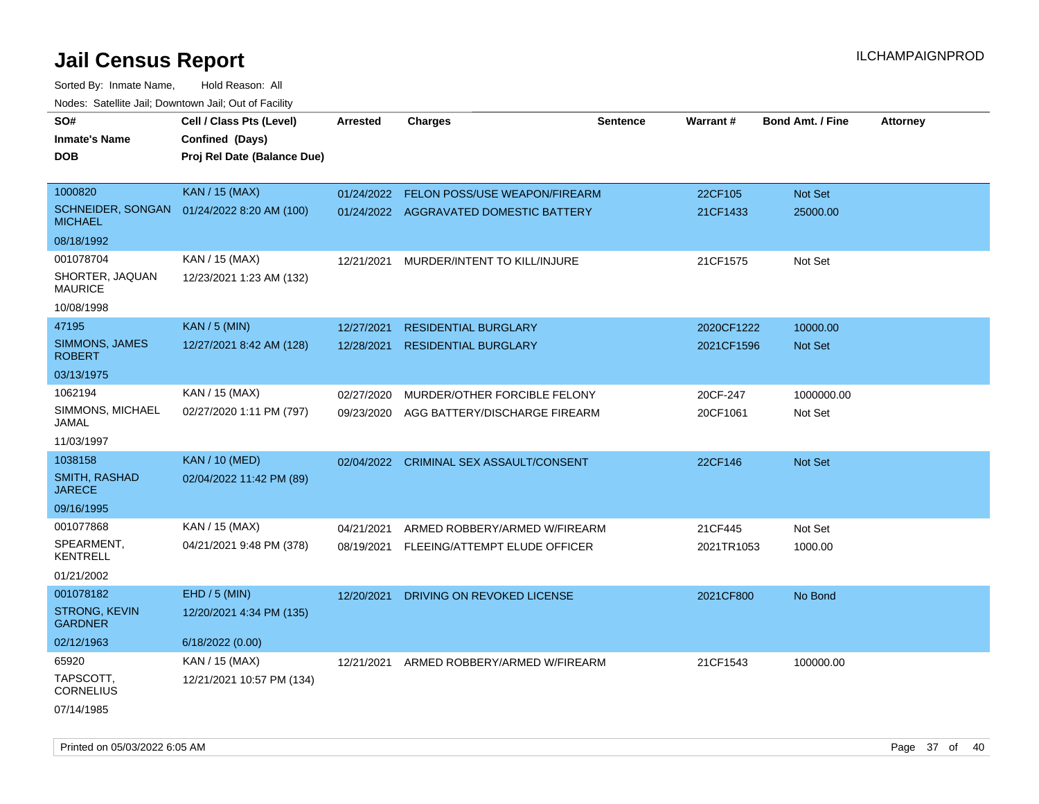# Jail Census Report

Sorted By: Inmate Name, Hold Reason: All

Nodes: Satellite Jail; Downtown Jail; Out of Facility

| SO# / Inmate's Name / DOB | Cell / Class Pts (Level) / Confined (Days) / Proj Rel Date (Balance Due) | Arrested | Charges | Sentence | Warrant # | Bond Amt. / Fine | Attorney |
|---|---|---|---|---|---|---|---|
| 1000820<br>SCHNEIDER, SONGAN MICHAEL<br>08/18/1992 | KAN / 15 (MAX)<br>01/24/2022 8:20 AM (100) | 01/24/2022 | FELON POSS/USE WEAPON/FIREARM | | 22CF105 | Not Set | |
| | | 01/24/2022 | AGGRAVATED DOMESTIC BATTERY | | 21CF1433 | 25000.00 | |
| 001078704<br>SHORTER, JAQUAN MAURICE<br>10/08/1998 | KAN / 15 (MAX)<br>12/23/2021 1:23 AM (132) | 12/21/2021 | MURDER/INTENT TO KILL/INJURE | | 21CF1575 | Not Set | |
| 47195<br>SIMMONS, JAMES ROBERT<br>03/13/1975 | KAN / 5 (MIN)<br>12/27/2021 8:42 AM (128) | 12/27/2021 | RESIDENTIAL BURGLARY | | 2020CF1222 | 10000.00 | |
| | | 12/28/2021 | RESIDENTIAL BURGLARY | | 2021CF1596 | Not Set | |
| 1062194<br>SIMMONS, MICHAEL JAMAL<br>11/03/1997 | KAN / 15 (MAX)<br>02/27/2020 1:11 PM (797) | 02/27/2020 | MURDER/OTHER FORCIBLE FELONY | | 20CF-247 | 1000000.00 | |
| | | 09/23/2020 | AGG BATTERY/DISCHARGE FIREARM | | 20CF1061 | Not Set | |
| 1038158<br>SMITH, RASHAD JARECE<br>09/16/1995 | KAN / 10 (MED)<br>02/04/2022 11:42 PM (89) | 02/04/2022 | CRIMINAL SEX ASSAULT/CONSENT | | 22CF146 | Not Set | |
| 001077868<br>SPEARMENT, KENTRELL<br>01/21/2002 | KAN / 15 (MAX)<br>04/21/2021 9:48 PM (378) | 04/21/2021 | ARMED ROBBERY/ARMED W/FIREARM | | 21CF445 | Not Set | |
| | | 08/19/2021 | FLEEING/ATTEMPT ELUDE OFFICER | | 2021TR1053 | 1000.00 | |
| 001078182<br>STRONG, KEVIN GARDNER<br>02/12/1963 | EHD / 5 (MIN)<br>12/20/2021 4:34 PM (135)<br>6/18/2022 (0.00) | 12/20/2021 | DRIVING ON REVOKED LICENSE | | 2021CF800 | No Bond | |
| 65920<br>TAPSCOTT, CORNELIUS<br>07/14/1985 | KAN / 15 (MAX)<br>12/21/2021 10:57 PM (134) | 12/21/2021 | ARMED ROBBERY/ARMED W/FIREARM | | 21CF1543 | 100000.00 | |

Printed on 05/03/2022 6:05 AM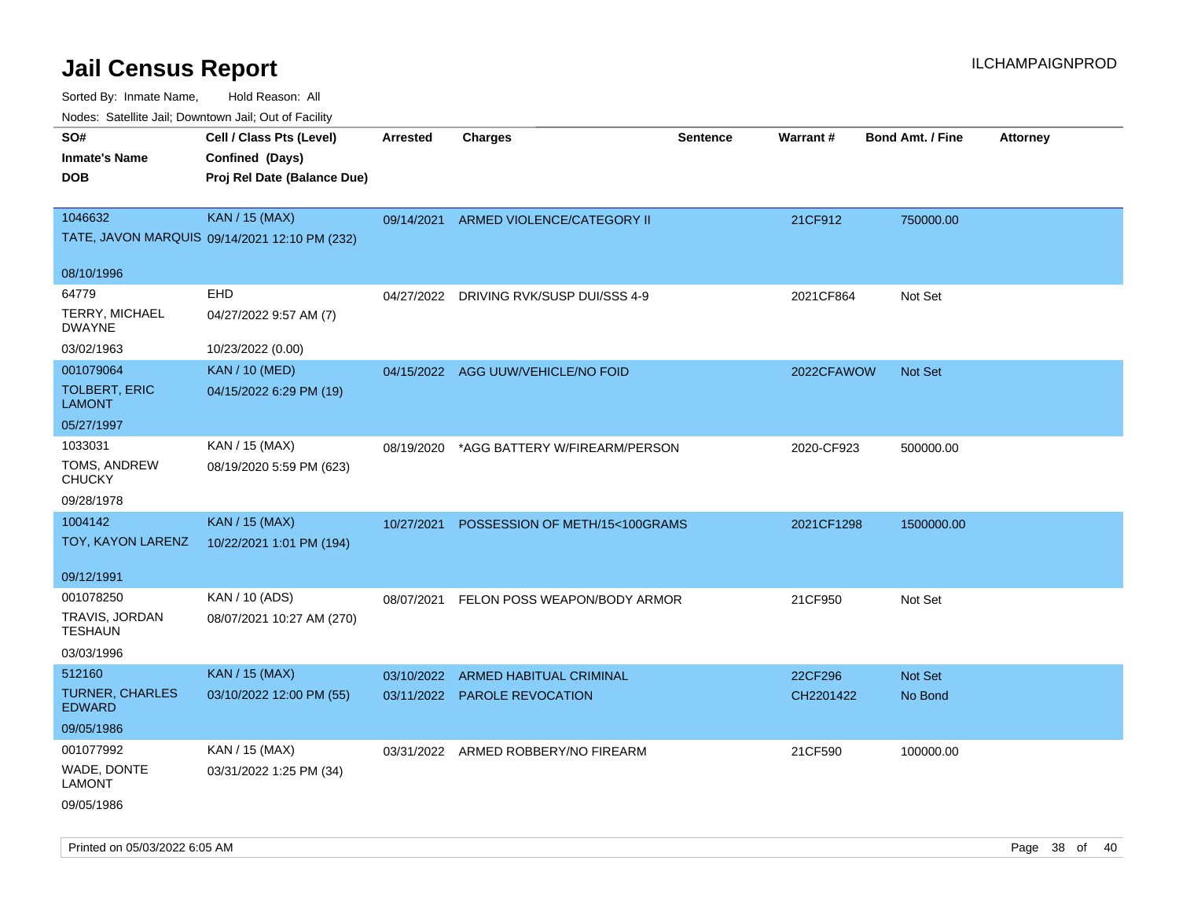# Jail Census Report

ILCHAMPAIGNPROD

Sorted By: Inmate Name, Hold Reason: All

Nodes: Satellite Jail; Downtown Jail; Out of Facility

| SO# / Inmate's Name / DOB | Cell / Class Pts (Level) / Confined (Days) / Proj Rel Date (Balance Due) | Arrested | Charges | Sentence | Warrant # | Bond Amt. / Fine | Attorney |
|---|---|---|---|---|---|---|---|
| 1046632<br>TATE, JAVON MARQUIS<br>08/10/1996 | KAN / 15 (MAX)<br>09/14/2021 12:10 PM (232) | 09/14/2021 | ARMED VIOLENCE/CATEGORY II | | 21CF912 | 750000.00 | |
| 64779<br>TERRY, MICHAEL DWAYNE<br>03/02/1963 | EHD<br>04/27/2022 9:57 AM (7)<br>10/23/2022 (0.00) | 04/27/2022 | DRIVING RVK/SUSP DUI/SSS 4-9 | | 2021CF864 | Not Set | |
| 001079064<br>TOLBERT, ERIC LAMONT<br>05/27/1997 | KAN / 10 (MED)<br>04/15/2022 6:29 PM (19) | 04/15/2022 | AGG UUW/VEHICLE/NO FOID | | 2022CFAWOW | Not Set | |
| 1033031<br>TOMS, ANDREW CHUCKY<br>09/28/1978 | KAN / 15 (MAX)<br>08/19/2020 5:59 PM (623) | 08/19/2020 | *AGG BATTERY W/FIREARM/PERSON | | 2020-CF923 | 500000.00 | |
| 1004142<br>TOY, KAYON LARENZ<br>09/12/1991 | KAN / 15 (MAX)<br>10/22/2021 1:01 PM (194) | 10/27/2021 | POSSESSION OF METH/15<100GRAMS | | 2021CF1298 | 1500000.00 | |
| 001078250<br>TRAVIS, JORDAN TESHAUN<br>03/03/1996 | KAN / 10 (ADS)<br>08/07/2021 10:27 AM (270) | 08/07/2021 | FELON POSS WEAPON/BODY ARMOR | | 21CF950 | Not Set | |
| 512160<br>TURNER, CHARLES EDWARD<br>09/05/1986 | KAN / 15 (MAX)<br>03/10/2022 12:00 PM (55) | 03/10/2022<br>03/11/2022 | ARMED HABITUAL CRIMINAL<br>PAROLE REVOCATION | | 22CF296<br>CH2201422 | Not Set<br>No Bond | |
| 001077992<br>WADE, DONTE LAMONT<br>09/05/1986 | KAN / 15 (MAX)<br>03/31/2022 1:25 PM (34) | 03/31/2022 | ARMED ROBBERY/NO FIREARM | | 21CF590 | 100000.00 | |

Printed on 05/03/2022 6:05 AM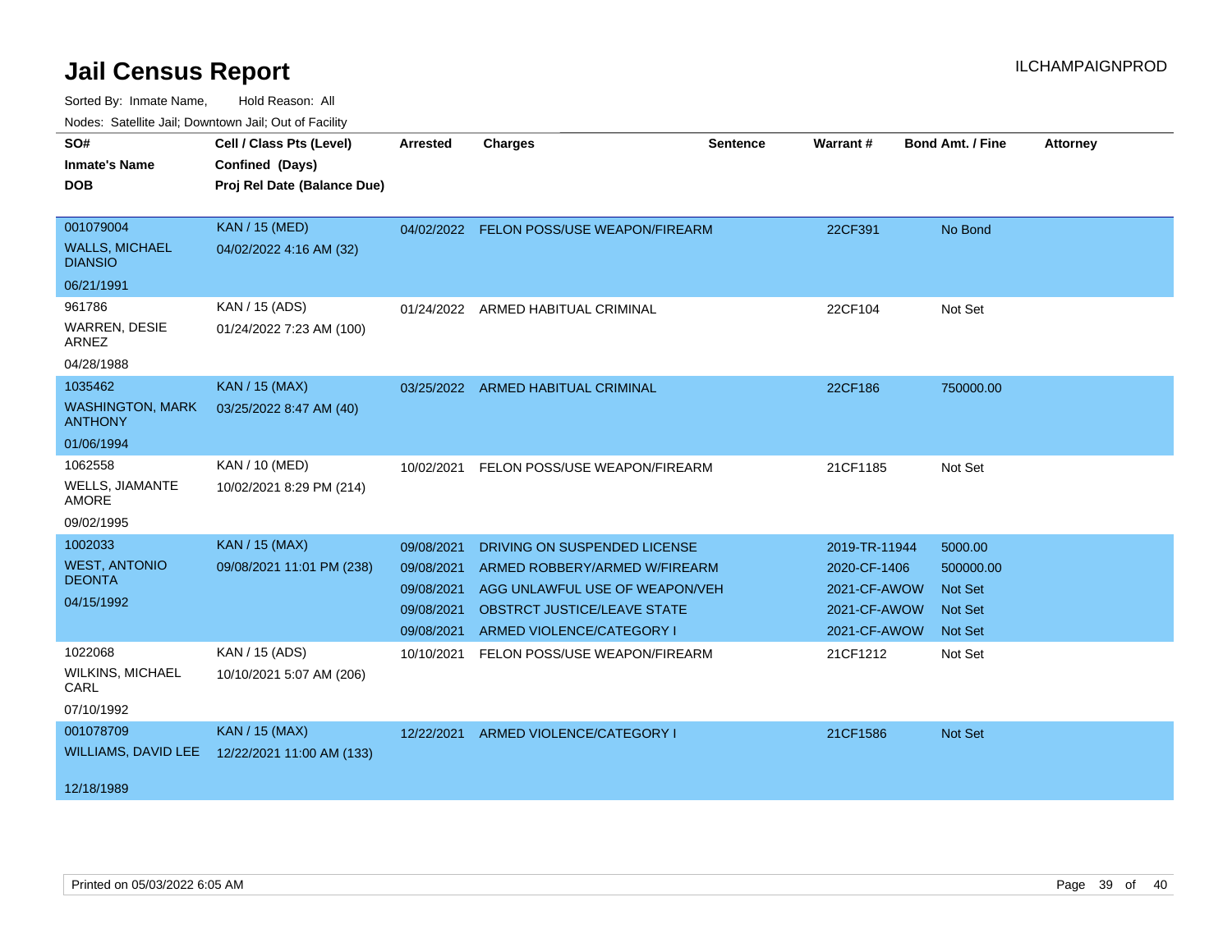# Jail Census Report

ILCHAMPAIGNPROD

Sorted By: Inmate Name, Hold Reason: All

Nodes: Satellite Jail; Downtown Jail; Out of Facility

| SO#<br>Inmate's Name<br>DOB | Cell / Class Pts (Level)<br>Confined (Days)<br>Proj Rel Date (Balance Due) | Arrested | Charges | Sentence | Warrant # | Bond Amt. / Fine | Attorney |
|---|---|---|---|---|---|---|---|
| 001079004<br>WALLS, MICHAEL DIANSIO<br>06/21/1991 | KAN / 15 (MED)<br>04/02/2022 4:16 AM (32) | 04/02/2022 | FELON POSS/USE WEAPON/FIREARM | | 22CF391 | No Bond | |
| 961786<br>WARREN, DESIE ARNEZ<br>04/28/1988 | KAN / 15 (ADS)<br>01/24/2022 7:23 AM (100) | 01/24/2022 | ARMED HABITUAL CRIMINAL | | 22CF104 | Not Set | |
| 1035462<br>WASHINGTON, MARK ANTHONY<br>01/06/1994 | KAN / 15 (MAX)<br>03/25/2022 8:47 AM (40) | 03/25/2022 | ARMED HABITUAL CRIMINAL | | 22CF186 | 750000.00 | |
| 1062558<br>WELLS, JIAMANTE AMORE<br>09/02/1995 | KAN / 10 (MED)<br>10/02/2021 8:29 PM (214) | 10/02/2021 | FELON POSS/USE WEAPON/FIREARM | | 21CF1185 | Not Set | |
| 1002033<br>WEST, ANTONIO DEONTA<br>04/15/1992 | KAN / 15 (MAX)<br>09/08/2021 11:01 PM (238) | 09/08/2021 | DRIVING ON SUSPENDED LICENSE | | 2019-TR-11944 | 5000.00 | |
| | | 09/08/2021 | ARMED ROBBERY/ARMED W/FIREARM | | 2020-CF-1406 | 500000.00 | |
| | | 09/08/2021 | AGG UNLAWFUL USE OF WEAPON/VEH | | 2021-CF-AWOW | Not Set | |
| | | 09/08/2021 | OBSTRCT JUSTICE/LEAVE STATE | | 2021-CF-AWOW | Not Set | |
| | | 09/08/2021 | ARMED VIOLENCE/CATEGORY I | | 2021-CF-AWOW | Not Set | |
| 1022068<br>WILKINS, MICHAEL CARL<br>07/10/1992 | KAN / 15 (ADS)<br>10/10/2021 5:07 AM (206) | 10/10/2021 | FELON POSS/USE WEAPON/FIREARM | | 21CF1212 | Not Set | |
| 001078709<br>WILLIAMS, DAVID LEE<br>12/18/1989 | KAN / 15 (MAX)<br>12/22/2021 11:00 AM (133) | 12/22/2021 | ARMED VIOLENCE/CATEGORY I | | 21CF1586 | Not Set | |

Printed on 05/03/2022 6:05 AM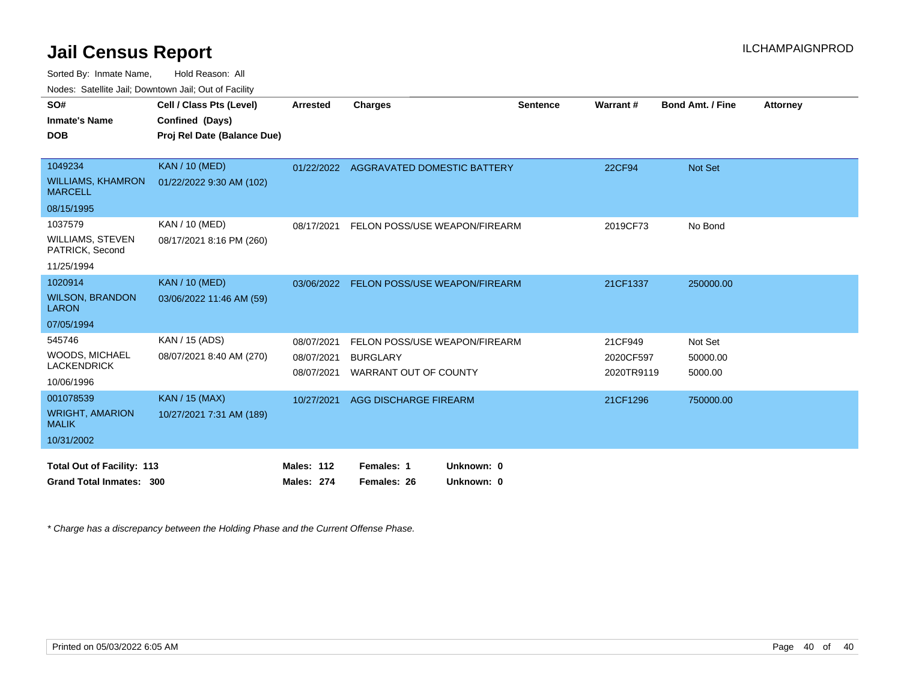# Jail Census Report

ILCHAMPAIGNPROD

Sorted By: Inmate Name, Hold Reason: All

Nodes: Satellite Jail; Downtown Jail; Out of Facility

| SO#<br>Inmate's Name<br>DOB | Cell / Class Pts (Level)<br>Confined (Days)<br>Proj Rel Date (Balance Due) | Arrested | Charges | Sentence | Warrant # | Bond Amt. / Fine | Attorney |
|---|---|---|---|---|---|---|---|
| 1049234<br>WILLIAMS, KHAMRON MARCELL<br>08/15/1995 | KAN / 10 (MED)<br>01/22/2022 9:30 AM (102) | 01/22/2022 | AGGRAVATED DOMESTIC BATTERY | | 22CF94 | Not Set | |
| 1037579<br>WILLIAMS, STEVEN PATRICK, Second<br>11/25/1994 | KAN / 10 (MED)<br>08/17/2021 8:16 PM (260) | 08/17/2021 | FELON POSS/USE WEAPON/FIREARM | | 2019CF73 | No Bond | |
| 1020914<br>WILSON, BRANDON LARON<br>07/05/1994 | KAN / 10 (MED)<br>03/06/2022 11:46 AM (59) | 03/06/2022 | FELON POSS/USE WEAPON/FIREARM | | 21CF1337 | 250000.00 | |
| 545746<br>WOODS, MICHAEL LACKENDRICK<br>10/06/1996 | KAN / 15 (ADS)<br>08/07/2021 8:40 AM (270) | 08/07/2021<br>08/07/2021<br>08/07/2021 | FELON POSS/USE WEAPON/FIREARM<br>BURGLARY<br>WARRANT OUT OF COUNTY | | 21CF949<br>2020CF597<br>2020TR9119 | Not Set<br>50000.00<br>5000.00 | |
| 001078539<br>WRIGHT, AMARION MALIK<br>10/31/2002 | KAN / 15 (MAX)<br>10/27/2021 7:31 AM (189) | 10/27/2021 | AGG DISCHARGE FIREARM | | 21CF1296 | 750000.00 | |

| | | | | |
|---|---|---|---|---|
| **Total Out of Facility: 113** | | **Males: 112** | **Females: 1** | **Unknown: 0** |
| **Grand Total Inmates: 300** | | **Males: 274** | **Females: 26** | **Unknown: 0** |

*\* Charge has a discrepancy between the Holding Phase and the Current Offense Phase.*

Printed on 05/03/2022 6:05 AM